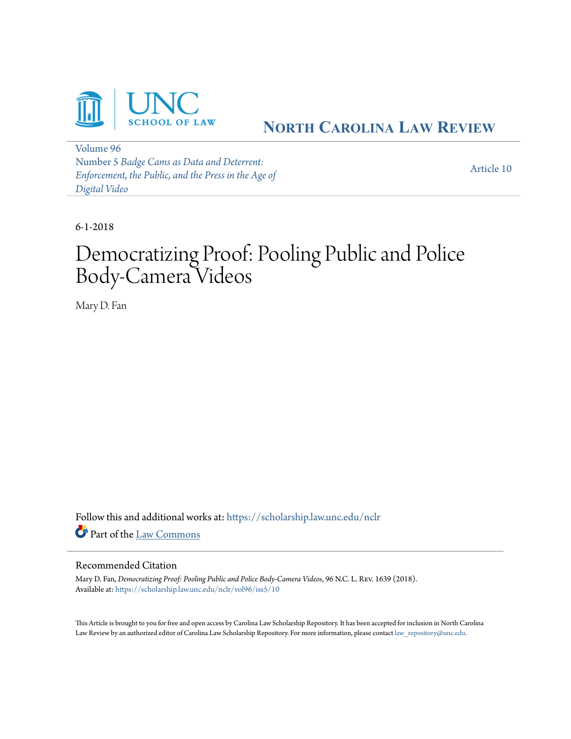North Carolina Law Review

Volume 96
Number 5 *Badge Cams as Data and Deterrent: Enforcement, the Public, and the Press in the Age of Digital Video*

Article 10

6-1-2018

# Democratizing Proof: Pooling Public and Police Body-Camera Videos

Mary D. Fan

Follow this and additional works at: https://scholarship.law.unc.edu/nclr

Part of the Law Commons

## Recommended Citation

Mary D. Fan, *Democratizing Proof: Pooling Public and Police Body-Camera Videos*, 96 N.C. L. Rev. 1639 (2018).
Available at: https://scholarship.law.unc.edu/nclr/vol96/iss5/10

This Article is brought to you for free and open access by Carolina Law Scholarship Repository. It has been accepted for inclusion in North Carolina Law Review by an authorized editor of Carolina Law Scholarship Repository. For more information, please contact law_repository@unc.edu.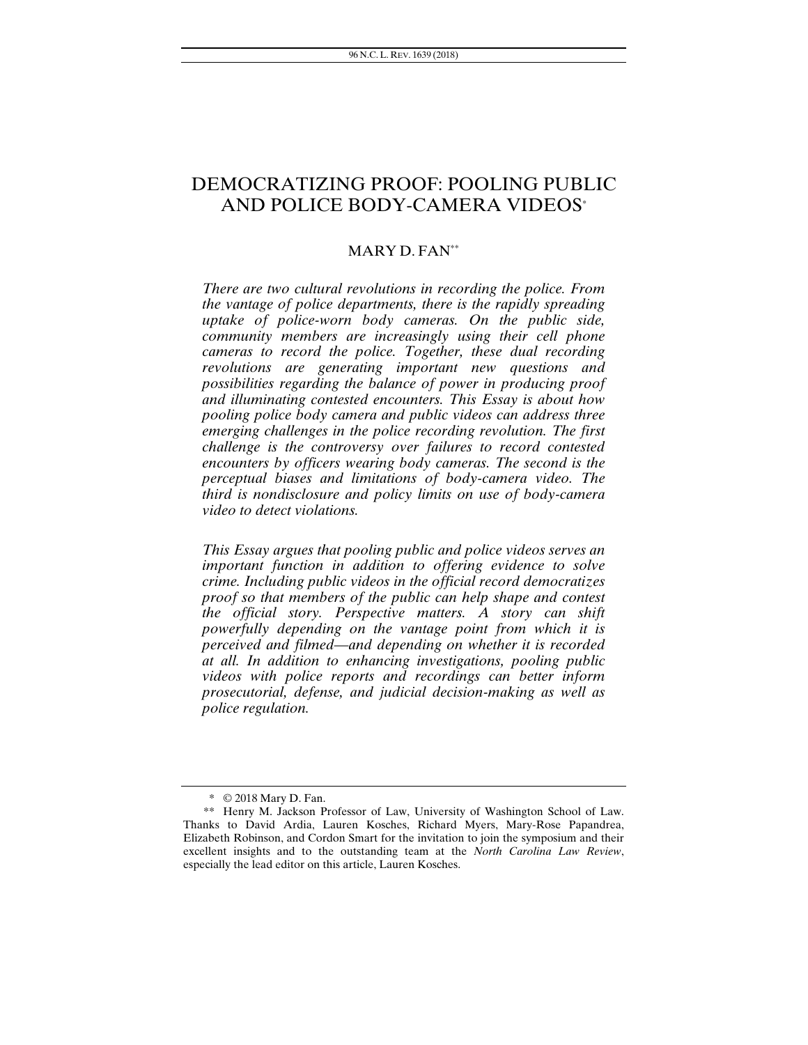# DEMOCRATIZING PROOF: POOLING PUBLIC AND POLICE BODY-CAMERA VIDEOS[*]

## MARY D. FAN[**]

*There are two cultural revolutions in recording the police. From the vantage of police departments, there is the rapidly spreading uptake of police-worn body cameras. On the public side, community members are increasingly using their cell phone cameras to record the police. Together, these dual recording revolutions are generating important new questions and possibilities regarding the balance of power in producing proof and illuminating contested encounters. This Essay is about how pooling police body camera and public videos can address three emerging challenges in the police recording revolution. The first challenge is the controversy over failures to record contested encounters by officers wearing body cameras. The second is the perceptual biases and limitations of body-camera video. The third is nondisclosure and policy limits on use of body-camera video to detect violations.*

*This Essay argues that pooling public and police videos serves an important function in addition to offering evidence to solve crime. Including public videos in the official record democratizes proof so that members of the public can help shape and contest the official story. Perspective matters. A story can shift powerfully depending on the vantage point from which it is perceived and filmed—and depending on whether it is recorded at all. In addition to enhancing investigations, pooling public videos with police reports and recordings can better inform prosecutorial, defense, and judicial decision-making as well as police regulation.*

---

[*] © 2018 Mary D. Fan.

[**] Henry M. Jackson Professor of Law, University of Washington School of Law. Thanks to David Ardia, Lauren Kosches, Richard Myers, Mary-Rose Papandrea, Elizabeth Robinson, and Cordon Smart for the invitation to join the symposium and their excellent insights and to the outstanding team at the *North Carolina Law Review*, especially the lead editor on this article, Lauren Kosches.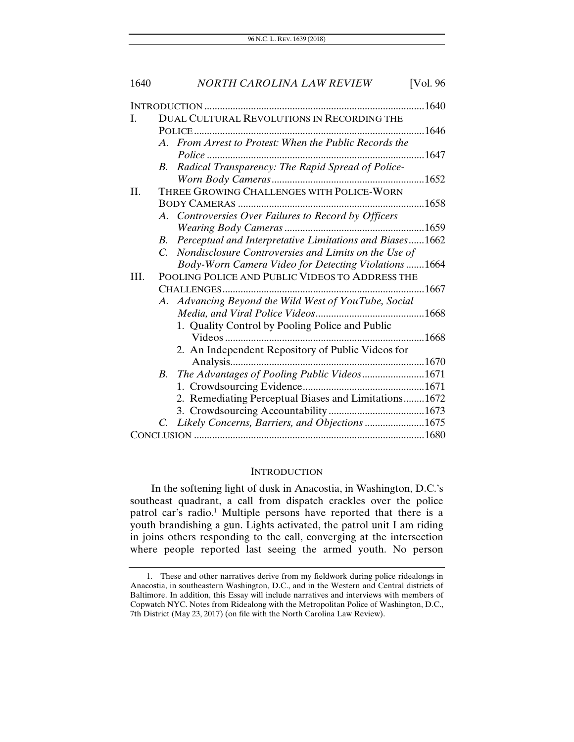| | | |
|---|---|---|
| INTRODUCTION | | 1640 |
| I. | DUAL CULTURAL REVOLUTIONS IN RECORDING THE POLICE | 1646 |
| | A. *From Arrest to Protest: When the Public Records the Police* | 1647 |
| | B. *Radical Transparency: The Rapid Spread of Police-Worn Body Cameras* | 1652 |
| II. | THREE GROWING CHALLENGES WITH POLICE-WORN BODY CAMERAS | 1658 |
| | A. *Controversies Over Failures to Record by Officers Wearing Body Cameras* | 1659 |
| | B. *Perceptual and Interpretative Limitations and Biases* | 1662 |
| | C. *Nondisclosure Controversies and Limits on the Use of Body-Worn Camera Video for Detecting Violations* | 1664 |
| III. | POOLING POLICE AND PUBLIC VIDEOS TO ADDRESS THE CHALLENGES | 1667 |
| | A. *Advancing Beyond the Wild West of YouTube, Social Media, and Viral Police Videos* | 1668 |
| | 1. Quality Control by Pooling Police and Public Videos | 1668 |
| | 2. An Independent Repository of Public Videos for Analysis | 1670 |
| | B. *The Advantages of Pooling Public Videos* | 1671 |
| | 1. Crowdsourcing Evidence | 1671 |
| | 2. Remediating Perceptual Biases and Limitations | 1672 |
| | 3. Crowdsourcing Accountability | 1673 |
| | C. *Likely Concerns, Barriers, and Objections* | 1675 |
| CONCLUSION | | 1680 |

## INTRODUCTION

In the softening light of dusk in Anacostia, in Washington, D.C.'s southeast quadrant, a call from dispatch crackles over the police patrol car's radio.[1] Multiple persons have reported that there is a youth brandishing a gun. Lights activated, the patrol unit I am riding in joins others responding to the call, converging at the intersection where people reported last seeing the armed youth. No person

---

1. These and other narratives derive from my fieldwork during police ridealongs in Anacostia, in southeastern Washington, D.C., and in the Western and Central districts of Baltimore. In addition, this Essay will include narratives and interviews with members of Copwatch NYC. Notes from Ridealong with the Metropolitan Police of Washington, D.C., 7th District (May 23, 2017) (on file with the North Carolina Law Review).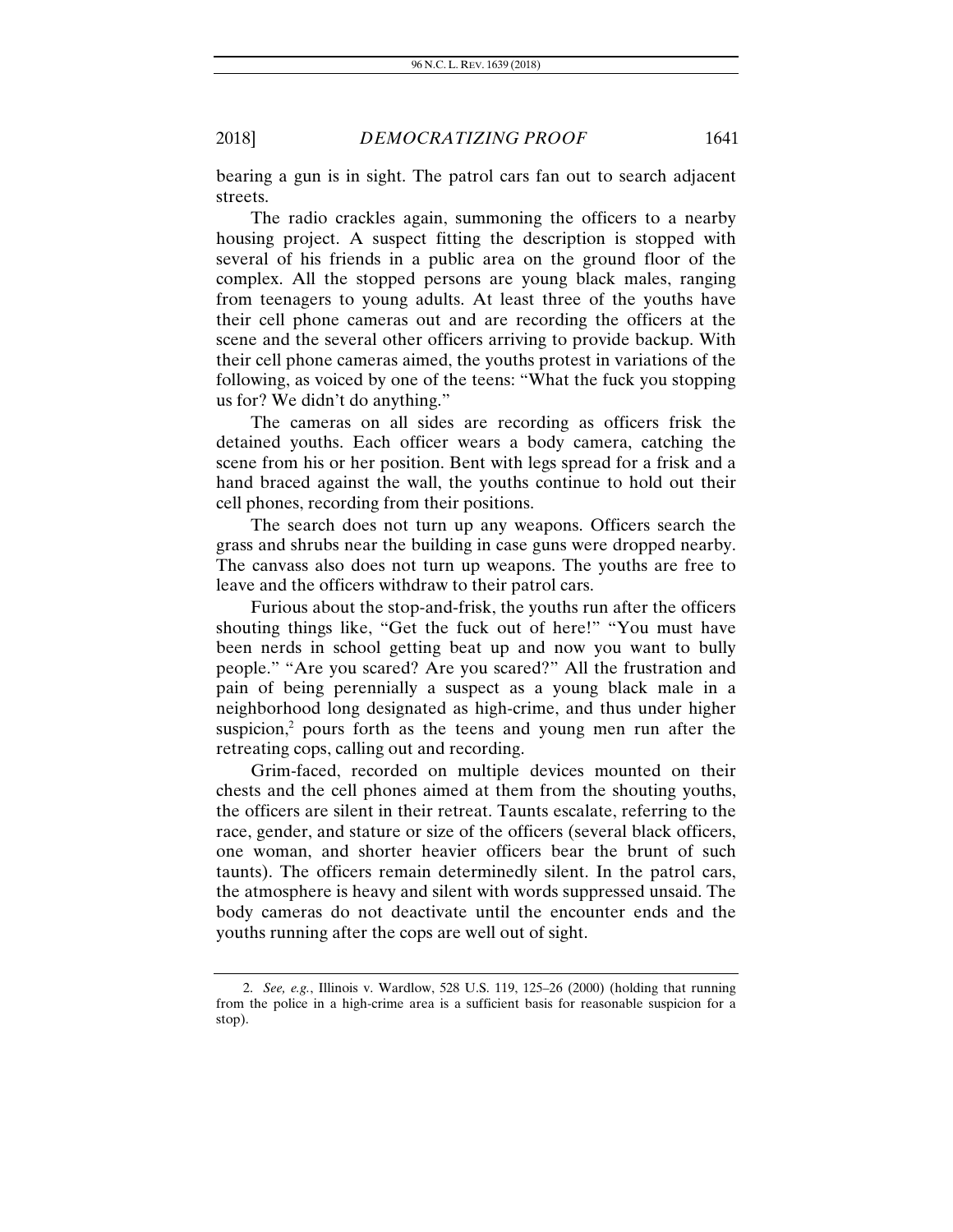bearing a gun is in sight. The patrol cars fan out to search adjacent streets.

The radio crackles again, summoning the officers to a nearby housing project. A suspect fitting the description is stopped with several of his friends in a public area on the ground floor of the complex. All the stopped persons are young black males, ranging from teenagers to young adults. At least three of the youths have their cell phone cameras out and are recording the officers at the scene and the several other officers arriving to provide backup. With their cell phone cameras aimed, the youths protest in variations of the following, as voiced by one of the teens: "What the fuck you stopping us for? We didn't do anything."

The cameras on all sides are recording as officers frisk the detained youths. Each officer wears a body camera, catching the scene from his or her position. Bent with legs spread for a frisk and a hand braced against the wall, the youths continue to hold out their cell phones, recording from their positions.

The search does not turn up any weapons. Officers search the grass and shrubs near the building in case guns were dropped nearby. The canvass also does not turn up weapons. The youths are free to leave and the officers withdraw to their patrol cars.

Furious about the stop-and-frisk, the youths run after the officers shouting things like, "Get the fuck out of here!" "You must have been nerds in school getting beat up and now you want to bully people." "Are you scared? Are you scared?" All the frustration and pain of being perennially a suspect as a young black male in a neighborhood long designated as high-crime, and thus under higher suspicion,[2] pours forth as the teens and young men run after the retreating cops, calling out and recording.

Grim-faced, recorded on multiple devices mounted on their chests and the cell phones aimed at them from the shouting youths, the officers are silent in their retreat. Taunts escalate, referring to the race, gender, and stature or size of the officers (several black officers, one woman, and shorter heavier officers bear the brunt of such taunts). The officers remain determinedly silent. In the patrol cars, the atmosphere is heavy and silent with words suppressed unsaid. The body cameras do not deactivate until the encounter ends and the youths running after the cops are well out of sight.

2. *See, e.g.*, Illinois v. Wardlow, 528 U.S. 119, 125–26 (2000) (holding that running from the police in a high-crime area is a sufficient basis for reasonable suspicion for a stop).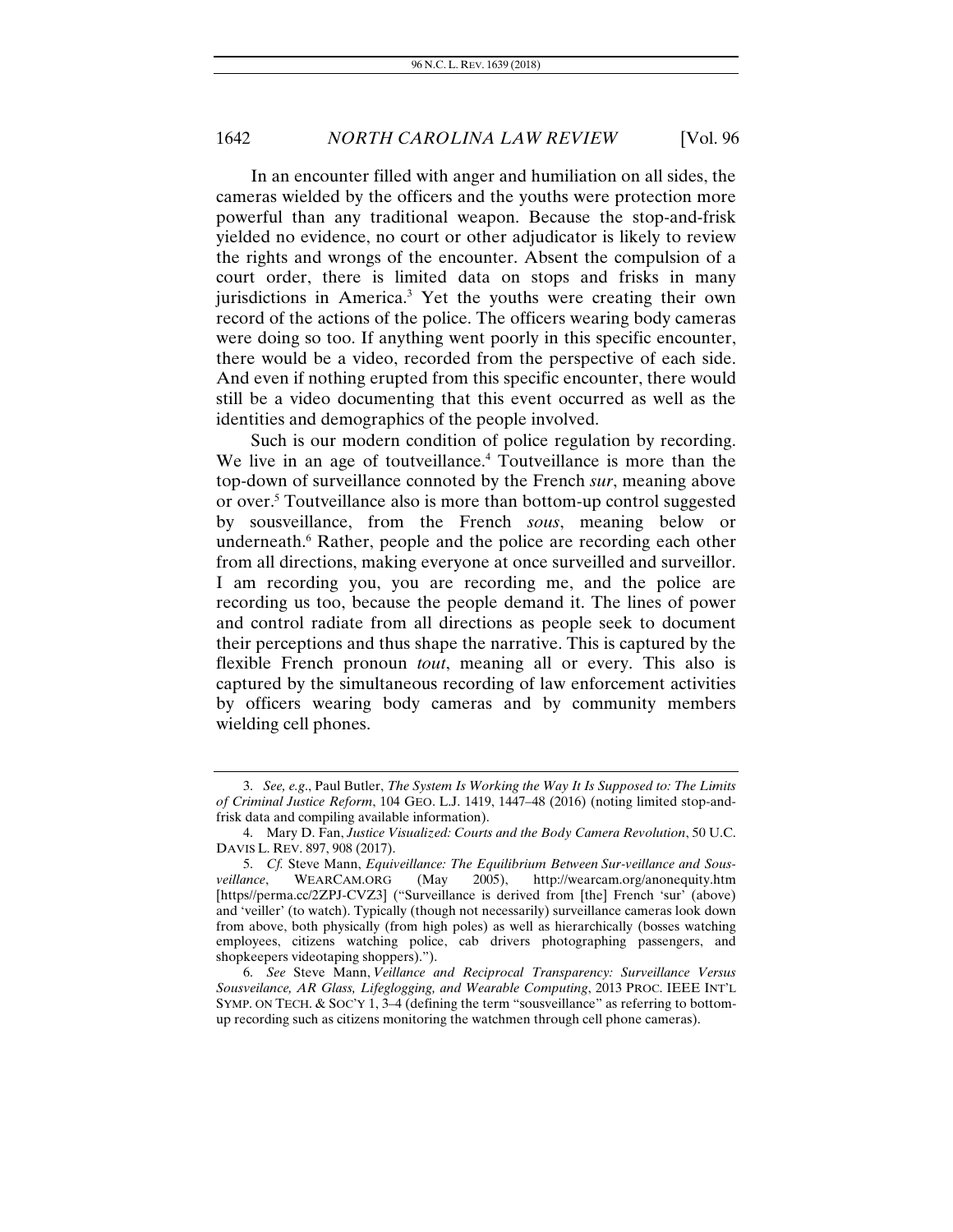In an encounter filled with anger and humiliation on all sides, the cameras wielded by the officers and the youths were protection more powerful than any traditional weapon. Because the stop-and-frisk yielded no evidence, no court or other adjudicator is likely to review the rights and wrongs of the encounter. Absent the compulsion of a court order, there is limited data on stops and frisks in many jurisdictions in America.[3] Yet the youths were creating their own record of the actions of the police. The officers wearing body cameras were doing so too. If anything went poorly in this specific encounter, there would be a video, recorded from the perspective of each side. And even if nothing erupted from this specific encounter, there would still be a video documenting that this event occurred as well as the identities and demographics of the people involved.

Such is our modern condition of police regulation by recording. We live in an age of toutveillance.[4] Toutveillance is more than the top-down of surveillance connoted by the French *sur*, meaning above or over.[5] Toutveillance also is more than bottom-up control suggested by sousveillance, from the French *sous*, meaning below or underneath.[6] Rather, people and the police are recording each other from all directions, making everyone at once surveilled and surveillor. I am recording you, you are recording me, and the police are recording us too, because the people demand it. The lines of power and control radiate from all directions as people seek to document their perceptions and thus shape the narrative. This is captured by the flexible French pronoun *tout*, meaning all or every. This also is captured by the simultaneous recording of law enforcement activities by officers wearing body cameras and by community members wielding cell phones.

---

3. *See, e.g.*, Paul Butler, *The System Is Working the Way It Is Supposed to: The Limits of Criminal Justice Reform*, 104 GEO. L.J. 1419, 1447–48 (2016) (noting limited stop-and-frisk data and compiling available information).

4. Mary D. Fan, *Justice Visualized: Courts and the Body Camera Revolution*, 50 U.C. DAVIS L. REV. 897, 908 (2017).

5. *Cf.* Steve Mann, *Equiveillance: The Equilibrium Between Sur-veillance and Sous-veillance*, WEARCAM.ORG (May 2005), http://wearcam.org/anonequity.htm [https//perma.cc/2ZPJ-CVZ3] ("Surveillance is derived from [the] French 'sur' (above) and 'veiller' (to watch). Typically (though not necessarily) surveillance cameras look down from above, both physically (from high poles) as well as hierarchically (bosses watching employees, citizens watching police, cab drivers photographing passengers, and shopkeepers videotaping shoppers).").

6. *See* Steve Mann, *Veillance and Reciprocal Transparency: Surveillance Versus Sousveilance, AR Glass, Lifeglogging, and Wearable Computing*, 2013 PROC. IEEE INT'L SYMP. ON TECH. & SOC'Y 1, 3–4 (defining the term "sousveillance" as referring to bottom-up recording such as citizens monitoring the watchmen through cell phone cameras).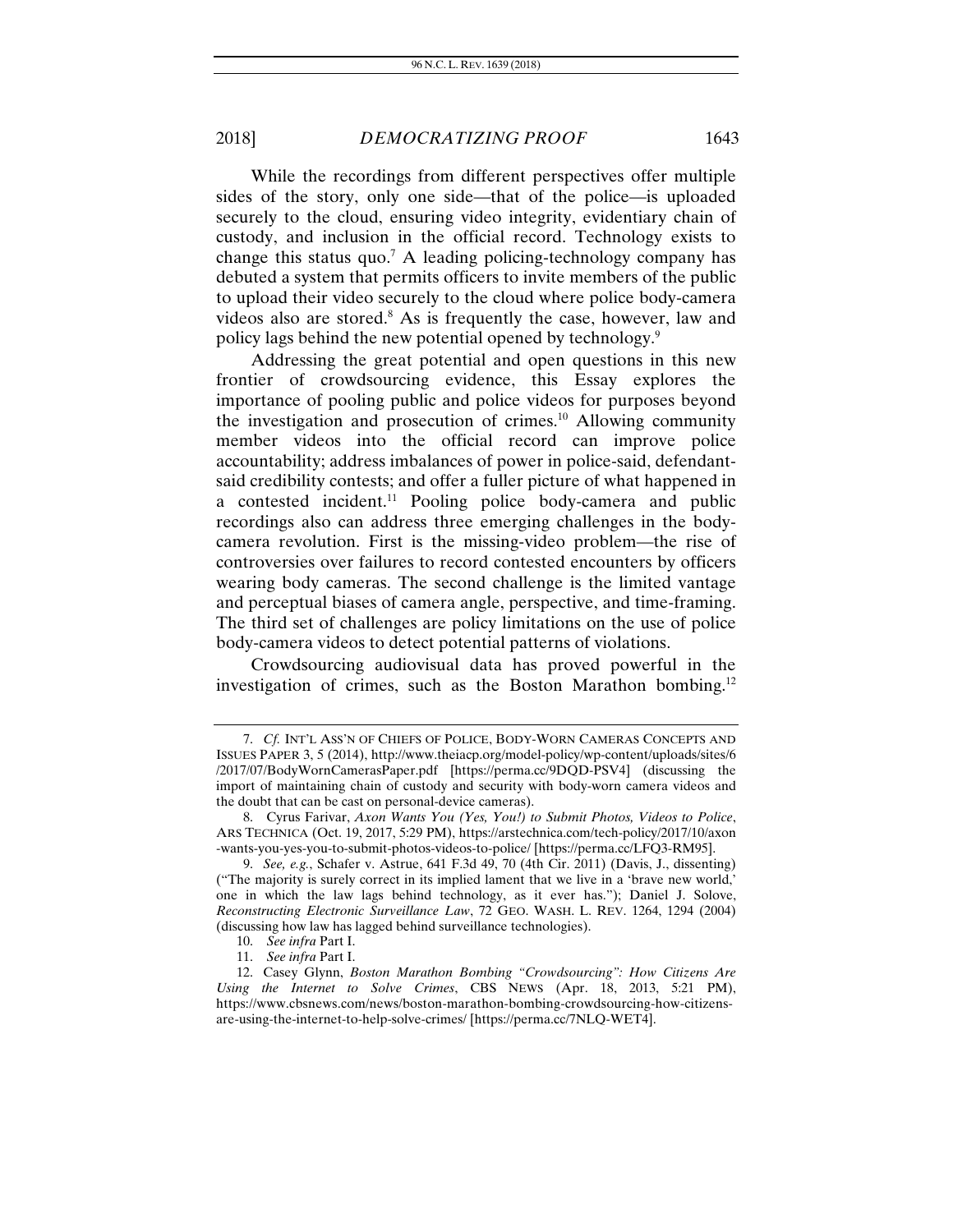While the recordings from different perspectives offer multiple sides of the story, only one side—that of the police—is uploaded securely to the cloud, ensuring video integrity, evidentiary chain of custody, and inclusion in the official record. Technology exists to change this status quo.[7] A leading policing-technology company has debuted a system that permits officers to invite members of the public to upload their video securely to the cloud where police body-camera videos also are stored.[8] As is frequently the case, however, law and policy lags behind the new potential opened by technology.[9]

Addressing the great potential and open questions in this new frontier of crowdsourcing evidence, this Essay explores the importance of pooling public and police videos for purposes beyond the investigation and prosecution of crimes.[10] Allowing community member videos into the official record can improve police accountability; address imbalances of power in police-said, defendant-said credibility contests; and offer a fuller picture of what happened in a contested incident.[11] Pooling police body-camera and public recordings also can address three emerging challenges in the body-camera revolution. First is the missing-video problem—the rise of controversies over failures to record contested encounters by officers wearing body cameras. The second challenge is the limited vantage and perceptual biases of camera angle, perspective, and time-framing. The third set of challenges are policy limitations on the use of police body-camera videos to detect potential patterns of violations.

Crowdsourcing audiovisual data has proved powerful in the investigation of crimes, such as the Boston Marathon bombing.[12]

---

7. *Cf.* INT'L ASS'N OF CHIEFS OF POLICE, BODY-WORN CAMERAS CONCEPTS AND ISSUES PAPER 3, 5 (2014), http://www.theiacp.org/model-policy/wp-content/uploads/sites/6/2017/07/BodyWornCamerasPaper.pdf [https://perma.cc/9DQD-PSV4] (discussing the import of maintaining chain of custody and security with body-worn camera videos and the doubt that can be cast on personal-device cameras).

8. Cyrus Farivar, *Axon Wants You (Yes, You!) to Submit Photos, Videos to Police*, ARS TECHNICA (Oct. 19, 2017, 5:29 PM), https://arstechnica.com/tech-policy/2017/10/axon-wants-you-yes-you-to-submit-photos-videos-to-police/ [https://perma.cc/LFQ3-RM95].

9. *See, e.g.*, Schafer v. Astrue, 641 F.3d 49, 70 (4th Cir. 2011) (Davis, J., dissenting) ("The majority is surely correct in its implied lament that we live in a 'brave new world,' one in which the law lags behind technology, as it ever has."); Daniel J. Solove, *Reconstructing Electronic Surveillance Law*, 72 GEO. WASH. L. REV. 1264, 1294 (2004) (discussing how law has lagged behind surveillance technologies).

10. *See infra* Part I.

11. *See infra* Part I.

12. Casey Glynn, *Boston Marathon Bombing "Crowdsourcing": How Citizens Are Using the Internet to Solve Crimes*, CBS NEWS (Apr. 18, 2013, 5:21 PM), https://www.cbsnews.com/news/boston-marathon-bombing-crowdsourcing-how-citizens-are-using-the-internet-to-help-solve-crimes/ [https://perma.cc/7NLQ-WET4].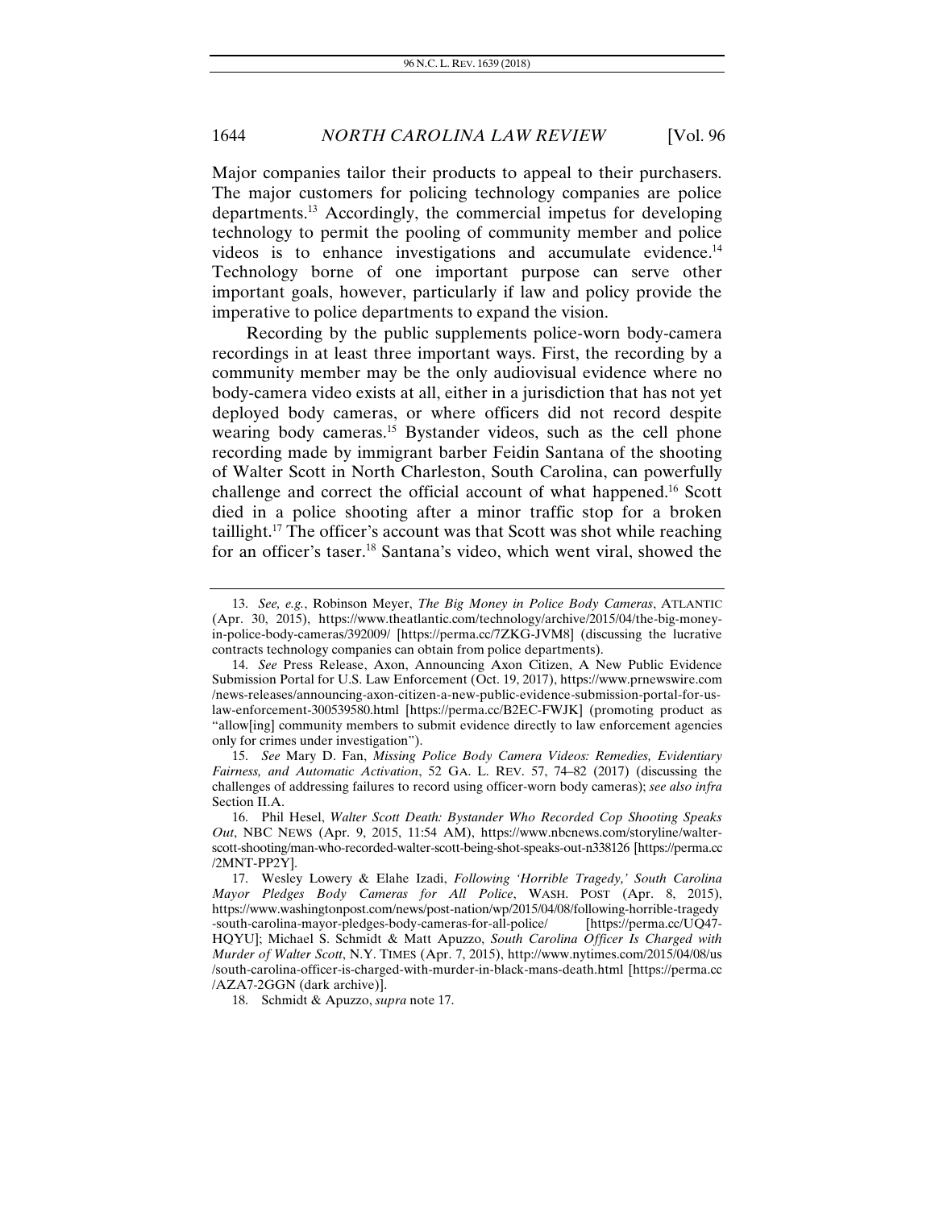Major companies tailor their products to appeal to their purchasers. The major customers for policing technology companies are police departments.[13] Accordingly, the commercial impetus for developing technology to permit the pooling of community member and police videos is to enhance investigations and accumulate evidence.[14] Technology borne of one important purpose can serve other important goals, however, particularly if law and policy provide the imperative to police departments to expand the vision.

Recording by the public supplements police-worn body-camera recordings in at least three important ways. First, the recording by a community member may be the only audiovisual evidence where no body-camera video exists at all, either in a jurisdiction that has not yet deployed body cameras, or where officers did not record despite wearing body cameras.[15] Bystander videos, such as the cell phone recording made by immigrant barber Feidin Santana of the shooting of Walter Scott in North Charleston, South Carolina, can powerfully challenge and correct the official account of what happened.[16] Scott died in a police shooting after a minor traffic stop for a broken taillight.[17] The officer's account was that Scott was shot while reaching for an officer's taser.[18] Santana's video, which went viral, showed the

---

13. *See, e.g.*, Robinson Meyer, *The Big Money in Police Body Cameras*, ATLANTIC (Apr. 30, 2015), https://www.theatlantic.com/technology/archive/2015/04/the-big-money-in-police-body-cameras/392009/ [https://perma.cc/7ZKG-JVM8] (discussing the lucrative contracts technology companies can obtain from police departments).

14. *See* Press Release, Axon, Announcing Axon Citizen, A New Public Evidence Submission Portal for U.S. Law Enforcement (Oct. 19, 2017), https://www.prnewswire.com/news-releases/announcing-axon-citizen-a-new-public-evidence-submission-portal-for-us-law-enforcement-300539580.html [https://perma.cc/B2EC-FWJK] (promoting product as "allow[ing] community members to submit evidence directly to law enforcement agencies only for crimes under investigation").

15. *See* Mary D. Fan, *Missing Police Body Camera Videos: Remedies, Evidentiary Fairness, and Automatic Activation*, 52 GA. L. REV. 57, 74–82 (2017) (discussing the challenges of addressing failures to record using officer-worn body cameras); *see also infra* Section II.A.

16. Phil Hesel, *Walter Scott Death: Bystander Who Recorded Cop Shooting Speaks Out*, NBC NEWS (Apr. 9, 2015, 11:54 AM), https://www.nbcnews.com/storyline/walter-scott-shooting/man-who-recorded-walter-scott-being-shot-speaks-out-n338126 [https://perma.cc/2MNT-PP2Y].

17. Wesley Lowery & Elahe Izadi, *Following 'Horrible Tragedy,' South Carolina Mayor Pledges Body Cameras for All Police*, WASH. POST (Apr. 8, 2015), https://www.washingtonpost.com/news/post-nation/wp/2015/04/08/following-horrible-tragedy-south-carolina-mayor-pledges-body-cameras-for-all-police/ [https://perma.cc/UQ47-HQYU]; Michael S. Schmidt & Matt Apuzzo, *South Carolina Officer Is Charged with Murder of Walter Scott*, N.Y. TIMES (Apr. 7, 2015), http://www.nytimes.com/2015/04/08/us/south-carolina-officer-is-charged-with-murder-in-black-mans-death.html [https://perma.cc/AZA7-2GGN (dark archive)].

18. Schmidt & Apuzzo, *supra* note 17.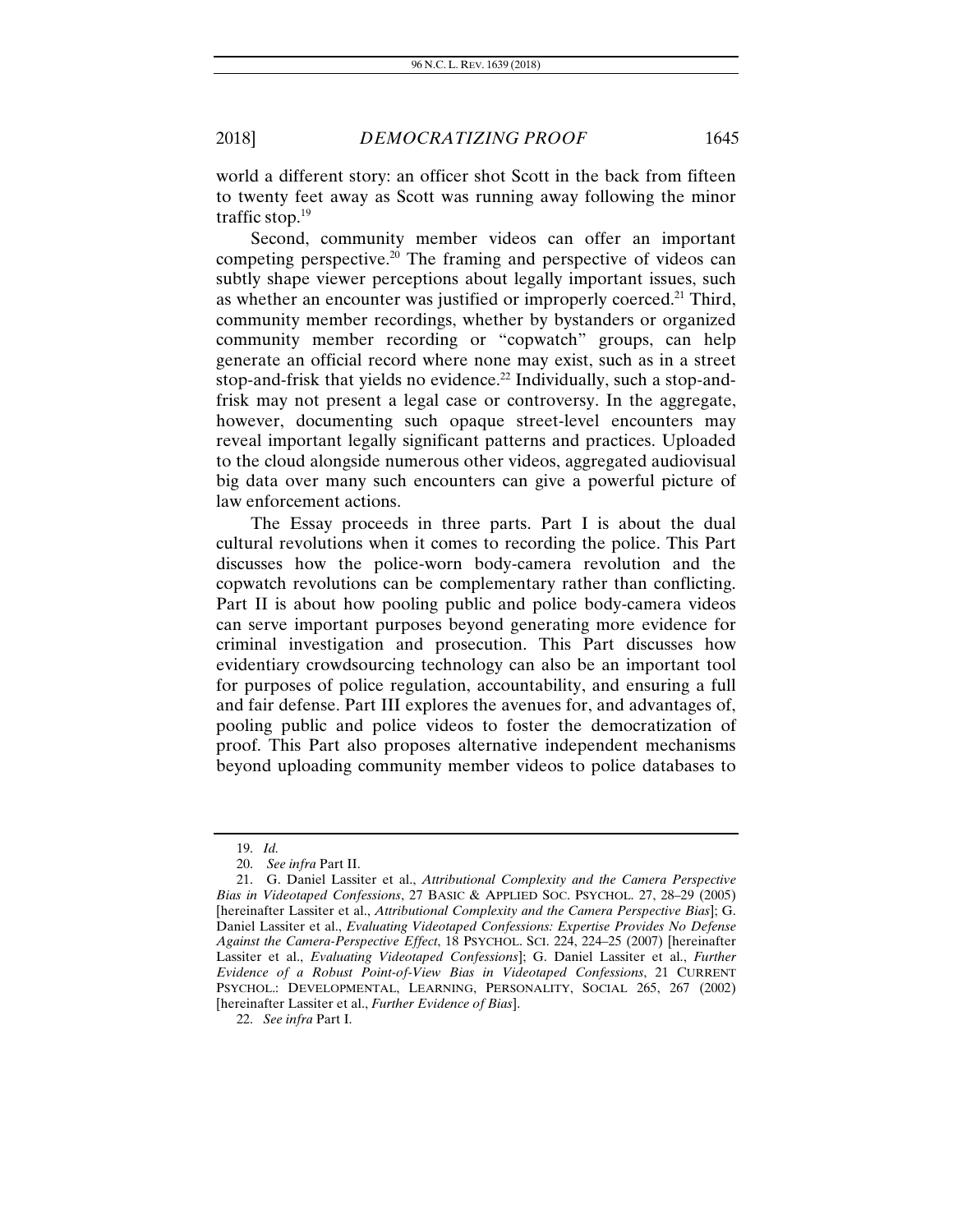world a different story: an officer shot Scott in the back from fifteen to twenty feet away as Scott was running away following the minor traffic stop.[19]

Second, community member videos can offer an important competing perspective.[20] The framing and perspective of videos can subtly shape viewer perceptions about legally important issues, such as whether an encounter was justified or improperly coerced.[21] Third, community member recordings, whether by bystanders or organized community member recording or "copwatch" groups, can help generate an official record where none may exist, such as in a street stop-and-frisk that yields no evidence.[22] Individually, such a stop-and-frisk may not present a legal case or controversy. In the aggregate, however, documenting such opaque street-level encounters may reveal important legally significant patterns and practices. Uploaded to the cloud alongside numerous other videos, aggregated audiovisual big data over many such encounters can give a powerful picture of law enforcement actions.

The Essay proceeds in three parts. Part I is about the dual cultural revolutions when it comes to recording the police. This Part discusses how the police-worn body-camera revolution and the copwatch revolutions can be complementary rather than conflicting. Part II is about how pooling public and police body-camera videos can serve important purposes beyond generating more evidence for criminal investigation and prosecution. This Part discusses how evidentiary crowdsourcing technology can also be an important tool for purposes of police regulation, accountability, and ensuring a full and fair defense. Part III explores the avenues for, and advantages of, pooling public and police videos to foster the democratization of proof. This Part also proposes alternative independent mechanisms beyond uploading community member videos to police databases to

---

19. *Id.*

20. *See infra* Part II.

21. G. Daniel Lassiter et al., *Attributional Complexity and the Camera Perspective Bias in Videotaped Confessions*, 27 BASIC & APPLIED SOC. PSYCHOL. 27, 28–29 (2005) [hereinafter Lassiter et al., *Attributional Complexity and the Camera Perspective Bias*]; G. Daniel Lassiter et al., *Evaluating Videotaped Confessions: Expertise Provides No Defense Against the Camera-Perspective Effect*, 18 PSYCHOL. SCI. 224, 224–25 (2007) [hereinafter Lassiter et al., *Evaluating Videotaped Confessions*]; G. Daniel Lassiter et al., *Further Evidence of a Robust Point-of-View Bias in Videotaped Confessions*, 21 CURRENT PSYCHOL.: DEVELOPMENTAL, LEARNING, PERSONALITY, SOCIAL 265, 267 (2002) [hereinafter Lassiter et al., *Further Evidence of Bias*].

22. *See infra* Part I.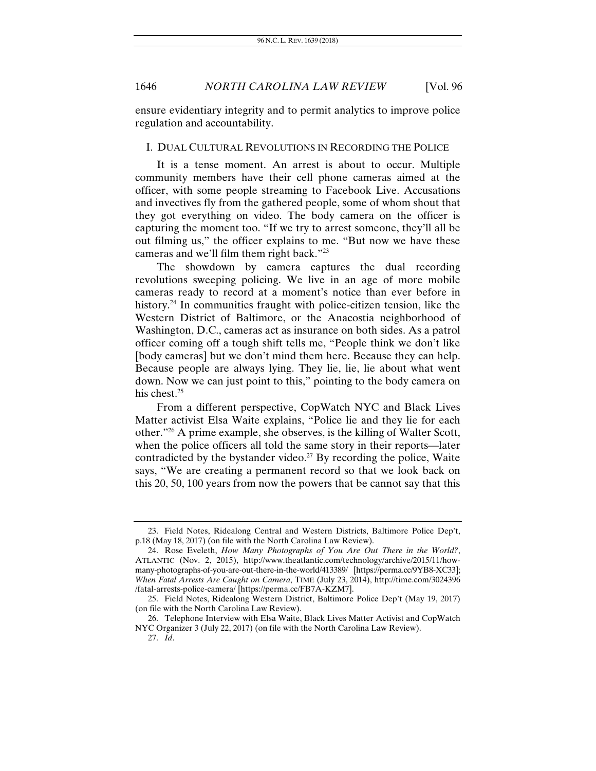ensure evidentiary integrity and to permit analytics to improve police regulation and accountability.

## I. DUAL CULTURAL REVOLUTIONS IN RECORDING THE POLICE

It is a tense moment. An arrest is about to occur. Multiple community members have their cell phone cameras aimed at the officer, with some people streaming to Facebook Live. Accusations and invectives fly from the gathered people, some of whom shout that they got everything on video. The body camera on the officer is capturing the moment too. "If we try to arrest someone, they'll all be out filming us," the officer explains to me. "But now we have these cameras and we'll film them right back."[23]

The showdown by camera captures the dual recording revolutions sweeping policing. We live in an age of more mobile cameras ready to record at a moment's notice than ever before in history.[24] In communities fraught with police-citizen tension, like the Western District of Baltimore, or the Anacostia neighborhood of Washington, D.C., cameras act as insurance on both sides. As a patrol officer coming off a tough shift tells me, "People think we don't like [body cameras] but we don't mind them here. Because they can help. Because people are always lying. They lie, lie, lie about what went down. Now we can just point to this," pointing to the body camera on his chest.[25]

From a different perspective, CopWatch NYC and Black Lives Matter activist Elsa Waite explains, "Police lie and they lie for each other."[26] A prime example, she observes, is the killing of Walter Scott, when the police officers all told the same story in their reports—later contradicted by the bystander video.[27] By recording the police, Waite says, "We are creating a permanent record so that we look back on this 20, 50, 100 years from now the powers that be cannot say that this

---

23. Field Notes, Ridealong Central and Western Districts, Baltimore Police Dep't, p.18 (May 18, 2017) (on file with the North Carolina Law Review).

24. Rose Eveleth, *How Many Photographs of You Are Out There in the World?*, ATLANTIC (Nov. 2, 2015), http://www.theatlantic.com/technology/archive/2015/11/how-many-photographs-of-you-are-out-there-in-the-world/413389/ [https://perma.cc/9YB8-XC33]; *When Fatal Arrests Are Caught on Camera*, TIME (July 23, 2014), http://time.com/3024396/fatal-arrests-police-camera/ [https://perma.cc/FB7A-KZM7].

25. Field Notes, Ridealong Western District, Baltimore Police Dep't (May 19, 2017) (on file with the North Carolina Law Review).

26. Telephone Interview with Elsa Waite, Black Lives Matter Activist and CopWatch NYC Organizer 3 (July 22, 2017) (on file with the North Carolina Law Review).

27. *Id*.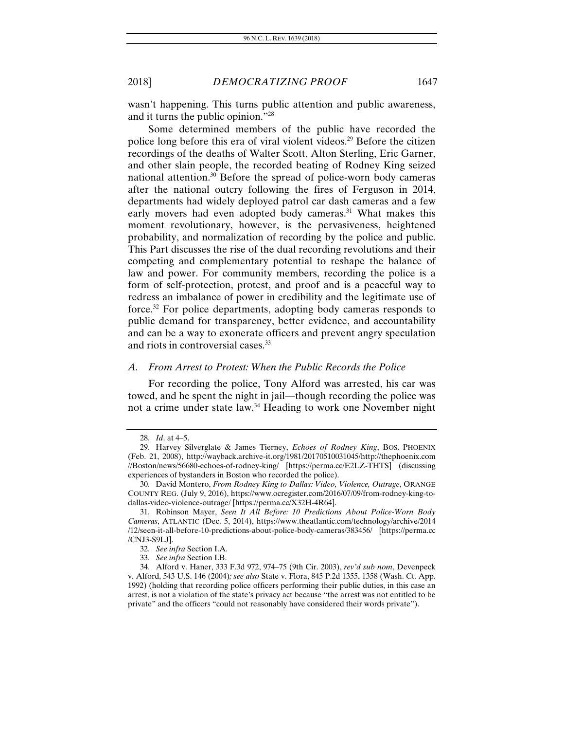wasn't happening. This turns public attention and public awareness, and it turns the public opinion."[28]

Some determined members of the public have recorded the police long before this era of viral violent videos.[29] Before the citizen recordings of the deaths of Walter Scott, Alton Sterling, Eric Garner, and other slain people, the recorded beating of Rodney King seized national attention.[30] Before the spread of police-worn body cameras after the national outcry following the fires of Ferguson in 2014, departments had widely deployed patrol car dash cameras and a few early movers had even adopted body cameras.[31] What makes this moment revolutionary, however, is the pervasiveness, heightened probability, and normalization of recording by the police and public. This Part discusses the rise of the dual recording revolutions and their competing and complementary potential to reshape the balance of law and power. For community members, recording the police is a form of self-protection, protest, and proof and is a peaceful way to redress an imbalance of power in credibility and the legitimate use of force.[32] For police departments, adopting body cameras responds to public demand for transparency, better evidence, and accountability and can be a way to exonerate officers and prevent angry speculation and riots in controversial cases.[33]

### *A. From Arrest to Protest: When the Public Records the Police*

For recording the police, Tony Alford was arrested, his car was towed, and he spent the night in jail—though recording the police was not a crime under state law.[34] Heading to work one November night

---

28. *Id*. at 4–5.

29. Harvey Silverglate & James Tierney, *Echoes of Rodney King*, BOS. PHOENIX (Feb. 21, 2008), http://wayback.archive-it.org/1981/20170510031045/http://thephoenix.com//Boston/news/56680-echoes-of-rodney-king/ [https://perma.cc/E2LZ-THTS] (discussing experiences of bystanders in Boston who recorded the police).

30. David Montero, *From Rodney King to Dallas: Video, Violence, Outrage*, ORANGE COUNTY REG. (July 9, 2016), https://www.ocregister.com/2016/07/09/from-rodney-king-to-dallas-video-violence-outrage/ [https://perma.cc/X32H-4R64].

31. Robinson Mayer, *Seen It All Before: 10 Predictions About Police-Worn Body Cameras*, ATLANTIC (Dec. 5, 2014), https://www.theatlantic.com/technology/archive/2014/12/seen-it-all-before-10-predictions-about-police-body-cameras/383456/ [https://perma.cc/CNJ3-S9LJ].

32. *See infra* Section I.A.

33. *See infra* Section I.B.

34. Alford v. Haner, 333 F.3d 972, 974–75 (9th Cir. 2003), *rev'd sub nom*, Devenpeck v. Alford, 543 U.S. 146 (2004)*; see also* State v. Flora, 845 P.2d 1355, 1358 (Wash. Ct. App. 1992) (holding that recording police officers performing their public duties, in this case an arrest, is not a violation of the state's privacy act because "the arrest was not entitled to be private" and the officers "could not reasonably have considered their words private").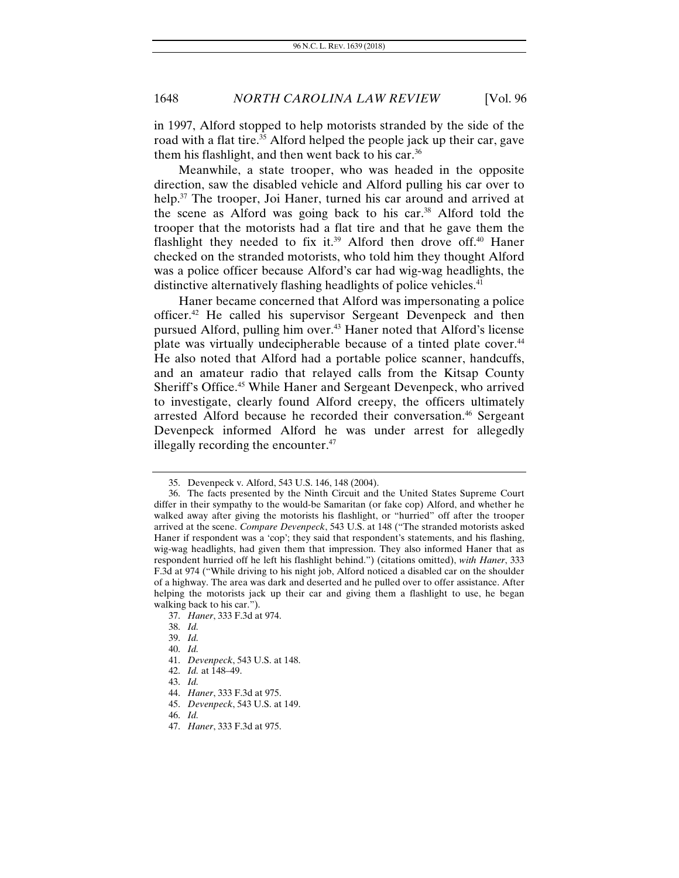in 1997, Alford stopped to help motorists stranded by the side of the road with a flat tire.[35] Alford helped the people jack up their car, gave them his flashlight, and then went back to his car.[36]

Meanwhile, a state trooper, who was headed in the opposite direction, saw the disabled vehicle and Alford pulling his car over to help.[37] The trooper, Joi Haner, turned his car around and arrived at the scene as Alford was going back to his car.[38] Alford told the trooper that the motorists had a flat tire and that he gave them the flashlight they needed to fix it.[39] Alford then drove off.[40] Haner checked on the stranded motorists, who told him they thought Alford was a police officer because Alford's car had wig-wag headlights, the distinctive alternatively flashing headlights of police vehicles.[41]

Haner became concerned that Alford was impersonating a police officer.[42] He called his supervisor Sergeant Devenpeck and then pursued Alford, pulling him over.[43] Haner noted that Alford's license plate was virtually undecipherable because of a tinted plate cover.[44] He also noted that Alford had a portable police scanner, handcuffs, and an amateur radio that relayed calls from the Kitsap County Sheriff's Office.[45] While Haner and Sergeant Devenpeck, who arrived to investigate, clearly found Alford creepy, the officers ultimately arrested Alford because he recorded their conversation.[46] Sergeant Devenpeck informed Alford he was under arrest for allegedly illegally recording the encounter.[47]

---

35. Devenpeck v. Alford, 543 U.S. 146, 148 (2004).

36. The facts presented by the Ninth Circuit and the United States Supreme Court differ in their sympathy to the would-be Samaritan (or fake cop) Alford, and whether he walked away after giving the motorists his flashlight, or "hurried" off after the trooper arrived at the scene. *Compare Devenpeck*, 543 U.S. at 148 ("The stranded motorists asked Haner if respondent was a 'cop'; they said that respondent's statements, and his flashing, wig-wag headlights, had given them that impression. They also informed Haner that as respondent hurried off he left his flashlight behind.") (citations omitted), *with Haner*, 333 F.3d at 974 ("While driving to his night job, Alford noticed a disabled car on the shoulder of a highway. The area was dark and deserted and he pulled over to offer assistance. After helping the motorists jack up their car and giving them a flashlight to use, he began walking back to his car.").

37. *Haner*, 333 F.3d at 974.

38. *Id.*

39. *Id.*

40. *Id.*

41. *Devenpeck*, 543 U.S. at 148.

42. *Id.* at 148–49.

43. *Id.*

44. *Haner*, 333 F.3d at 975.

45. *Devenpeck*, 543 U.S. at 149.

46. *Id.*

47. *Haner*, 333 F.3d at 975.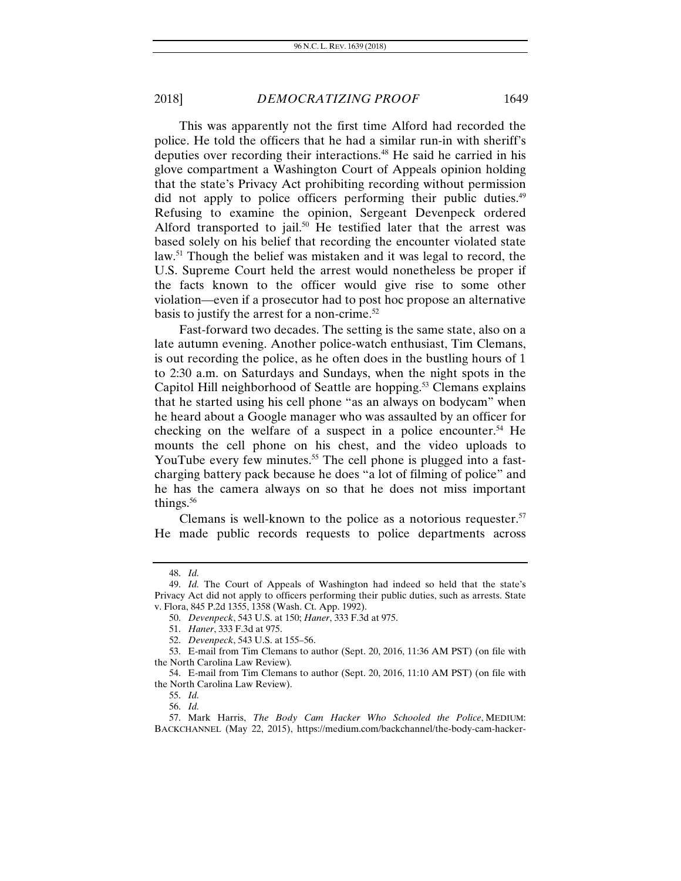This was apparently not the first time Alford had recorded the police. He told the officers that he had a similar run-in with sheriff's deputies over recording their interactions.[48] He said he carried in his glove compartment a Washington Court of Appeals opinion holding that the state's Privacy Act prohibiting recording without permission did not apply to police officers performing their public duties.[49] Refusing to examine the opinion, Sergeant Devenpeck ordered Alford transported to jail.[50] He testified later that the arrest was based solely on his belief that recording the encounter violated state law.[51] Though the belief was mistaken and it was legal to record, the U.S. Supreme Court held the arrest would nonetheless be proper if the facts known to the officer would give rise to some other violation—even if a prosecutor had to post hoc propose an alternative basis to justify the arrest for a non-crime.[52]

Fast-forward two decades. The setting is the same state, also on a late autumn evening. Another police-watch enthusiast, Tim Clemans, is out recording the police, as he often does in the bustling hours of 1 to 2:30 a.m. on Saturdays and Sundays, when the night spots in the Capitol Hill neighborhood of Seattle are hopping.[53] Clemans explains that he started using his cell phone "as an always on bodycam" when he heard about a Google manager who was assaulted by an officer for checking on the welfare of a suspect in a police encounter.[54] He mounts the cell phone on his chest, and the video uploads to YouTube every few minutes.[55] The cell phone is plugged into a fast-charging battery pack because he does "a lot of filming of police" and he has the camera always on so that he does not miss important things.[56]

Clemans is well-known to the police as a notorious requester.[57] He made public records requests to police departments across

---

48. *Id.*

49. *Id.* The Court of Appeals of Washington had indeed so held that the state's Privacy Act did not apply to officers performing their public duties, such as arrests. State v. Flora, 845 P.2d 1355, 1358 (Wash. Ct. App. 1992).

50. *Devenpeck*, 543 U.S. at 150; *Haner*, 333 F.3d at 975.

51. *Haner*, 333 F.3d at 975.

52. *Devenpeck*, 543 U.S. at 155–56.

53. E-mail from Tim Clemans to author (Sept. 20, 2016, 11:36 AM PST) (on file with the North Carolina Law Review).

54. E-mail from Tim Clemans to author (Sept. 20, 2016, 11:10 AM PST) (on file with the North Carolina Law Review).

55. *Id.*

56. *Id.*

57. Mark Harris, *The Body Cam Hacker Who Schooled the Police*, MEDIUM: BACKCHANNEL (May 22, 2015), https://medium.com/backchannel/the-body-cam-hacker-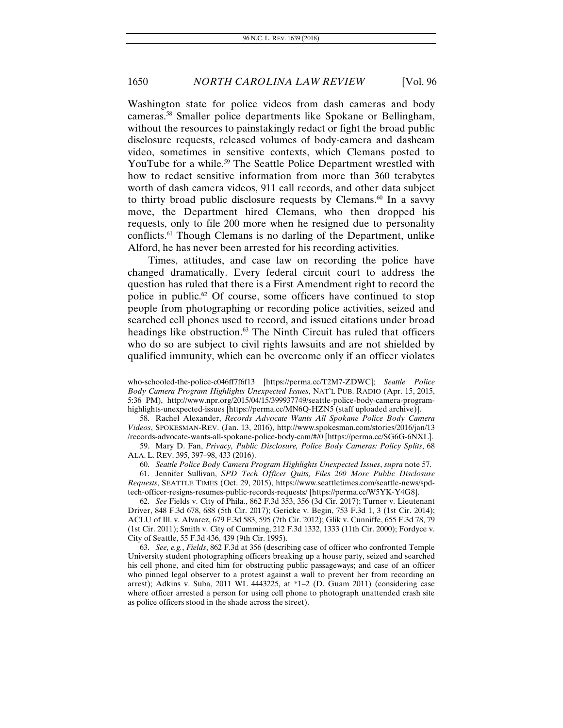Washington state for police videos from dash cameras and body cameras.[58] Smaller police departments like Spokane or Bellingham, without the resources to painstakingly redact or fight the broad public disclosure requests, released volumes of body-camera and dashcam video, sometimes in sensitive contexts, which Clemans posted to YouTube for a while.[59] The Seattle Police Department wrestled with how to redact sensitive information from more than 360 terabytes worth of dash camera videos, 911 call records, and other data subject to thirty broad public disclosure requests by Clemans.[60] In a savvy move, the Department hired Clemans, who then dropped his requests, only to file 200 more when he resigned due to personality conflicts.[61] Though Clemans is no darling of the Department, unlike Alford, he has never been arrested for his recording activities.

Times, attitudes, and case law on recording the police have changed dramatically. Every federal circuit court to address the question has ruled that there is a First Amendment right to record the police in public.[62] Of course, some officers have continued to stop people from photographing or recording police activities, seized and searched cell phones used to record, and issued citations under broad headings like obstruction.[63] The Ninth Circuit has ruled that officers who do so are subject to civil rights lawsuits and are not shielded by qualified immunity, which can be overcome only if an officer violates

---

who-schooled-the-police-c046ff7f6f13 [https://perma.cc/T2M7-ZDWC]; *Seattle Police Body Camera Program Highlights Unexpected Issues*, NAT'L PUB. RADIO (Apr. 15, 2015, 5:36 PM), http://www.npr.org/2015/04/15/399937749/seattle-police-body-camera-program-highlights-unexpected-issues [https://perma.cc/MN6Q-HZN5 (staff uploaded archive)].

58. Rachel Alexander, *Records Advocate Wants All Spokane Police Body Camera Videos*, SPOKESMAN-REV. (Jan. 13, 2016), http://www.spokesman.com/stories/2016/jan/13/records-advocate-wants-all-spokane-police-body-cam/#/0 [https://perma.cc/SG6G-6NXL].

59. Mary D. Fan, *Privacy, Public Disclosure, Police Body Cameras: Policy Splits*, 68 ALA. L. REV. 395, 397–98, 433 (2016).

60. *Seattle Police Body Camera Program Highlights Unexpected Issues*, *supra* note 57.

61. Jennifer Sullivan, *SPD Tech Officer Quits, Files 200 More Public Disclosure Requests*, SEATTLE TIMES (Oct. 29, 2015), https://www.seattletimes.com/seattle-news/spd-tech-officer-resigns-resumes-public-records-requests/ [https://perma.cc/W5YK-Y4G8].

62. *See* Fields v. City of Phila., 862 F.3d 353, 356 (3d Cir. 2017); Turner v. Lieutenant Driver, 848 F.3d 678, 688 (5th Cir. 2017); Gericke v. Begin, 753 F.3d 1, 3 (1st Cir. 2014); ACLU of Ill. v. Alvarez, 679 F.3d 583, 595 (7th Cir. 2012); Glik v. Cunniffe, 655 F.3d 78, 79 (1st Cir. 2011); Smith v. City of Cumming, 212 F.3d 1332, 1333 (11th Cir. 2000); Fordyce v. City of Seattle, 55 F.3d 436, 439 (9th Cir. 1995).

63. *See, e.g.*, *Fields*, 862 F.3d at 356 (describing case of officer who confronted Temple University student photographing officers breaking up a house party, seized and searched his cell phone, and cited him for obstructing public passageways; and case of an officer who pinned legal observer to a protest against a wall to prevent her from recording an arrest); Adkins v. Suba, 2011 WL 4443225, at *1–2 (D. Guam 2011) (considering case where officer arrested a person for using cell phone to photograph unattended crash site as police officers stood in the shade across the street).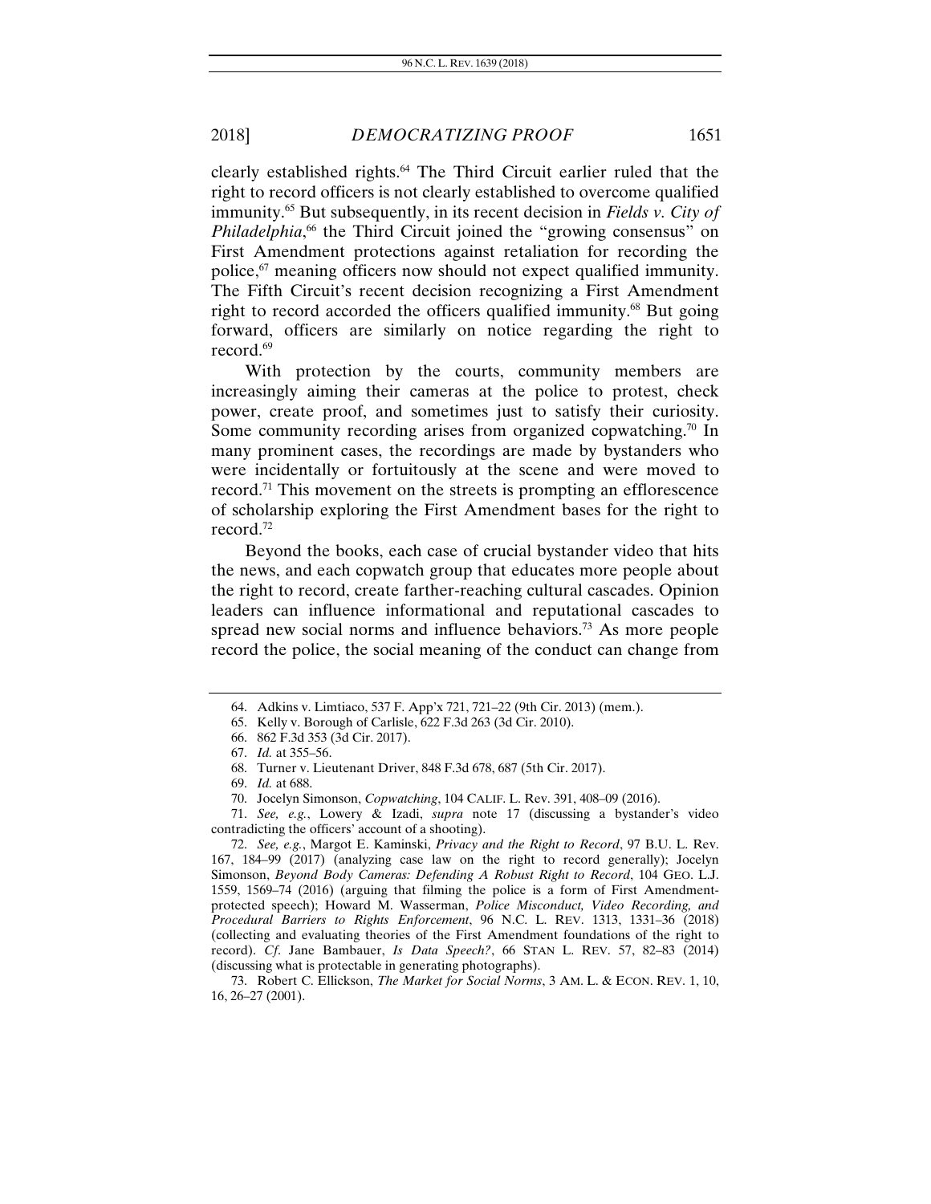clearly established rights.[64] The Third Circuit earlier ruled that the right to record officers is not clearly established to overcome qualified immunity.[65] But subsequently, in its recent decision in *Fields v. City of Philadelphia*,[66] the Third Circuit joined the "growing consensus" on First Amendment protections against retaliation for recording the police,[67] meaning officers now should not expect qualified immunity. The Fifth Circuit's recent decision recognizing a First Amendment right to record accorded the officers qualified immunity.[68] But going forward, officers are similarly on notice regarding the right to record.[69]

With protection by the courts, community members are increasingly aiming their cameras at the police to protest, check power, create proof, and sometimes just to satisfy their curiosity. Some community recording arises from organized copwatching.[70] In many prominent cases, the recordings are made by bystanders who were incidentally or fortuitously at the scene and were moved to record.[71] This movement on the streets is prompting an efflorescence of scholarship exploring the First Amendment bases for the right to record.[72]

Beyond the books, each case of crucial bystander video that hits the news, and each copwatch group that educates more people about the right to record, create farther-reaching cultural cascades. Opinion leaders can influence informational and reputational cascades to spread new social norms and influence behaviors.[73] As more people record the police, the social meaning of the conduct can change from

---

64. Adkins v. Limtiaco, 537 F. App'x 721, 721–22 (9th Cir. 2013) (mem.).

65. Kelly v. Borough of Carlisle, 622 F.3d 263 (3d Cir. 2010).

66. 862 F.3d 353 (3d Cir. 2017).

67. *Id.* at 355–56.

68. Turner v. Lieutenant Driver, 848 F.3d 678, 687 (5th Cir. 2017).

69. *Id.* at 688.

70. Jocelyn Simonson, *Copwatching*, 104 CALIF. L. Rev. 391, 408–09 (2016).

71. *See, e.g.*, Lowery & Izadi, *supra* note 17 (discussing a bystander's video contradicting the officers' account of a shooting).

72. *See, e.g.*, Margot E. Kaminski, *Privacy and the Right to Record*, 97 B.U. L. Rev. 167, 184–99 (2017) (analyzing case law on the right to record generally); Jocelyn Simonson, *Beyond Body Cameras: Defending A Robust Right to Record*, 104 GEO. L.J. 1559, 1569–74 (2016) (arguing that filming the police is a form of First Amendment-protected speech); Howard M. Wasserman, *Police Misconduct, Video Recording, and Procedural Barriers to Rights Enforcement*, 96 N.C. L. REV. 1313, 1331–36 (2018) (collecting and evaluating theories of the First Amendment foundations of the right to record). *Cf*. Jane Bambauer, *Is Data Speech?*, 66 STAN L. REV. 57, 82–83 (2014) (discussing what is protectable in generating photographs).

73. Robert C. Ellickson, *The Market for Social Norms*, 3 AM. L. & ECON. REV. 1, 10, 16, 26–27 (2001).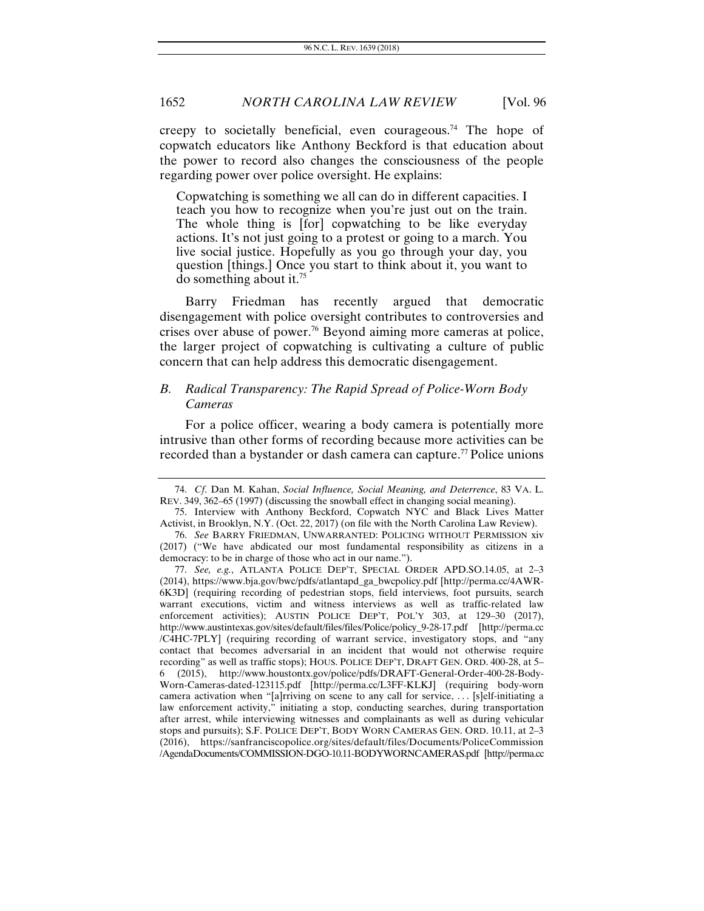creepy to societally beneficial, even courageous.[74] The hope of copwatch educators like Anthony Beckford is that education about the power to record also changes the consciousness of the people regarding power over police oversight. He explains:

> Copwatching is something we all can do in different capacities. I teach you how to recognize when you're just out on the train. The whole thing is [for] copwatching to be like everyday actions. It's not just going to a protest or going to a march. You live social justice. Hopefully as you go through your day, you question [things.] Once you start to think about it, you want to do something about it.[75]

Barry Friedman has recently argued that democratic disengagement with police oversight contributes to controversies and crises over abuse of power.[76] Beyond aiming more cameras at police, the larger project of copwatching is cultivating a culture of public concern that can help address this democratic disengagement.

### *B. Radical Transparency: The Rapid Spread of Police-Worn Body Cameras*

For a police officer, wearing a body camera is potentially more intrusive than other forms of recording because more activities can be recorded than a bystander or dash camera can capture.[77] Police unions

---

74. *Cf.* Dan M. Kahan, *Social Influence, Social Meaning, and Deterrence*, 83 VA. L. REV. 349, 362–65 (1997) (discussing the snowball effect in changing social meaning).

75. Interview with Anthony Beckford, Copwatch NYC and Black Lives Matter Activist, in Brooklyn, N.Y. (Oct. 22, 2017) (on file with the North Carolina Law Review).

76. *See* BARRY FRIEDMAN, UNWARRANTED: POLICING WITHOUT PERMISSION xiv (2017) ("We have abdicated our most fundamental responsibility as citizens in a democracy: to be in charge of those who act in our name.").

77. *See, e.g.*, ATLANTA POLICE DEP'T, SPECIAL ORDER APD.SO.14.05, at 2–3 (2014), https://www.bja.gov/bwc/pdfs/atlantapd_ga_bwcpolicy.pdf [http://perma.cc/4AWR-6K3D] (requiring recording of pedestrian stops, field interviews, foot pursuits, search warrant executions, victim and witness interviews as well as traffic-related law enforcement activities); AUSTIN POLICE DEP'T, POL'Y 303, at 129–30 (2017), http://www.austintexas.gov/sites/default/files/files/Police/policy_9-28-17.pdf [http://perma.cc/C4HC-7PLY] (requiring recording of warrant service, investigatory stops, and "any contact that becomes adversarial in an incident that would not otherwise require recording" as well as traffic stops); HOUS. POLICE DEP'T, DRAFT GEN. ORD. 400-28, at 5–6 (2015), http://www.houstontx.gov/police/pdfs/DRAFT-General-Order-400-28-Body-Worn-Cameras-dated-123115.pdf [http://perma.cc/L3FF-KLKJ] (requiring body-worn camera activation when "[a]rriving on scene to any call for service, . . . [s]elf-initiating a law enforcement activity," initiating a stop, conducting searches, during transportation after arrest, while interviewing witnesses and complainants as well as during vehicular stops and pursuits); S.F. POLICE DEP'T, BODY WORN CAMERAS GEN. ORD. 10.11, at 2–3 (2016), https://sanfranciscopolice.org/sites/default/files/Documents/PoliceCommission/AgendaDocuments/COMMISSION-DGO-10.11-BODYWORNCAMERAS.pdf [http://perma.cc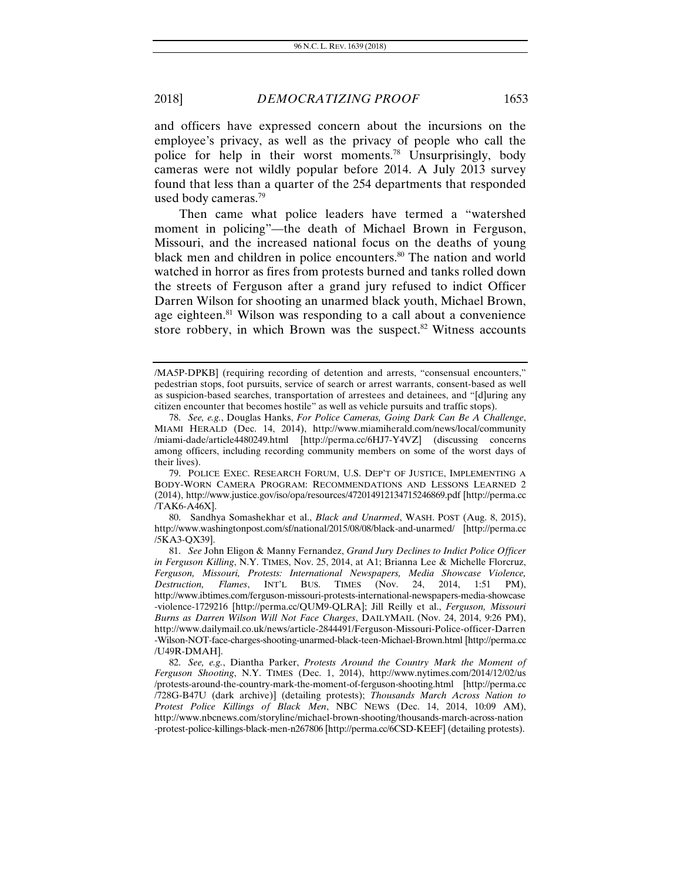and officers have expressed concern about the incursions on the employee's privacy, as well as the privacy of people who call the police for help in their worst moments.[78] Unsurprisingly, body cameras were not wildly popular before 2014. A July 2013 survey found that less than a quarter of the 254 departments that responded used body cameras.[79]

Then came what police leaders have termed a "watershed moment in policing"—the death of Michael Brown in Ferguson, Missouri, and the increased national focus on the deaths of young black men and children in police encounters.[80] The nation and world watched in horror as fires from protests burned and tanks rolled down the streets of Ferguson after a grand jury refused to indict Officer Darren Wilson for shooting an unarmed black youth, Michael Brown, age eighteen.[81] Wilson was responding to a call about a convenience store robbery, in which Brown was the suspect.[82] Witness accounts

---

/MA5P-DPKB] (requiring recording of detention and arrests, "consensual encounters," pedestrian stops, foot pursuits, service of search or arrest warrants, consent-based as well as suspicion-based searches, transportation of arrestees and detainees, and "[d]uring any citizen encounter that becomes hostile" as well as vehicle pursuits and traffic stops).

78. *See, e.g.*, Douglas Hanks, *For Police Cameras, Going Dark Can Be A Challenge*, MIAMI HERALD (Dec. 14, 2014), http://www.miamiherald.com/news/local/community/miami-dade/article4480249.html [http://perma.cc/6HJ7-Y4VZ] (discussing concerns among officers, including recording community members on some of the worst days of their lives).

79. POLICE EXEC. RESEARCH FORUM, U.S. DEP'T OF JUSTICE, IMPLEMENTING A BODY-WORN CAMERA PROGRAM: RECOMMENDATIONS AND LESSONS LEARNED 2 (2014), http://www.justice.gov/iso/opa/resources/472014912134715246869.pdf [http://perma.cc/TAK6-A46X].

80. Sandhya Somashekhar et al., *Black and Unarmed*, WASH. POST (Aug. 8, 2015), http://www.washingtonpost.com/sf/national/2015/08/08/black-and-unarmed/ [http://perma.cc/5KA3-QX39].

81. *See* John Eligon & Manny Fernandez, *Grand Jury Declines to Indict Police Officer in Ferguson Killing*, N.Y. TIMES, Nov. 25, 2014, at A1; Brianna Lee & Michelle Florcruz, *Ferguson, Missouri, Protests: International Newspapers, Media Showcase Violence, Destruction, Flames*, INT'L BUS. TIMES (Nov. 24, 2014, 1:51 PM), http://www.ibtimes.com/ferguson-missouri-protests-international-newspapers-media-showcase-violence-1729216 [http://perma.cc/QUM9-QLRA]; Jill Reilly et al., *Ferguson, Missouri Burns as Darren Wilson Will Not Face Charges*, DAILYMAIL (Nov. 24, 2014, 9:26 PM), http://www.dailymail.co.uk/news/article-2844491/Ferguson-Missouri-Police-officer-Darren-Wilson-NOT-face-charges-shooting-unarmed-black-teen-Michael-Brown.html [http://perma.cc/U49R-DMAH].

82. *See, e.g.*, Diantha Parker, *Protests Around the Country Mark the Moment of Ferguson Shooting*, N.Y. TIMES (Dec. 1, 2014), http://www.nytimes.com/2014/12/02/us/protests-around-the-country-mark-the-moment-of-ferguson-shooting.html [http://perma.cc/728G-B47U (dark archive)] (detailing protests); *Thousands March Across Nation to Protest Police Killings of Black Men*, NBC NEWS (Dec. 14, 2014, 10:09 AM), http://www.nbcnews.com/storyline/michael-brown-shooting/thousands-march-across-nation-protest-police-killings-black-men-n267806 [http://perma.cc/6CSD-KEEF] (detailing protests).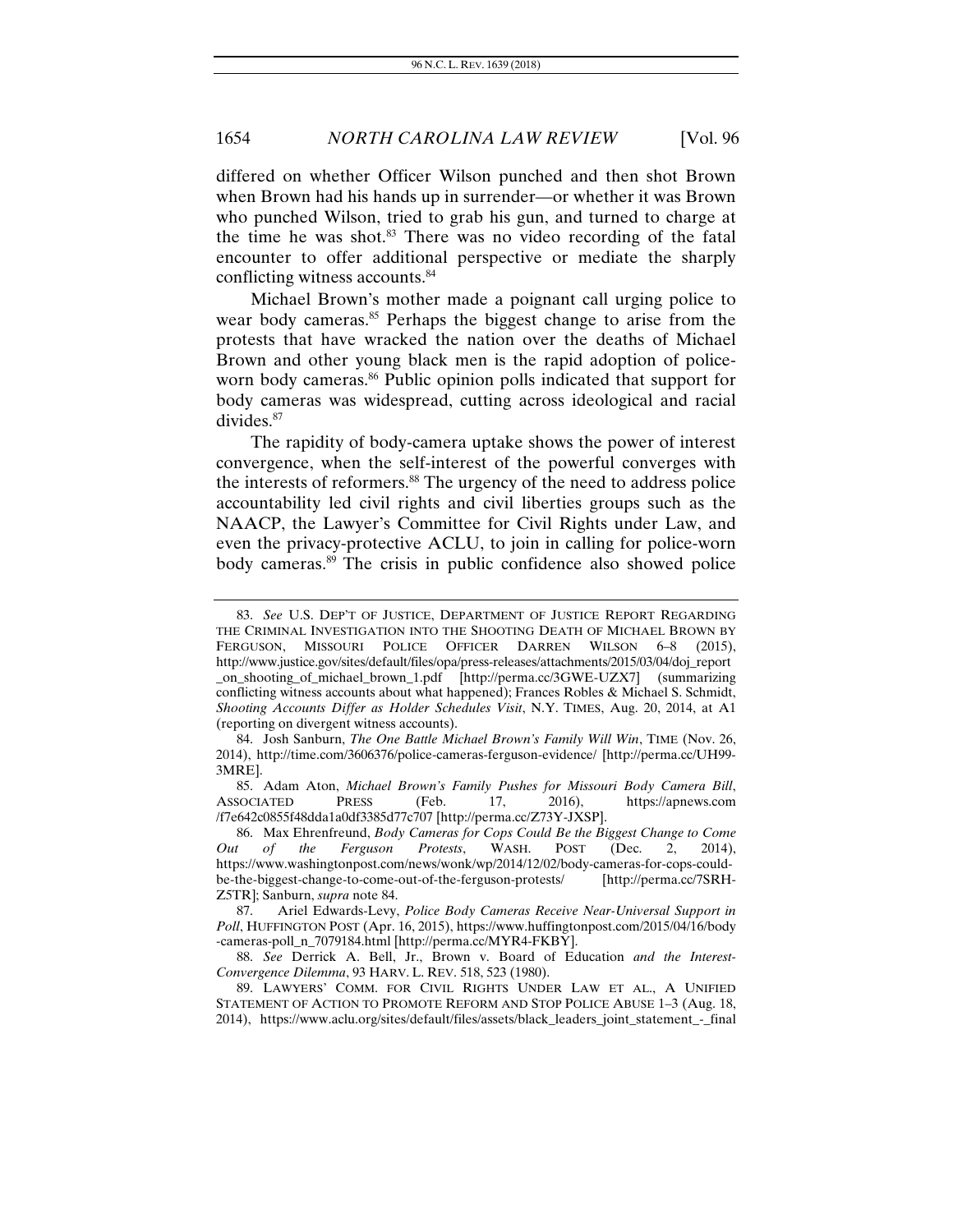differed on whether Officer Wilson punched and then shot Brown when Brown had his hands up in surrender—or whether it was Brown who punched Wilson, tried to grab his gun, and turned to charge at the time he was shot.[83] There was no video recording of the fatal encounter to offer additional perspective or mediate the sharply conflicting witness accounts.[84]

Michael Brown's mother made a poignant call urging police to wear body cameras.[85] Perhaps the biggest change to arise from the protests that have wracked the nation over the deaths of Michael Brown and other young black men is the rapid adoption of police-worn body cameras.[86] Public opinion polls indicated that support for body cameras was widespread, cutting across ideological and racial divides.[87]

The rapidity of body-camera uptake shows the power of interest convergence, when the self-interest of the powerful converges with the interests of reformers.[88] The urgency of the need to address police accountability led civil rights and civil liberties groups such as the NAACP, the Lawyer's Committee for Civil Rights under Law, and even the privacy-protective ACLU, to join in calling for police-worn body cameras.[89] The crisis in public confidence also showed police

---

83. *See* U.S. DEP'T OF JUSTICE, DEPARTMENT OF JUSTICE REPORT REGARDING THE CRIMINAL INVESTIGATION INTO THE SHOOTING DEATH OF MICHAEL BROWN BY FERGUSON, MISSOURI POLICE OFFICER DARREN WILSON 6–8 (2015), http://www.justice.gov/sites/default/files/opa/press-releases/attachments/2015/03/04/doj_report_on_shooting_of_michael_brown_1.pdf [http://perma.cc/3GWE-UZX7] (summarizing conflicting witness accounts about what happened); Frances Robles & Michael S. Schmidt, *Shooting Accounts Differ as Holder Schedules Visit*, N.Y. TIMES, Aug. 20, 2014, at A1 (reporting on divergent witness accounts).

84. Josh Sanburn, *The One Battle Michael Brown's Family Will Win*, TIME (Nov. 26, 2014), http://time.com/3606376/police-cameras-ferguson-evidence/ [http://perma.cc/UH99-3MRE].

85. Adam Aton, *Michael Brown's Family Pushes for Missouri Body Camera Bill*, ASSOCIATED PRESS (Feb. 17, 2016), https://apnews.com/f7e642c0855f48dda1a0df3385d77c707 [http://perma.cc/Z73Y-JXSP].

86. Max Ehrenfreund, *Body Cameras for Cops Could Be the Biggest Change to Come Out of the Ferguson Protests*, WASH. POST (Dec. 2, 2014), https://www.washingtonpost.com/news/wonk/wp/2014/12/02/body-cameras-for-cops-could-be-the-biggest-change-to-come-out-of-the-ferguson-protests/ [http://perma.cc/7SRH-Z5TR]; Sanburn, *supra* note 84.

87. Ariel Edwards-Levy, *Police Body Cameras Receive Near-Universal Support in Poll*, HUFFINGTON POST (Apr. 16, 2015), https://www.huffingtonpost.com/2015/04/16/body-cameras-poll_n_7079184.html [http://perma.cc/MYR4-FKBY].

88. *See* Derrick A. Bell, Jr., Brown v. Board of Education *and the Interest-Convergence Dilemma*, 93 HARV. L. REV. 518, 523 (1980).

89. LAWYERS' COMM. FOR CIVIL RIGHTS UNDER LAW ET AL., A UNIFIED STATEMENT OF ACTION TO PROMOTE REFORM AND STOP POLICE ABUSE 1–3 (Aug. 18, 2014), https://www.aclu.org/sites/default/files/assets/black_leaders_joint_statement_-_final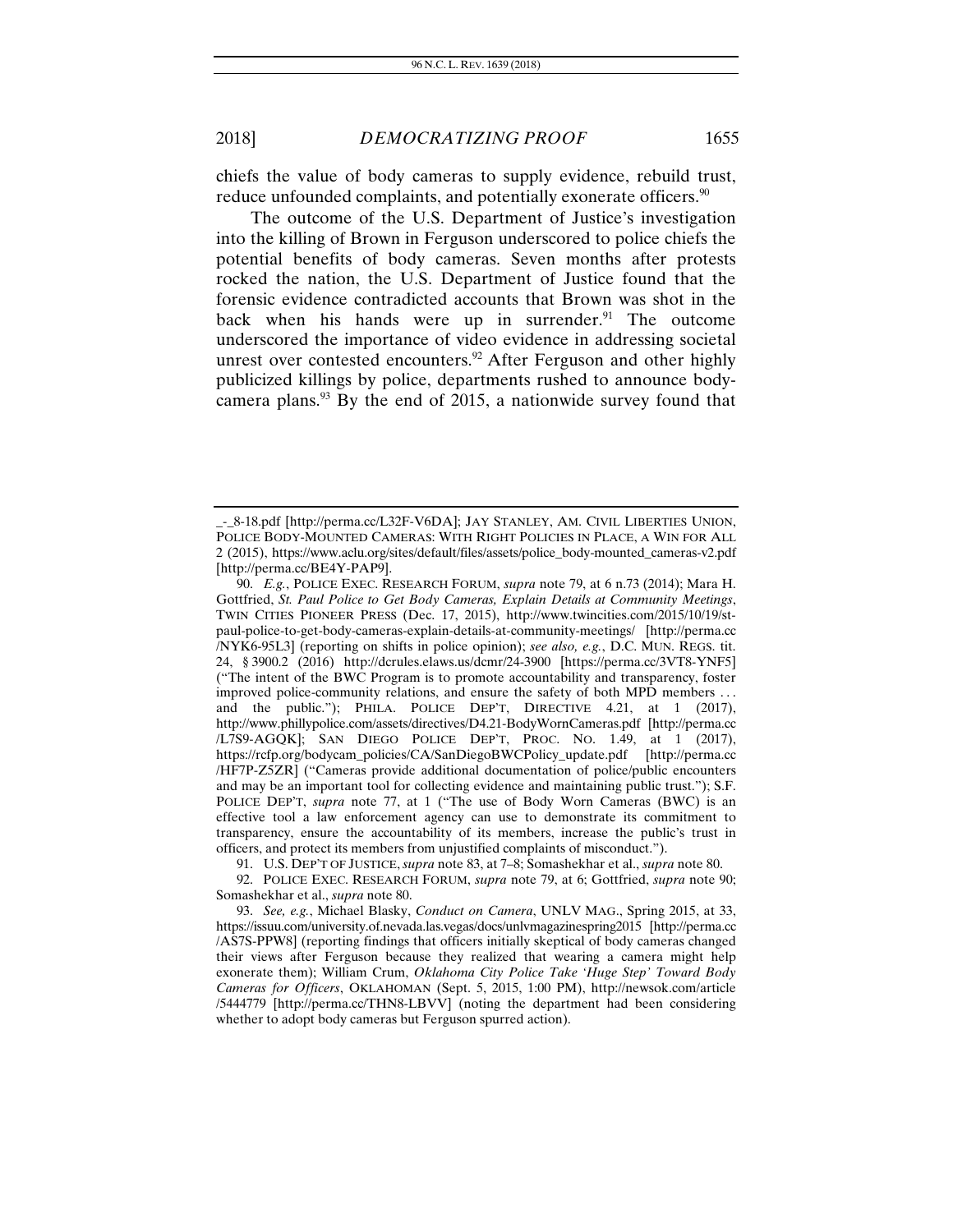chiefs the value of body cameras to supply evidence, rebuild trust, reduce unfounded complaints, and potentially exonerate officers.[90]

The outcome of the U.S. Department of Justice's investigation into the killing of Brown in Ferguson underscored to police chiefs the potential benefits of body cameras. Seven months after protests rocked the nation, the U.S. Department of Justice found that the forensic evidence contradicted accounts that Brown was shot in the back when his hands were up in surrender.[91] The outcome underscored the importance of video evidence in addressing societal unrest over contested encounters.[92] After Ferguson and other highly publicized killings by police, departments rushed to announce body-camera plans.[93] By the end of 2015, a nationwide survey found that

---

_-_8-18.pdf [http://perma.cc/L32F-V6DA]; JAY STANLEY, AM. CIVIL LIBERTIES UNION, POLICE BODY-MOUNTED CAMERAS: WITH RIGHT POLICIES IN PLACE, A WIN FOR ALL 2 (2015), https://www.aclu.org/sites/default/files/assets/police_body-mounted_cameras-v2.pdf [http://perma.cc/BE4Y-PAP9].

90. *E.g.*, POLICE EXEC. RESEARCH FORUM, *supra* note 79, at 6 n.73 (2014); Mara H. Gottfried, *St. Paul Police to Get Body Cameras, Explain Details at Community Meetings*, TWIN CITIES PIONEER PRESS (Dec. 17, 2015), http://www.twincities.com/2015/10/19/st-paul-police-to-get-body-cameras-explain-details-at-community-meetings/ [http://perma.cc/NYK6-95L3] (reporting on shifts in police opinion); *see also, e.g.*, D.C. MUN. REGS. tit. 24, § 3900.2 (2016) http://dcrules.elaws.us/dcmr/24-3900 [https://perma.cc/3VT8-YNF5] ("The intent of the BWC Program is to promote accountability and transparency, foster improved police-community relations, and ensure the safety of both MPD members . . . and the public."); PHILA. POLICE DEP'T, DIRECTIVE 4.21, at 1 (2017), http://www.phillypolice.com/assets/directives/D4.21-BodyWornCameras.pdf [http://perma.cc/L7S9-AGQK]; SAN DIEGO POLICE DEP'T, PROC. NO. 1.49, at 1 (2017), https://rcfp.org/bodycam_policies/CA/SanDiegoBWCPolicy_update.pdf [http://perma.cc/HF7P-Z5ZR] ("Cameras provide additional documentation of police/public encounters and may be an important tool for collecting evidence and maintaining public trust."); S.F. POLICE DEP'T, *supra* note 77, at 1 ("The use of Body Worn Cameras (BWC) is an effective tool a law enforcement agency can use to demonstrate its commitment to transparency, ensure the accountability of its members, increase the public's trust in officers, and protect its members from unjustified complaints of misconduct.").

91. U.S. DEP'T OF JUSTICE, *supra* note 83, at 7–8; Somashekhar et al., *supra* note 80.

92. POLICE EXEC. RESEARCH FORUM, *supra* note 79, at 6; Gottfried, *supra* note 90; Somashekhar et al., *supra* note 80.

93. *See, e.g.*, Michael Blasky, *Conduct on Camera*, UNLV MAG., Spring 2015, at 33, https://issuu.com/university.of.nevada.las.vegas/docs/unlvmagazinespring2015 [http://perma.cc/AS7S-PPW8] (reporting findings that officers initially skeptical of body cameras changed their views after Ferguson because they realized that wearing a camera might help exonerate them); William Crum, *Oklahoma City Police Take 'Huge Step' Toward Body Cameras for Officers*, OKLAHOMAN (Sept. 5, 2015, 1:00 PM), http://newsok.com/article/5444779 [http://perma.cc/THN8-LBVV] (noting the department had been considering whether to adopt body cameras but Ferguson spurred action).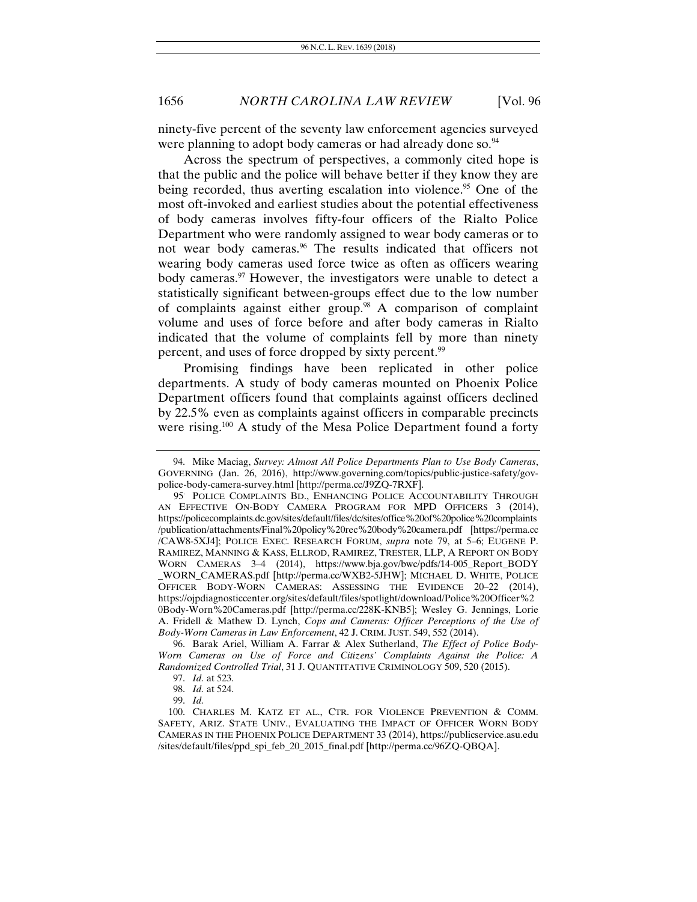ninety-five percent of the seventy law enforcement agencies surveyed were planning to adopt body cameras or had already done so.[94]

Across the spectrum of perspectives, a commonly cited hope is that the public and the police will behave better if they know they are being recorded, thus averting escalation into violence.[95] One of the most oft-invoked and earliest studies about the potential effectiveness of body cameras involves fifty-four officers of the Rialto Police Department who were randomly assigned to wear body cameras or to not wear body cameras.[96] The results indicated that officers not wearing body cameras used force twice as often as officers wearing body cameras.[97] However, the investigators were unable to detect a statistically significant between-groups effect due to the low number of complaints against either group.[98] A comparison of complaint volume and uses of force before and after body cameras in Rialto indicated that the volume of complaints fell by more than ninety percent, and uses of force dropped by sixty percent.[99]

Promising findings have been replicated in other police departments. A study of body cameras mounted on Phoenix Police Department officers found that complaints against officers declined by 22.5% even as complaints against officers in comparable precincts were rising.[100] A study of the Mesa Police Department found a forty

---

94. Mike Maciag, *Survey: Almost All Police Departments Plan to Use Body Cameras*, GOVERNING (Jan. 26, 2016), http://www.governing.com/topics/public-justice-safety/gov-police-body-camera-survey.html [http://perma.cc/J9ZQ-7RXF].

95. POLICE COMPLAINTS BD., ENHANCING POLICE ACCOUNTABILITY THROUGH AN EFFECTIVE ON-BODY CAMERA PROGRAM FOR MPD OFFICERS 3 (2014), https://policecomplaints.dc.gov/sites/default/files/dc/sites/office%20of%20police%20complaints/publication/attachments/Final%20policy%20rec%20body%20camera.pdf [https://perma.cc/CAW8-5XJ4]; POLICE EXEC. RESEARCH FORUM, *supra* note 79, at 5–6; EUGENE P. RAMIREZ, MANNING & KASS, ELLROD, RAMIREZ, TRESTER, LLP, A REPORT ON BODY WORN CAMERAS 3–4 (2014), https://www.bja.gov/bwc/pdfs/14-005_Report_BODY_WORN_CAMERAS.pdf [http://perma.cc/WXB2-5JHW]; MICHAEL D. WHITE, POLICE OFFICER BODY-WORN CAMERAS: ASSESSING THE EVIDENCE 20–22 (2014), https://ojpdiagnosticcenter.org/sites/default/files/spotlight/download/Police%20Officer%20Body-Worn%20Cameras.pdf [http://perma.cc/228K-KNB5]; Wesley G. Jennings, Lorie A. Fridell & Mathew D. Lynch, *Cops and Cameras: Officer Perceptions of the Use of Body-Worn Cameras in Law Enforcement*, 42 J. CRIM. JUST. 549, 552 (2014).

96. Barak Ariel, William A. Farrar & Alex Sutherland, *The Effect of Police Body-Worn Cameras on Use of Force and Citizens' Complaints Against the Police: A Randomized Controlled Trial*, 31 J. QUANTITATIVE CRIMINOLOGY 509, 520 (2015).

97. *Id.* at 523.

98. *Id.* at 524.

99. *Id.*

100. CHARLES M. KATZ ET AL., CTR. FOR VIOLENCE PREVENTION & COMM. SAFETY, ARIZ. STATE UNIV., EVALUATING THE IMPACT OF OFFICER WORN BODY CAMERAS IN THE PHOENIX POLICE DEPARTMENT 33 (2014), https://publicservice.asu.edu/sites/default/files/ppd_spi_feb_20_2015_final.pdf [http://perma.cc/96ZQ-QBQA].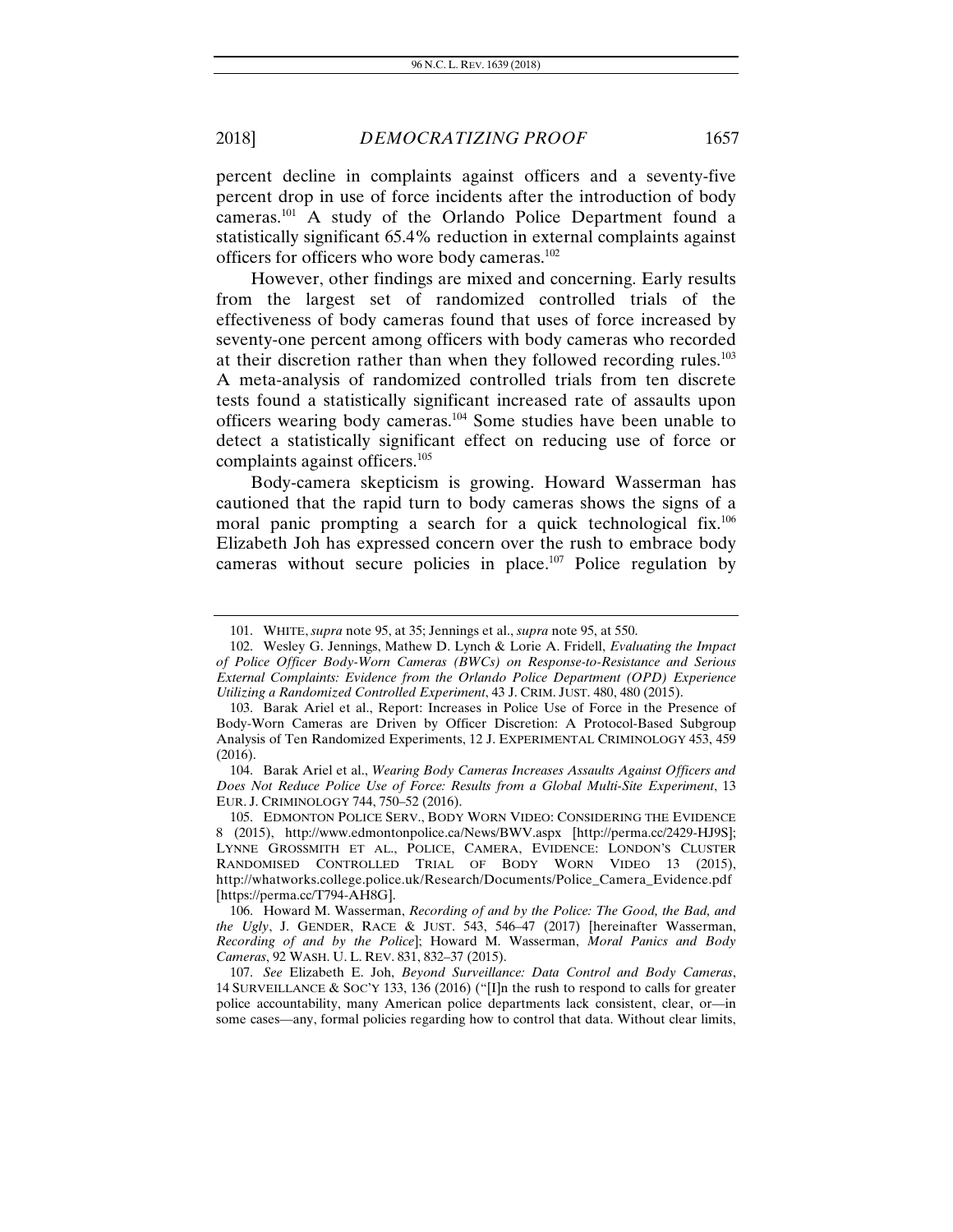percent decline in complaints against officers and a seventy-five percent drop in use of force incidents after the introduction of body cameras.[101] A study of the Orlando Police Department found a statistically significant 65.4% reduction in external complaints against officers for officers who wore body cameras.[102]

However, other findings are mixed and concerning. Early results from the largest set of randomized controlled trials of the effectiveness of body cameras found that uses of force increased by seventy-one percent among officers with body cameras who recorded at their discretion rather than when they followed recording rules.[103] A meta-analysis of randomized controlled trials from ten discrete tests found a statistically significant increased rate of assaults upon officers wearing body cameras.[104] Some studies have been unable to detect a statistically significant effect on reducing use of force or complaints against officers.[105]

Body-camera skepticism is growing. Howard Wasserman has cautioned that the rapid turn to body cameras shows the signs of a moral panic prompting a search for a quick technological fix.[106] Elizabeth Joh has expressed concern over the rush to embrace body cameras without secure policies in place.[107] Police regulation by

---

101. WHITE, *supra* note 95, at 35; Jennings et al., *supra* note 95, at 550.

102. Wesley G. Jennings, Mathew D. Lynch & Lorie A. Fridell, *Evaluating the Impact of Police Officer Body-Worn Cameras (BWCs) on Response-to-Resistance and Serious External Complaints: Evidence from the Orlando Police Department (OPD) Experience Utilizing a Randomized Controlled Experiment*, 43 J. CRIM. JUST. 480, 480 (2015).

103. Barak Ariel et al., Report: Increases in Police Use of Force in the Presence of Body-Worn Cameras are Driven by Officer Discretion: A Protocol-Based Subgroup Analysis of Ten Randomized Experiments, 12 J. EXPERIMENTAL CRIMINOLOGY 453, 459 (2016).

104. Barak Ariel et al., *Wearing Body Cameras Increases Assaults Against Officers and Does Not Reduce Police Use of Force: Results from a Global Multi-Site Experiment*, 13 EUR. J. CRIMINOLOGY 744, 750–52 (2016).

105. EDMONTON POLICE SERV., BODY WORN VIDEO: CONSIDERING THE EVIDENCE 8 (2015), http://www.edmontonpolice.ca/News/BWV.aspx [http://perma.cc/2429-HJ9S]; LYNNE GROSSMITH ET AL., POLICE, CAMERA, EVIDENCE: LONDON'S CLUSTER RANDOMISED CONTROLLED TRIAL OF BODY WORN VIDEO 13 (2015), http://whatworks.college.police.uk/Research/Documents/Police_Camera_Evidence.pdf [https://perma.cc/T794-AH8G].

106. Howard M. Wasserman, *Recording of and by the Police: The Good, the Bad, and the Ugly*, J. GENDER, RACE & JUST. 543, 546–47 (2017) [hereinafter Wasserman, *Recording of and by the Police*]; Howard M. Wasserman, *Moral Panics and Body Cameras*, 92 WASH. U. L. REV. 831, 832–37 (2015).

107. *See* Elizabeth E. Joh, *Beyond Surveillance: Data Control and Body Cameras*, 14 SURVEILLANCE & SOC'Y 133, 136 (2016) ("[I]n the rush to respond to calls for greater police accountability, many American police departments lack consistent, clear, or—in some cases—any, formal policies regarding how to control that data. Without clear limits,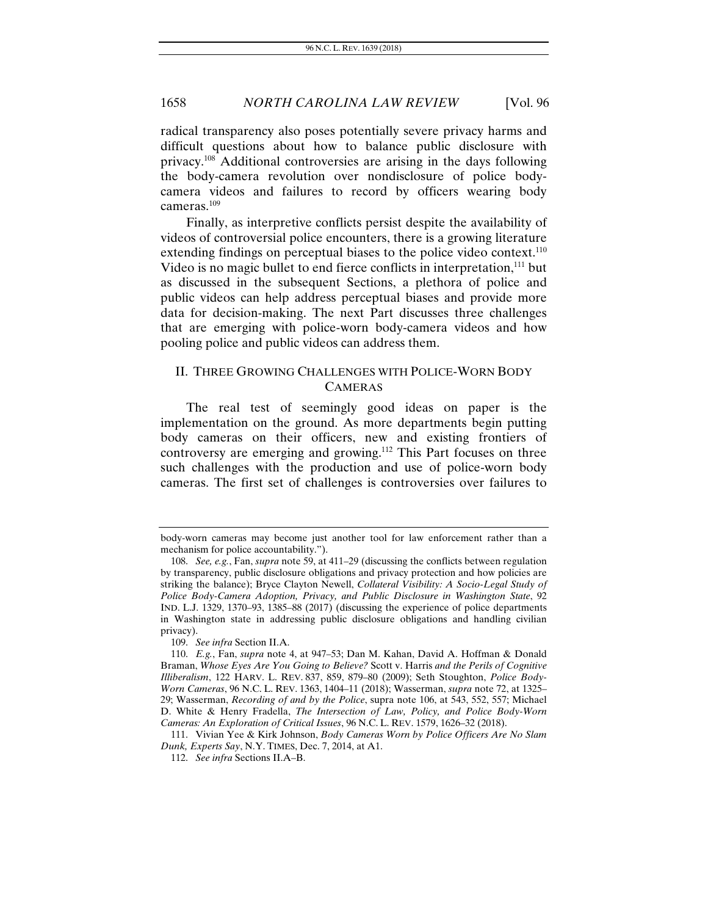radical transparency also poses potentially severe privacy harms and difficult questions about how to balance public disclosure with privacy.[108] Additional controversies are arising in the days following the body-camera revolution over nondisclosure of police body-camera videos and failures to record by officers wearing body cameras.[109]

Finally, as interpretive conflicts persist despite the availability of videos of controversial police encounters, there is a growing literature extending findings on perceptual biases to the police video context.[110] Video is no magic bullet to end fierce conflicts in interpretation,[111] but as discussed in the subsequent Sections, a plethora of police and public videos can help address perceptual biases and provide more data for decision-making. The next Part discusses three challenges that are emerging with police-worn body-camera videos and how pooling police and public videos can address them.

## II. THREE GROWING CHALLENGES WITH POLICE-WORN BODY CAMERAS

The real test of seemingly good ideas on paper is the implementation on the ground. As more departments begin putting body cameras on their officers, new and existing frontiers of controversy are emerging and growing.[112] This Part focuses on three such challenges with the production and use of police-worn body cameras. The first set of challenges is controversies over failures to

---

body-worn cameras may become just another tool for law enforcement rather than a mechanism for police accountability.").

108. *See, e.g.*, Fan, *supra* note 59, at 411–29 (discussing the conflicts between regulation by transparency, public disclosure obligations and privacy protection and how policies are striking the balance); Bryce Clayton Newell, *Collateral Visibility: A Socio-Legal Study of Police Body-Camera Adoption, Privacy, and Public Disclosure in Washington State*, 92 IND. L.J. 1329, 1370–93, 1385–88 (2017) (discussing the experience of police departments in Washington state in addressing public disclosure obligations and handling civilian privacy).

109. *See infra* Section II.A.

110. *E.g.*, Fan, *supra* note 4, at 947–53; Dan M. Kahan, David A. Hoffman & Donald Braman, *Whose Eyes Are You Going to Believe?* Scott v. Harris *and the Perils of Cognitive Illiberalism*, 122 HARV. L. REV. 837, 859, 879–80 (2009); Seth Stoughton, *Police Body-Worn Cameras*, 96 N.C. L. REV. 1363, 1404–11 (2018); Wasserman, *supra* note 72, at 1325–29; Wasserman, *Recording of and by the Police*, supra note 106, at 543, 552, 557; Michael D. White & Henry Fradella, *The Intersection of Law, Policy, and Police Body-Worn Cameras: An Exploration of Critical Issues*, 96 N.C. L. REV. 1579, 1626–32 (2018).

111. Vivian Yee & Kirk Johnson, *Body Cameras Worn by Police Officers Are No Slam Dunk, Experts Say*, N.Y. TIMES, Dec. 7, 2014, at A1.

112. *See infra* Sections II.A–B.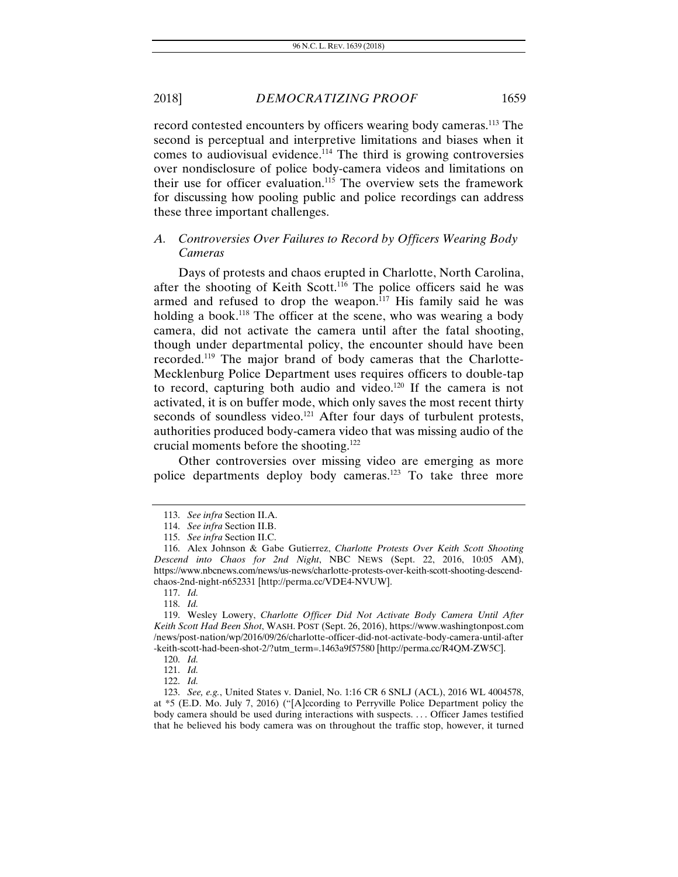record contested encounters by officers wearing body cameras.[113] The second is perceptual and interpretive limitations and biases when it comes to audiovisual evidence.[114] The third is growing controversies over nondisclosure of police body-camera videos and limitations on their use for officer evaluation.[115] The overview sets the framework for discussing how pooling public and police recordings can address these three important challenges.

### *A. Controversies Over Failures to Record by Officers Wearing Body Cameras*

Days of protests and chaos erupted in Charlotte, North Carolina, after the shooting of Keith Scott.[116] The police officers said he was armed and refused to drop the weapon.[117] His family said he was holding a book.[118] The officer at the scene, who was wearing a body camera, did not activate the camera until after the fatal shooting, though under departmental policy, the encounter should have been recorded.[119] The major brand of body cameras that the Charlotte-Mecklenburg Police Department uses requires officers to double-tap to record, capturing both audio and video.[120] If the camera is not activated, it is on buffer mode, which only saves the most recent thirty seconds of soundless video.[121] After four days of turbulent protests, authorities produced body-camera video that was missing audio of the crucial moments before the shooting.[122]

Other controversies over missing video are emerging as more police departments deploy body cameras.[123] To take three more

---

113. *See infra* Section II.A.

114. *See infra* Section II.B.

115. *See infra* Section II.C.

116. Alex Johnson & Gabe Gutierrez, *Charlotte Protests Over Keith Scott Shooting Descend into Chaos for 2nd Night*, NBC NEWS (Sept. 22, 2016, 10:05 AM), https://www.nbcnews.com/news/us-news/charlotte-protests-over-keith-scott-shooting-descend-chaos-2nd-night-n652331 [http://perma.cc/VDE4-NVUW].

117. *Id.*

118. *Id.*

119. Wesley Lowery, *Charlotte Officer Did Not Activate Body Camera Until After Keith Scott Had Been Shot*, WASH. POST (Sept. 26, 2016), https://www.washingtonpost.com/news/post-nation/wp/2016/09/26/charlotte-officer-did-not-activate-body-camera-until-after-keith-scott-had-been-shot-2/?utm_term=.1463a9f57580 [http://perma.cc/R4QM-ZW5C].

120. *Id.*

121. *Id.*

122. *Id.*

123. *See, e.g.*, United States v. Daniel, No. 1:16 CR 6 SNLJ (ACL), 2016 WL 4004578, at *5 (E.D. Mo. July 7, 2016) ("[A]ccording to Perryville Police Department policy the body camera should be used during interactions with suspects. . . . Officer James testified that he believed his body camera was on throughout the traffic stop, however, it turned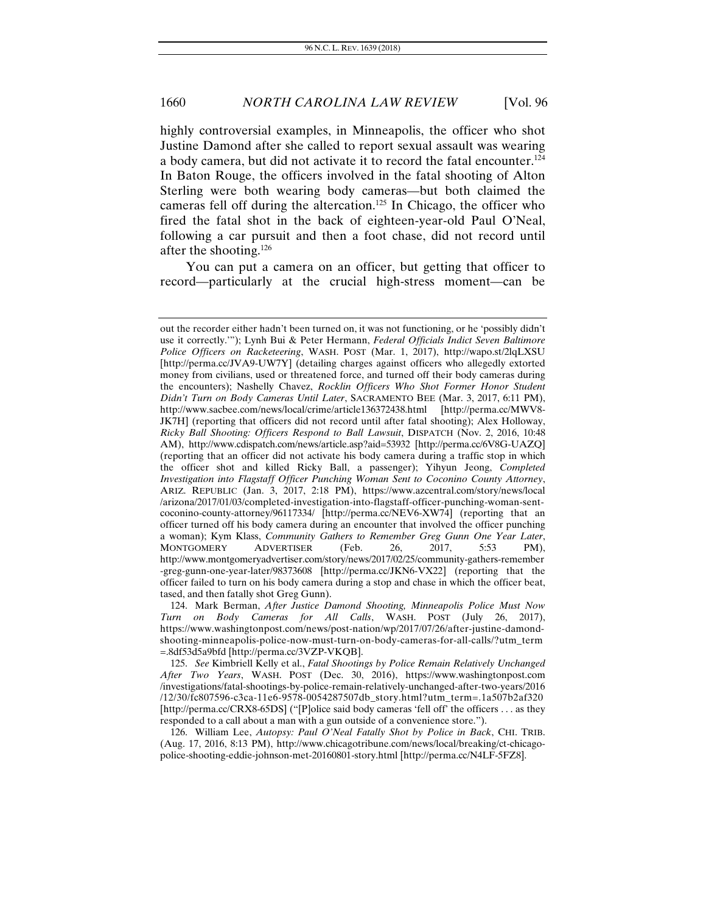highly controversial examples, in Minneapolis, the officer who shot Justine Damond after she called to report sexual assault was wearing a body camera, but did not activate it to record the fatal encounter.[124] In Baton Rouge, the officers involved in the fatal shooting of Alton Sterling were both wearing body cameras—but both claimed the cameras fell off during the altercation.[125] In Chicago, the officer who fired the fatal shot in the back of eighteen-year-old Paul O'Neal, following a car pursuit and then a foot chase, did not record until after the shooting.[126]

You can put a camera on an officer, but getting that officer to record—particularly at the crucial high-stress moment—can be

---

out the recorder either hadn't been turned on, it was not functioning, or he 'possibly didn't use it correctly.'"); Lynh Bui & Peter Hermann, *Federal Officials Indict Seven Baltimore Police Officers on Racketeering*, WASH. POST (Mar. 1, 2017), http://wapo.st/2lqLXSU [http://perma.cc/JVA9-UW7Y] (detailing charges against officers who allegedly extorted money from civilians, used or threatened force, and turned off their body cameras during the encounters); Nashelly Chavez, *Rocklin Officers Who Shot Former Honor Student Didn't Turn on Body Cameras Until Later*, SACRAMENTO BEE (Mar. 3, 2017, 6:11 PM), http://www.sacbee.com/news/local/crime/article136372438.html [http://perma.cc/MWV8-JK7H] (reporting that officers did not record until after fatal shooting); Alex Holloway, *Ricky Ball Shooting: Officers Respond to Ball Lawsuit*, DISPATCH (Nov. 2, 2016, 10:48 AM), http://www.cdispatch.com/news/article.asp?aid=53932 [http://perma.cc/6V8G-UAZQ] (reporting that an officer did not activate his body camera during a traffic stop in which the officer shot and killed Ricky Ball, a passenger); Yihyun Jeong, *Completed Investigation into Flagstaff Officer Punching Woman Sent to Coconino County Attorney*, ARIZ. REPUBLIC (Jan. 3, 2017, 2:18 PM), https://www.azcentral.com/story/news/local/arizona/2017/01/03/completed-investigation-into-flagstaff-officer-punching-woman-sent-coconino-county-attorney/96117334/ [http://perma.cc/NEV6-XW74] (reporting that an officer turned off his body camera during an encounter that involved the officer punching a woman); Kym Klass, *Community Gathers to Remember Greg Gunn One Year Later*, MONTGOMERY ADVERTISER (Feb. 26, 2017, 5:53 PM), http://www.montgomeryadvertiser.com/story/news/2017/02/25/community-gathers-remember-greg-gunn-one-year-later/98373608 [http://perma.cc/JKN6-VX22] (reporting that the officer failed to turn on his body camera during a stop and chase in which the officer beat, tased, and then fatally shot Greg Gunn).

124. Mark Berman, *After Justice Damond Shooting, Minneapolis Police Must Now Turn on Body Cameras for All Calls*, WASH. POST (July 26, 2017), https://www.washingtonpost.com/news/post-nation/wp/2017/07/26/after-justine-damond-shooting-minneapolis-police-now-must-turn-on-body-cameras-for-all-calls/?utm_term=.8df53d5a9bfd [http://perma.cc/3VZP-VKQB].

125. *See* Kimbriell Kelly et al., *Fatal Shootings by Police Remain Relatively Unchanged After Two Years*, WASH. POST (Dec. 30, 2016), https://www.washingtonpost.com/investigations/fatal-shootings-by-police-remain-relatively-unchanged-after-two-years/2016/12/30/fc807596-c3ca-11e6-9578-0054287507db_story.html?utm_term=.1a507b2af320 [http://perma.cc/CRX8-65DS] ("[P]olice said body cameras 'fell off' the officers . . . as they responded to a call about a man with a gun outside of a convenience store.").

126. William Lee, *Autopsy: Paul O'Neal Fatally Shot by Police in Back*, CHI. TRIB. (Aug. 17, 2016, 8:13 PM), http://www.chicagotribune.com/news/local/breaking/ct-chicago-police-shooting-eddie-johnson-met-20160801-story.html [http://perma.cc/N4LF-5FZ8].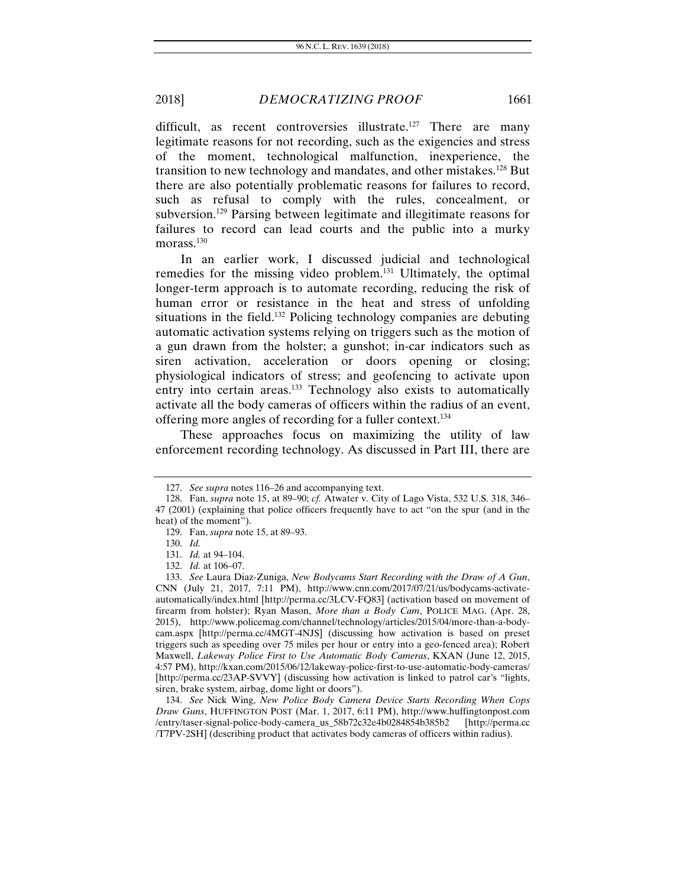difficult, as recent controversies illustrate.[127] There are many legitimate reasons for not recording, such as the exigencies and stress of the moment, technological malfunction, inexperience, the transition to new technology and mandates, and other mistakes.[128] But there are also potentially problematic reasons for failures to record, such as refusal to comply with the rules, concealment, or subversion.[129] Parsing between legitimate and illegitimate reasons for failures to record can lead courts and the public into a murky morass.[130]

In an earlier work, I discussed judicial and technological remedies for the missing video problem.[131] Ultimately, the optimal longer-term approach is to automate recording, reducing the risk of human error or resistance in the heat and stress of unfolding situations in the field.[132] Policing technology companies are debuting automatic activation systems relying on triggers such as the motion of a gun drawn from the holster; a gunshot; in-car indicators such as siren activation, acceleration or doors opening or closing; physiological indicators of stress; and geofencing to activate upon entry into certain areas.[133] Technology also exists to automatically activate all the body cameras of officers within the radius of an event, offering more angles of recording for a fuller context.[134]

These approaches focus on maximizing the utility of law enforcement recording technology. As discussed in Part III, there are

---

127. *See supra* notes 116–26 and accompanying text.

128. Fan, *supra* note 15, at 89–90; *cf.* Atwater v. City of Lago Vista, 532 U.S. 318, 346–47 (2001) (explaining that police officers frequently have to act "on the spur (and in the heat) of the moment").

129. Fan, *supra* note 15, at 89–93.

130. *Id.*

131. *Id.* at 94–104.

132. *Id.* at 106–07.

133. *See* Laura Diaz-Zuniga, *New Bodycams Start Recording with the Draw of A Gun*, CNN (July 21, 2017, 7:11 PM), http://www.cnn.com/2017/07/21/us/bodycams-activate-automatically/index.html [http://perma.cc/3LCV-FQ83] (activation based on movement of firearm from holster); Ryan Mason, *More than a Body Cam*, POLICE MAG. (Apr. 28, 2015), http://www.policemag.com/channel/technology/articles/2015/04/more-than-a-body-cam.aspx [http://perma.cc/4MGT-4NJS] (discussing how activation is based on preset triggers such as speeding over 75 miles per hour or entry into a geo-fenced area); Robert Maxwell, *Lakeway Police First to Use Automatic Body Cameras*, KXAN (June 12, 2015, 4:57 PM), http://kxan.com/2015/06/12/lakeway-police-first-to-use-automatic-body-cameras/ [http://perma.cc/23AP-SVVY] (discussing how activation is linked to patrol car's "lights, siren, brake system, airbag, dome light or doors").

134. *See* Nick Wing, *New Police Body Camera Device Starts Recording When Cops Draw Guns*, HUFFINGTON POST (Mar. 1, 2017, 6:11 PM), http://www.huffingtonpost.com/entry/taser-signal-police-body-camera_us_58b72c32e4b0284854b385b2 [http://perma.cc/T7PV-2SH] (describing product that activates body cameras of officers within radius).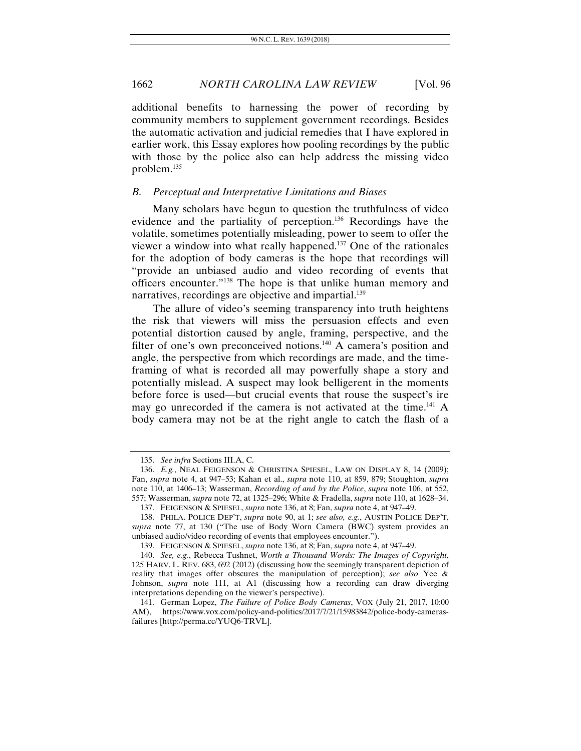additional benefits to harnessing the power of recording by community members to supplement government recordings. Besides the automatic activation and judicial remedies that I have explored in earlier work, this Essay explores how pooling recordings by the public with those by the police also can help address the missing video problem.[135]

### *B. Perceptual and Interpretative Limitations and Biases*

Many scholars have begun to question the truthfulness of video evidence and the partiality of perception.[136] Recordings have the volatile, sometimes potentially misleading, power to seem to offer the viewer a window into what really happened.[137] One of the rationales for the adoption of body cameras is the hope that recordings will "provide an unbiased audio and video recording of events that officers encounter."[138] The hope is that unlike human memory and narratives, recordings are objective and impartial.[139]

The allure of video's seeming transparency into truth heightens the risk that viewers will miss the persuasion effects and even potential distortion caused by angle, framing, perspective, and the filter of one's own preconceived notions.[140] A camera's position and angle, the perspective from which recordings are made, and the time-framing of what is recorded all may powerfully shape a story and potentially mislead. A suspect may look belligerent in the moments before force is used—but crucial events that rouse the suspect's ire may go unrecorded if the camera is not activated at the time.[141] A body camera may not be at the right angle to catch the flash of a

---

135. *See infra* Sections III.A, C.

136. *E.g.*, NEAL FEIGENSON & CHRISTINA SPIESEL, LAW ON DISPLAY 8, 14 (2009); Fan, *supra* note 4, at 947–53; Kahan et al., *supra* note 110, at 859, 879; Stoughton, *supra* note 110, at 1406–13; Wasserman, *Recording of and by the Police*, *supra* note 106, at 552, 557; Wasserman, *supra* note 72, at 1325–296; White & Fradella, *supra* note 110, at 1628–34.

137. FEIGENSON & SPIESEL, *supra* note 136, at 8; Fan, *supra* note 4, at 947–49.

138. PHILA. POLICE DEP'T, *supra* note 90, at 1; *see also, e.g.*, AUSTIN POLICE DEP'T, *supra* note 77, at 130 ("The use of Body Worn Camera (BWC) system provides an unbiased audio/video recording of events that employees encounter.").

139. FEIGENSON & SPIESEL, *supra* note 136, at 8; Fan, *supra* note 4, at 947–49.

140. *See, e.g.*, Rebecca Tushnet, *Worth a Thousand Words: The Images of Copyright*, 125 HARV. L. REV. 683, 692 (2012) (discussing how the seemingly transparent depiction of reality that images offer obscures the manipulation of perception); *see also* Yee & Johnson, *supra* note 111, at A1 (discussing how a recording can draw diverging interpretations depending on the viewer's perspective).

141. German Lopez, *The Failure of Police Body Cameras*, VOX (July 21, 2017, 10:00 AM), https://www.vox.com/policy-and-politics/2017/7/21/15983842/police-body-cameras-failures [http://perma.cc/YUQ6-TRVL].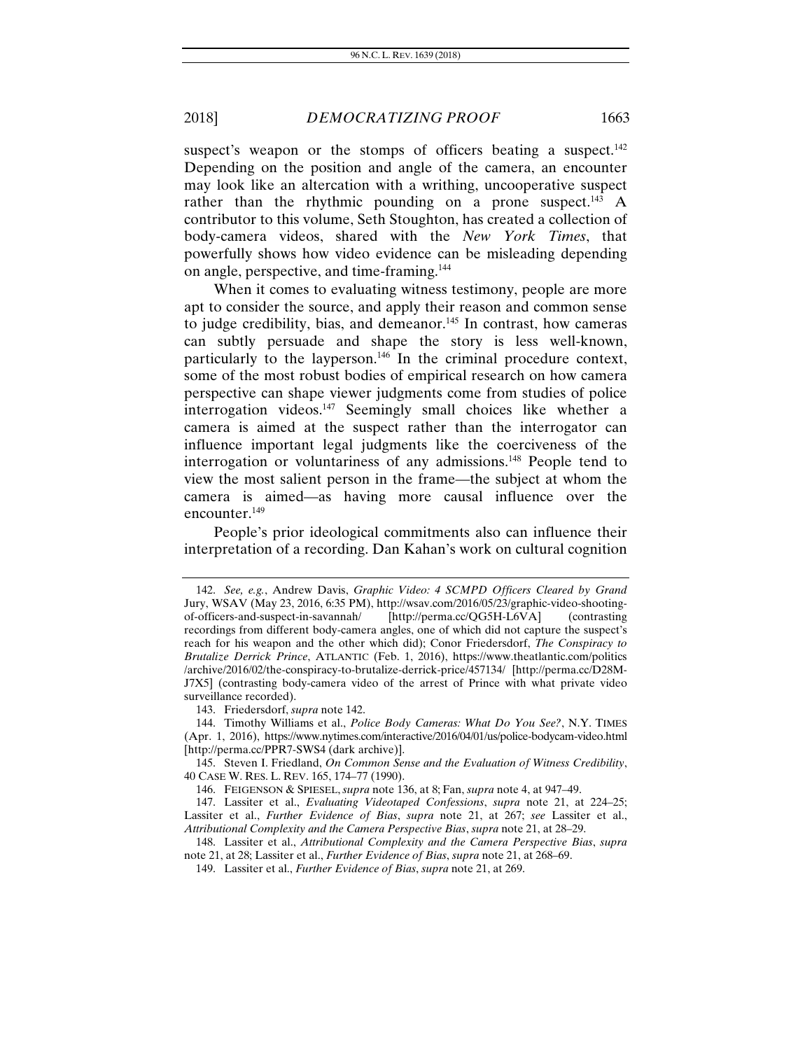suspect's weapon or the stomps of officers beating a suspect.[142] Depending on the position and angle of the camera, an encounter may look like an altercation with a writhing, uncooperative suspect rather than the rhythmic pounding on a prone suspect.[143] A contributor to this volume, Seth Stoughton, has created a collection of body-camera videos, shared with the *New York Times*, that powerfully shows how video evidence can be misleading depending on angle, perspective, and time-framing.[144]

When it comes to evaluating witness testimony, people are more apt to consider the source, and apply their reason and common sense to judge credibility, bias, and demeanor.[145] In contrast, how cameras can subtly persuade and shape the story is less well-known, particularly to the layperson.[146] In the criminal procedure context, some of the most robust bodies of empirical research on how camera perspective can shape viewer judgments come from studies of police interrogation videos.[147] Seemingly small choices like whether a camera is aimed at the suspect rather than the interrogator can influence important legal judgments like the coerciveness of the interrogation or voluntariness of any admissions.[148] People tend to view the most salient person in the frame—the subject at whom the camera is aimed—as having more causal influence over the encounter.[149]

People's prior ideological commitments also can influence their interpretation of a recording. Dan Kahan's work on cultural cognition

---

142. *See, e.g.*, Andrew Davis, *Graphic Video: 4 SCMPD Officers Cleared by Grand* Jury, WSAV (May 23, 2016, 6:35 PM), http://wsav.com/2016/05/23/graphic-video-shooting-of-officers-and-suspect-in-savannah/ [http://perma.cc/QG5H-L6VA] (contrasting recordings from different body-camera angles, one of which did not capture the suspect's reach for his weapon and the other which did); Conor Friedersdorf, *The Conspiracy to Brutalize Derrick Prince*, ATLANTIC (Feb. 1, 2016), https://www.theatlantic.com/politics/archive/2016/02/the-conspiracy-to-brutalize-derrick-price/457134/ [http://perma.cc/D28M-J7X5] (contrasting body-camera video of the arrest of Prince with what private video surveillance recorded).

143. Friedersdorf, *supra* note 142.

144. Timothy Williams et al., *Police Body Cameras: What Do You See?*, N.Y. TIMES (Apr. 1, 2016), https://www.nytimes.com/interactive/2016/04/01/us/police-bodycam-video.html [http://perma.cc/PPR7-SWS4 (dark archive)].

145. Steven I. Friedland, *On Common Sense and the Evaluation of Witness Credibility*, 40 CASE W. RES. L. REV. 165, 174–77 (1990).

146. FEIGENSON & SPIESEL, *supra* note 136, at 8; Fan, *supra* note 4, at 947–49.

147. Lassiter et al., *Evaluating Videotaped Confessions*, *supra* note 21, at 224–25; Lassiter et al., *Further Evidence of Bias*, *supra* note 21, at 267; *see* Lassiter et al., *Attributional Complexity and the Camera Perspective Bias*, *supra* note 21, at 28–29.

148. Lassiter et al., *Attributional Complexity and the Camera Perspective Bias*, *supra* note 21, at 28; Lassiter et al., *Further Evidence of Bias*, *supra* note 21, at 268–69.

149. Lassiter et al., *Further Evidence of Bias*, *supra* note 21, at 269.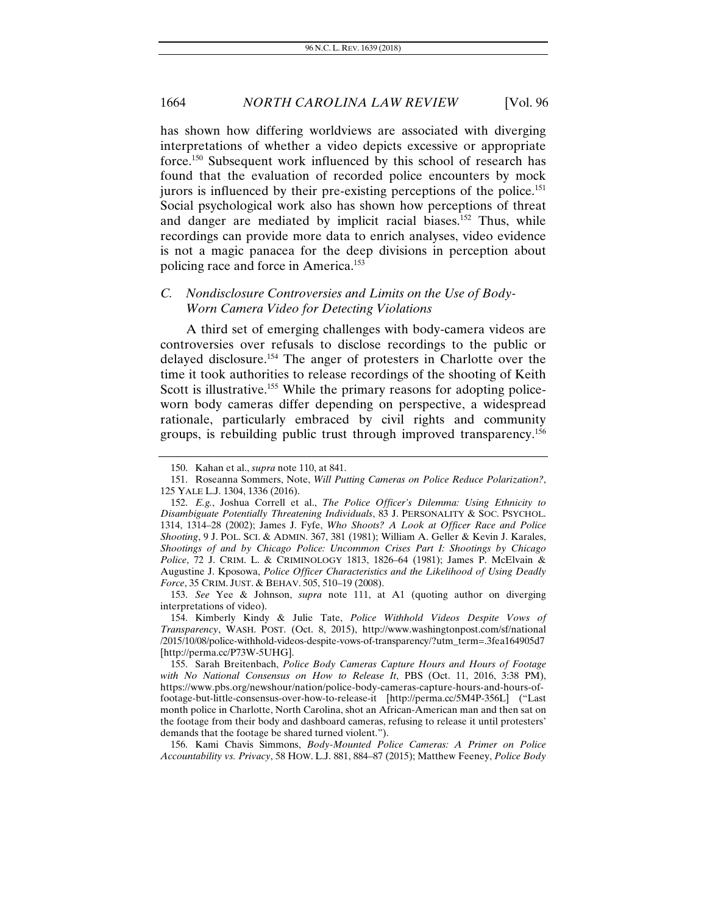has shown how differing worldviews are associated with diverging interpretations of whether a video depicts excessive or appropriate force.[150] Subsequent work influenced by this school of research has found that the evaluation of recorded police encounters by mock jurors is influenced by their pre-existing perceptions of the police.[151] Social psychological work also has shown how perceptions of threat and danger are mediated by implicit racial biases.[152] Thus, while recordings can provide more data to enrich analyses, video evidence is not a magic panacea for the deep divisions in perception about policing race and force in America.[153]

### *C. Nondisclosure Controversies and Limits on the Use of Body-Worn Camera Video for Detecting Violations*

A third set of emerging challenges with body-camera videos are controversies over refusals to disclose recordings to the public or delayed disclosure.[154] The anger of protesters in Charlotte over the time it took authorities to release recordings of the shooting of Keith Scott is illustrative.[155] While the primary reasons for adopting police-worn body cameras differ depending on perspective, a widespread rationale, particularly embraced by civil rights and community groups, is rebuilding public trust through improved transparency.[156]

---

150. Kahan et al., *supra* note 110, at 841.

151. Roseanna Sommers, Note, *Will Putting Cameras on Police Reduce Polarization?*, 125 YALE L.J. 1304, 1336 (2016).

152. *E.g.*, Joshua Correll et al., *The Police Officer's Dilemma: Using Ethnicity to Disambiguate Potentially Threatening Individuals*, 83 J. PERSONALITY & SOC. PSYCHOL. 1314, 1314–28 (2002); James J. Fyfe, *Who Shoots? A Look at Officer Race and Police Shooting*, 9 J. POL. SCI. & ADMIN. 367, 381 (1981); William A. Geller & Kevin J. Karales, *Shootings of and by Chicago Police: Uncommon Crises Part I: Shootings by Chicago Police*, 72 J. CRIM. L. & CRIMINOLOGY 1813, 1826–64 (1981); James P. McElvain & Augustine J. Kposowa, *Police Officer Characteristics and the Likelihood of Using Deadly Force*, 35 CRIM. JUST. & BEHAV. 505, 510–19 (2008).

153. *See* Yee & Johnson, *supra* note 111, at A1 (quoting author on diverging interpretations of video).

154. Kimberly Kindy & Julie Tate, *Police Withhold Videos Despite Vows of Transparency*, WASH. POST. (Oct. 8, 2015), http://www.washingtonpost.com/sf/national/2015/10/08/police-withhold-videos-despite-vows-of-transparency/?utm_term=.3fea164905d7 [http://perma.cc/P73W-5UHG].

155. Sarah Breitenbach, *Police Body Cameras Capture Hours and Hours of Footage with No National Consensus on How to Release It*, PBS (Oct. 11, 2016, 3:38 PM), https://www.pbs.org/newshour/nation/police-body-cameras-capture-hours-and-hours-of-footage-but-little-consensus-over-how-to-release-it [http://perma.cc/5M4P-356L] ("Last month police in Charlotte, North Carolina, shot an African-American man and then sat on the footage from their body and dashboard cameras, refusing to release it until protesters' demands that the footage be shared turned violent.").

156. Kami Chavis Simmons, *Body-Mounted Police Cameras: A Primer on Police Accountability vs. Privacy*, 58 HOW. L.J. 881, 884–87 (2015); Matthew Feeney, *Police Body*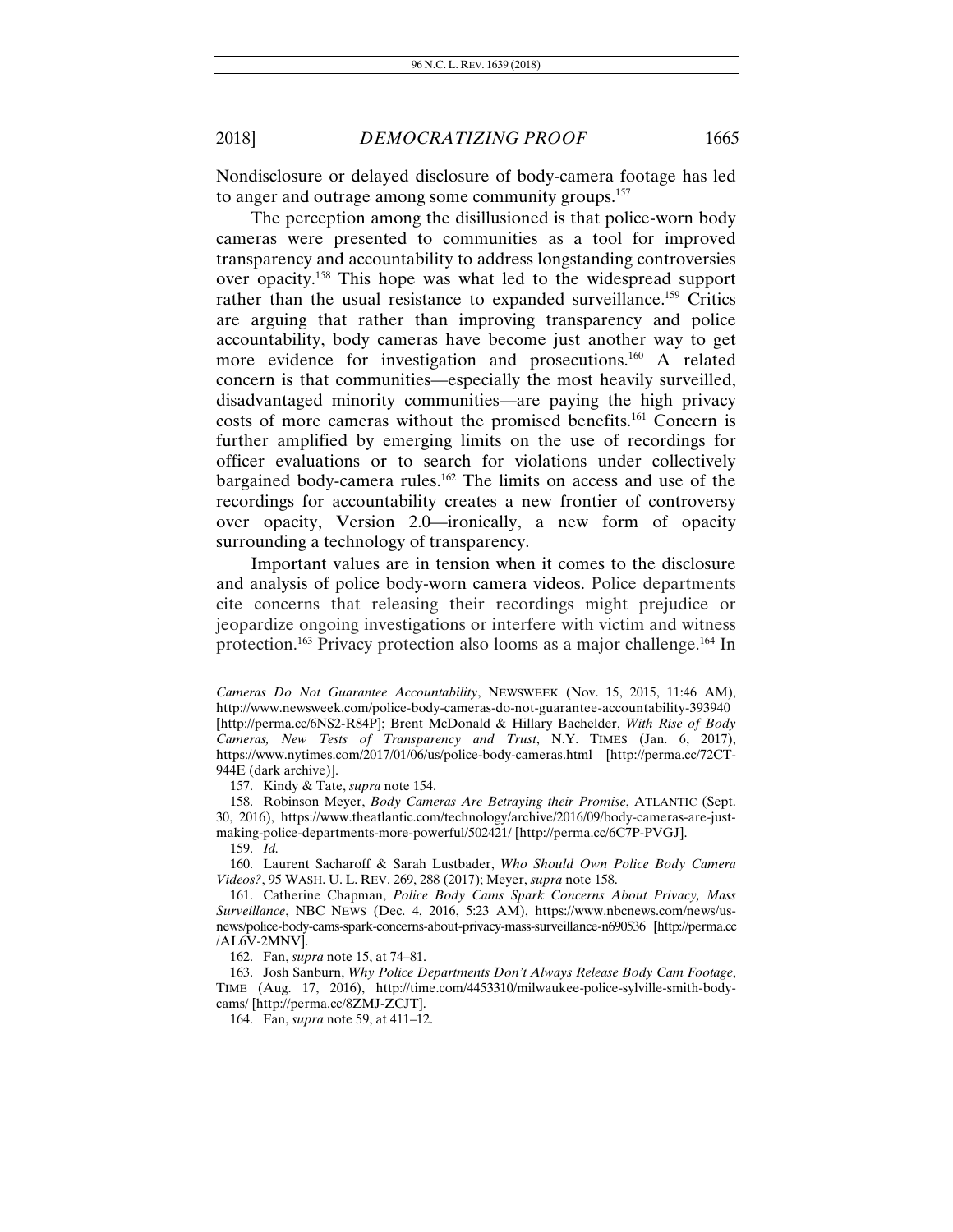Nondisclosure or delayed disclosure of body-camera footage has led to anger and outrage among some community groups.[157]

The perception among the disillusioned is that police-worn body cameras were presented to communities as a tool for improved transparency and accountability to address longstanding controversies over opacity.[158] This hope was what led to the widespread support rather than the usual resistance to expanded surveillance.[159] Critics are arguing that rather than improving transparency and police accountability, body cameras have become just another way to get more evidence for investigation and prosecutions.[160] A related concern is that communities—especially the most heavily surveilled, disadvantaged minority communities—are paying the high privacy costs of more cameras without the promised benefits.[161] Concern is further amplified by emerging limits on the use of recordings for officer evaluations or to search for violations under collectively bargained body-camera rules.[162] The limits on access and use of the recordings for accountability creates a new frontier of controversy over opacity, Version 2.0—ironically, a new form of opacity surrounding a technology of transparency.

Important values are in tension when it comes to the disclosure and analysis of police body-worn camera videos. Police departments cite concerns that releasing their recordings might prejudice or jeopardize ongoing investigations or interfere with victim and witness protection.[163] Privacy protection also looms as a major challenge.[164] In

---

*Cameras Do Not Guarantee Accountability*, NEWSWEEK (Nov. 15, 2015, 11:46 AM), http://www.newsweek.com/police-body-cameras-do-not-guarantee-accountability-393940 [http://perma.cc/6NS2-R84P]; Brent McDonald & Hillary Bachelder, *With Rise of Body Cameras, New Tests of Transparency and Trust*, N.Y. TIMES (Jan. 6, 2017), https://www.nytimes.com/2017/01/06/us/police-body-cameras.html [http://perma.cc/72CT-944E (dark archive)].

157. Kindy & Tate, *supra* note 154.

158. Robinson Meyer, *Body Cameras Are Betraying their Promise*, ATLANTIC (Sept. 30, 2016), https://www.theatlantic.com/technology/archive/2016/09/body-cameras-are-just-making-police-departments-more-powerful/502421/ [http://perma.cc/6C7P-PVGJ].

159. *Id.*

160. Laurent Sacharoff & Sarah Lustbader, *Who Should Own Police Body Camera Videos?*, 95 WASH. U. L. REV. 269, 288 (2017); Meyer, *supra* note 158.

161. Catherine Chapman, *Police Body Cams Spark Concerns About Privacy, Mass Surveillance*, NBC NEWS (Dec. 4, 2016, 5:23 AM), https://www.nbcnews.com/news/us-news/police-body-cams-spark-concerns-about-privacy-mass-surveillance-n690536 [http://perma.cc/AL6V-2MNV].

162. Fan, *supra* note 15, at 74–81.

163. Josh Sanburn, *Why Police Departments Don't Always Release Body Cam Footage*, TIME (Aug. 17, 2016), http://time.com/4453310/milwaukee-police-sylville-smith-body-cams/ [http://perma.cc/8ZMJ-ZCJT].

164. Fan, *supra* note 59, at 411–12.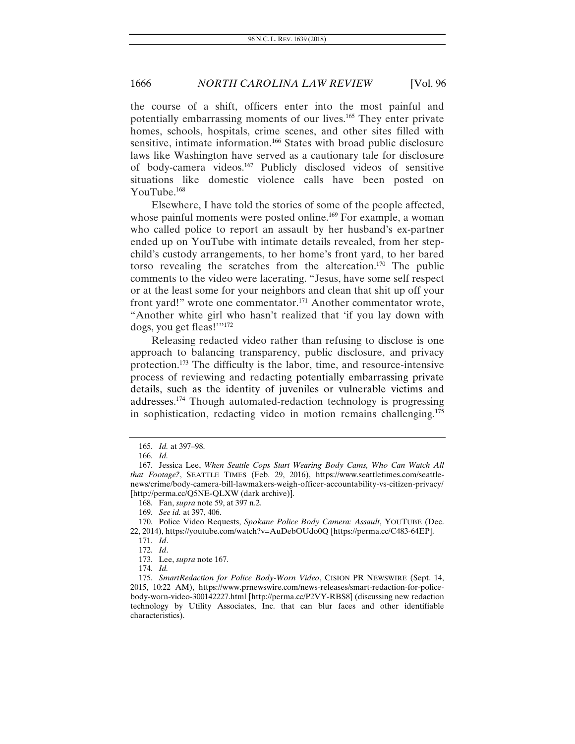the course of a shift, officers enter into the most painful and potentially embarrassing moments of our lives.[165] They enter private homes, schools, hospitals, crime scenes, and other sites filled with sensitive, intimate information.[166] States with broad public disclosure laws like Washington have served as a cautionary tale for disclosure of body-camera videos.[167] Publicly disclosed videos of sensitive situations like domestic violence calls have been posted on YouTube.[168]

Elsewhere, I have told the stories of some of the people affected, whose painful moments were posted online.[169] For example, a woman who called police to report an assault by her husband's ex-partner ended up on YouTube with intimate details revealed, from her step-child's custody arrangements, to her home's front yard, to her bared torso revealing the scratches from the altercation.[170] The public comments to the video were lacerating. "Jesus, have some self respect or at the least some for your neighbors and clean that shit up off your front yard!" wrote one commentator.[171] Another commentator wrote, "Another white girl who hasn't realized that 'if you lay down with dogs, you get fleas!'"[172]

Releasing redacted video rather than refusing to disclose is one approach to balancing transparency, public disclosure, and privacy protection.[173] The difficulty is the labor, time, and resource-intensive process of reviewing and redacting potentially embarrassing private details, such as the identity of juveniles or vulnerable victims and addresses.[174] Though automated-redaction technology is progressing in sophistication, redacting video in motion remains challenging.[175]

---

165. *Id.* at 397–98.

166. *Id.*

167. Jessica Lee, *When Seattle Cops Start Wearing Body Cams, Who Can Watch All that Footage?*, SEATTLE TIMES (Feb. 29, 2016), https://www.seattletimes.com/seattle-news/crime/body-camera-bill-lawmakers-weigh-officer-accountability-vs-citizen-privacy/ [http://perma.cc/Q5NE-QLXW (dark archive)].

168. Fan, *supra* note 59, at 397 n.2.

169. *See id.* at 397, 406.

170. Police Video Requests, *Spokane Police Body Camera: Assault*, YOUTUBE (Dec. 22, 2014), https://youtube.com/watch?v=AuDebOUdo0Q [https://perma.cc/C483-64EP].

171. *Id*.

172. *Id*.

173. Lee, *supra* note 167.

174. *Id.*

175. *SmartRedaction for Police Body-Worn Video*, CISION PR NEWSWIRE (Sept. 14, 2015, 10:22 AM), https://www.prnewswire.com/news-releases/smart-redaction-for-police-body-worn-video-300142227.html [http://perma.cc/P2VY-RBS8] (discussing new redaction technology by Utility Associates, Inc. that can blur faces and other identifiable characteristics).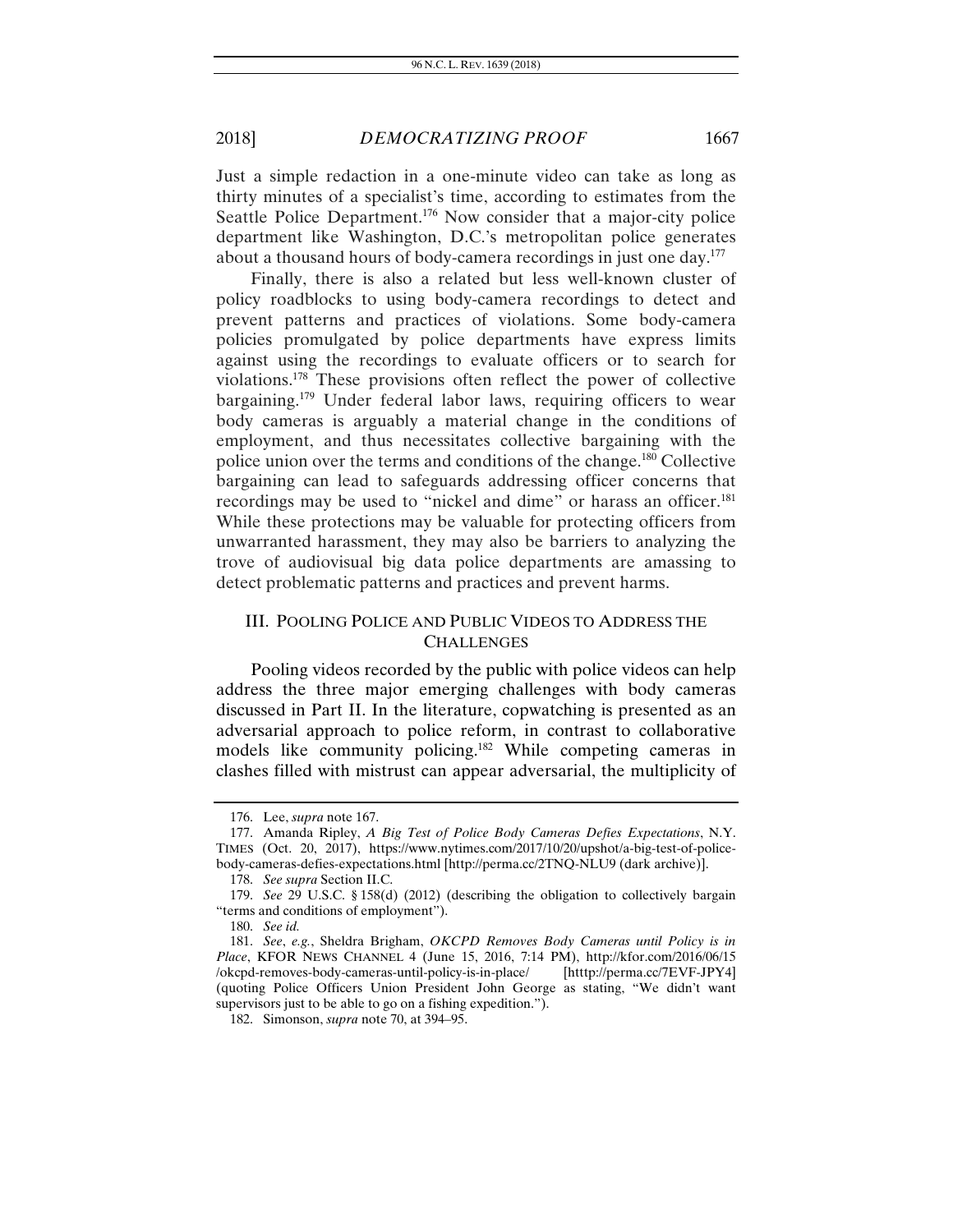Just a simple redaction in a one-minute video can take as long as thirty minutes of a specialist's time, according to estimates from the Seattle Police Department.[176] Now consider that a major-city police department like Washington, D.C.'s metropolitan police generates about a thousand hours of body-camera recordings in just one day.[177]

Finally, there is also a related but less well-known cluster of policy roadblocks to using body-camera recordings to detect and prevent patterns and practices of violations. Some body-camera policies promulgated by police departments have express limits against using the recordings to evaluate officers or to search for violations.[178] These provisions often reflect the power of collective bargaining.[179] Under federal labor laws, requiring officers to wear body cameras is arguably a material change in the conditions of employment, and thus necessitates collective bargaining with the police union over the terms and conditions of the change.[180] Collective bargaining can lead to safeguards addressing officer concerns that recordings may be used to "nickel and dime" or harass an officer.[181] While these protections may be valuable for protecting officers from unwarranted harassment, they may also be barriers to analyzing the trove of audiovisual big data police departments are amassing to detect problematic patterns and practices and prevent harms.

## III. POOLING POLICE AND PUBLIC VIDEOS TO ADDRESS THE CHALLENGES

Pooling videos recorded by the public with police videos can help address the three major emerging challenges with body cameras discussed in Part II. In the literature, copwatching is presented as an adversarial approach to police reform, in contrast to collaborative models like community policing.[182] While competing cameras in clashes filled with mistrust can appear adversarial, the multiplicity of

---

176. Lee, *supra* note 167.

177. Amanda Ripley, *A Big Test of Police Body Cameras Defies Expectations*, N.Y. TIMES (Oct. 20, 2017), https://www.nytimes.com/2017/10/20/upshot/a-big-test-of-police-body-cameras-defies-expectations.html [http://perma.cc/2TNQ-NLU9 (dark archive)].

178. *See supra* Section II.C.

179. *See* 29 U.S.C. § 158(d) (2012) (describing the obligation to collectively bargain "terms and conditions of employment").

180. *See id.*

181. *See, e.g.*, Sheldra Brigham, *OKCPD Removes Body Cameras until Policy is in Place*, KFOR NEWS CHANNEL 4 (June 15, 2016, 7:14 PM), http://kfor.com/2016/06/15/okcpd-removes-body-cameras-until-policy-is-in-place/ [htttp://perma.cc/7EVF-JPY4] (quoting Police Officers Union President John George as stating, "We didn't want supervisors just to be able to go on a fishing expedition.").

182. Simonson, *supra* note 70, at 394–95.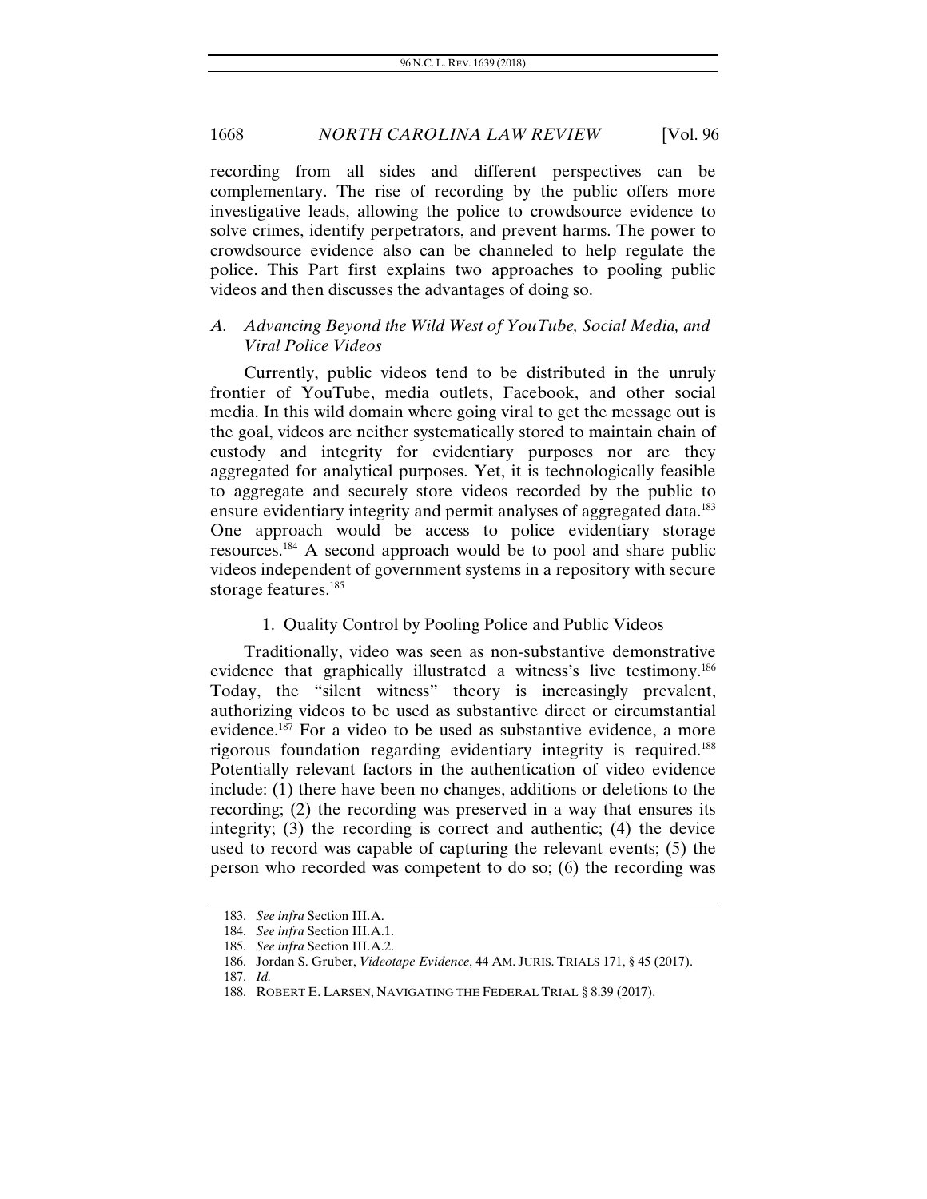recording from all sides and different perspectives can be complementary. The rise of recording by the public offers more investigative leads, allowing the police to crowdsource evidence to solve crimes, identify perpetrators, and prevent harms. The power to crowdsource evidence also can be channeled to help regulate the police. This Part first explains two approaches to pooling public videos and then discusses the advantages of doing so.

### A. *Advancing Beyond the Wild West of YouTube, Social Media, and Viral Police Videos*

Currently, public videos tend to be distributed in the unruly frontier of YouTube, media outlets, Facebook, and other social media. In this wild domain where going viral to get the message out is the goal, videos are neither systematically stored to maintain chain of custody and integrity for evidentiary purposes nor are they aggregated for analytical purposes. Yet, it is technologically feasible to aggregate and securely store videos recorded by the public to ensure evidentiary integrity and permit analyses of aggregated data.[183] One approach would be access to police evidentiary storage resources.[184] A second approach would be to pool and share public videos independent of government systems in a repository with secure storage features.[185]

#### 1. Quality Control by Pooling Police and Public Videos

Traditionally, video was seen as non-substantive demonstrative evidence that graphically illustrated a witness's live testimony.[186] Today, the "silent witness" theory is increasingly prevalent, authorizing videos to be used as substantive direct or circumstantial evidence.[187] For a video to be used as substantive evidence, a more rigorous foundation regarding evidentiary integrity is required.[188] Potentially relevant factors in the authentication of video evidence include: (1) there have been no changes, additions or deletions to the recording; (2) the recording was preserved in a way that ensures its integrity; (3) the recording is correct and authentic; (4) the device used to record was capable of capturing the relevant events; (5) the person who recorded was competent to do so; (6) the recording was

---

183. *See infra* Section III.A.

184. *See infra* Section III.A.1.

185. *See infra* Section III.A.2.

186. Jordan S. Gruber, *Videotape Evidence*, 44 AM. JURIS. TRIALS 171, § 45 (2017).

187. *Id.*

188. ROBERT E. LARSEN, NAVIGATING THE FEDERAL TRIAL § 8.39 (2017).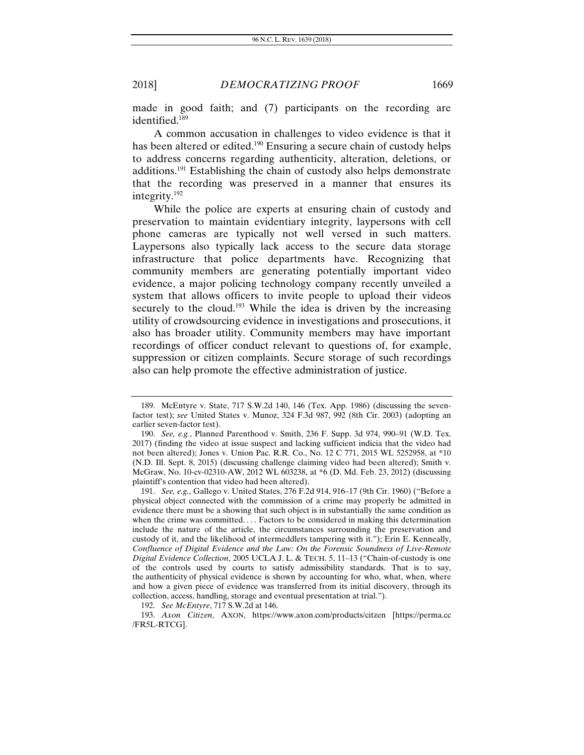made in good faith; and (7) participants on the recording are identified.[189]

A common accusation in challenges to video evidence is that it has been altered or edited.[190] Ensuring a secure chain of custody helps to address concerns regarding authenticity, alteration, deletions, or additions.[191] Establishing the chain of custody also helps demonstrate that the recording was preserved in a manner that ensures its integrity.[192]

While the police are experts at ensuring chain of custody and preservation to maintain evidentiary integrity, laypersons with cell phone cameras are typically not well versed in such matters. Laypersons also typically lack access to the secure data storage infrastructure that police departments have. Recognizing that community members are generating potentially important video evidence, a major policing technology company recently unveiled a system that allows officers to invite people to upload their videos securely to the cloud.[193] While the idea is driven by the increasing utility of crowdsourcing evidence in investigations and prosecutions, it also has broader utility. Community members may have important recordings of officer conduct relevant to questions of, for example, suppression or citizen complaints. Secure storage of such recordings also can help promote the effective administration of justice.

---

189. McEntyre v. State, 717 S.W.2d 140, 146 (Tex. App. 1986) (discussing the seven-factor test); *see* United States v. Munoz, 324 F.3d 987, 992 (8th Cir. 2003) (adopting an earlier seven-factor test).

190. *See, e.g.*, Planned Parenthood v. Smith, 236 F. Supp. 3d 974, 990–91 (W.D. Tex. 2017) (finding the video at issue suspect and lacking sufficient indicia that the video had not been altered); Jones v. Union Pac. R.R. Co., No. 12 C 771, 2015 WL 5252958, at *10 (N.D. Ill. Sept. 8, 2015) (discussing challenge claiming video had been altered); Smith v. McGraw, No. 10-cv-02310-AW, 2012 WL 603238, at *6 (D. Md. Feb. 23, 2012) (discussing plaintiff's contention that video had been altered).

191. *See, e.g.*, Gallego v. United States, 276 F.2d 914, 916–17 (9th Cir. 1960) ("Before a physical object connected with the commission of a crime may properly be admitted in evidence there must be a showing that such object is in substantially the same condition as when the crime was committed. . . . Factors to be considered in making this determination include the nature of the article, the circumstances surrounding the preservation and custody of it, and the likelihood of intermeddlers tampering with it."); Erin E. Kenneally, *Confluence of Digital Evidence and the Law: On the Forensic Soundness of Live-Remote Digital Evidence Collection*, 2005 UCLA J. L. & TECH. 5, 11–13 ("Chain-of-custody is one of the controls used by courts to satisfy admissibility standards. That is to say, the authenticity of physical evidence is shown by accounting for who, what, when, where and how a given piece of evidence was transferred from its initial discovery, through its collection, access, handling, storage and eventual presentation at trial.").

192. *See McEntyre*, 717 S.W.2d at 146.

193. *Axon Citizen*, AXON, https://www.axon.com/products/citzen [https://perma.cc/FR5L-RTCG].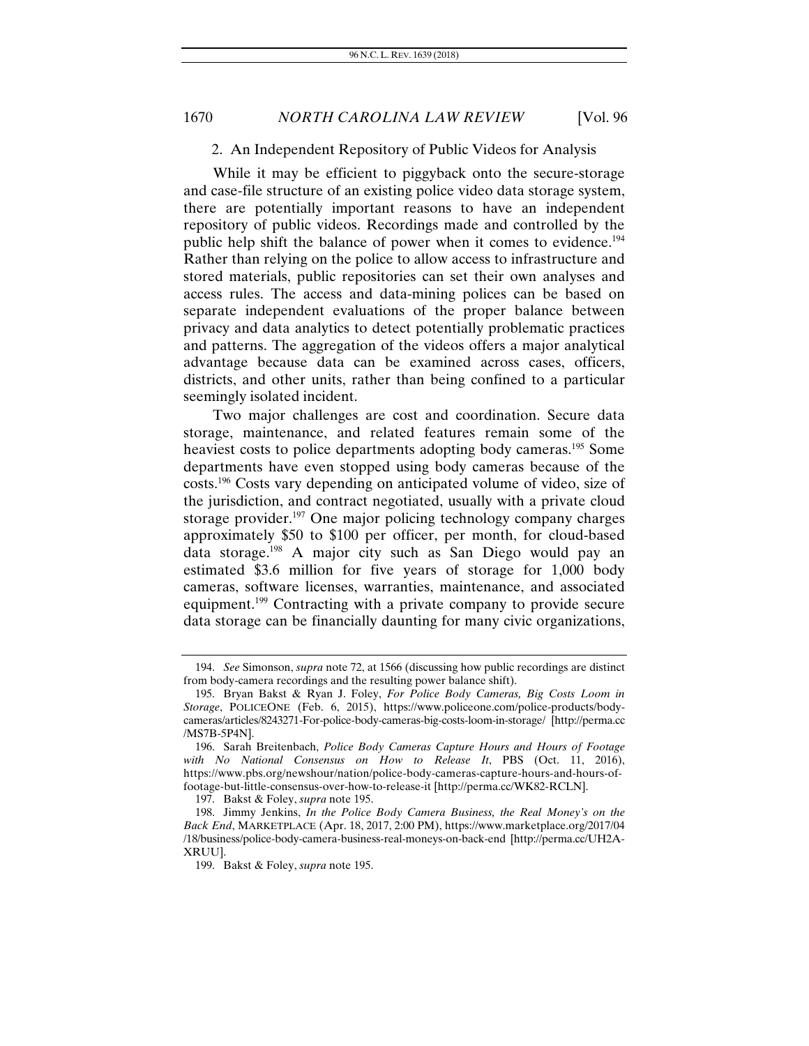### 2. An Independent Repository of Public Videos for Analysis

While it may be efficient to piggyback onto the secure-storage and case-file structure of an existing police video data storage system, there are potentially important reasons to have an independent repository of public videos. Recordings made and controlled by the public help shift the balance of power when it comes to evidence.[194] Rather than relying on the police to allow access to infrastructure and stored materials, public repositories can set their own analyses and access rules. The access and data-mining polices can be based on separate independent evaluations of the proper balance between privacy and data analytics to detect potentially problematic practices and patterns. The aggregation of the videos offers a major analytical advantage because data can be examined across cases, officers, districts, and other units, rather than being confined to a particular seemingly isolated incident.

Two major challenges are cost and coordination. Secure data storage, maintenance, and related features remain some of the heaviest costs to police departments adopting body cameras.[195] Some departments have even stopped using body cameras because of the costs.[196] Costs vary depending on anticipated volume of video, size of the jurisdiction, and contract negotiated, usually with a private cloud storage provider.[197] One major policing technology company charges approximately $50 to $100 per officer, per month, for cloud-based data storage.[198] A major city such as San Diego would pay an estimated $3.6 million for five years of storage for 1,000 body cameras, software licenses, warranties, maintenance, and associated equipment.[199] Contracting with a private company to provide secure data storage can be financially daunting for many civic organizations,

---

194. *See* Simonson, *supra* note 72, at 1566 (discussing how public recordings are distinct from body-camera recordings and the resulting power balance shift).

195. Bryan Bakst & Ryan J. Foley, *For Police Body Cameras, Big Costs Loom in Storage*, POLICEONE (Feb. 6, 2015), https://www.policeone.com/police-products/body-cameras/articles/8243271-For-police-body-cameras-big-costs-loom-in-storage/ [http://perma.cc/MS7B-5P4N].

196. Sarah Breitenbach, *Police Body Cameras Capture Hours and Hours of Footage with No National Consensus on How to Release It*, PBS (Oct. 11, 2016), https://www.pbs.org/newshour/nation/police-body-cameras-capture-hours-and-hours-of-footage-but-little-consensus-over-how-to-release-it [http://perma.cc/WK82-RCLN].

197. Bakst & Foley, *supra* note 195.

198. Jimmy Jenkins, *In the Police Body Camera Business, the Real Money's on the Back End*, MARKETPLACE (Apr. 18, 2017, 2:00 PM), https://www.marketplace.org/2017/04/18/business/police-body-camera-business-real-moneys-on-back-end [http://perma.cc/UH2A-XRUU].

199. Bakst & Foley, *supra* note 195.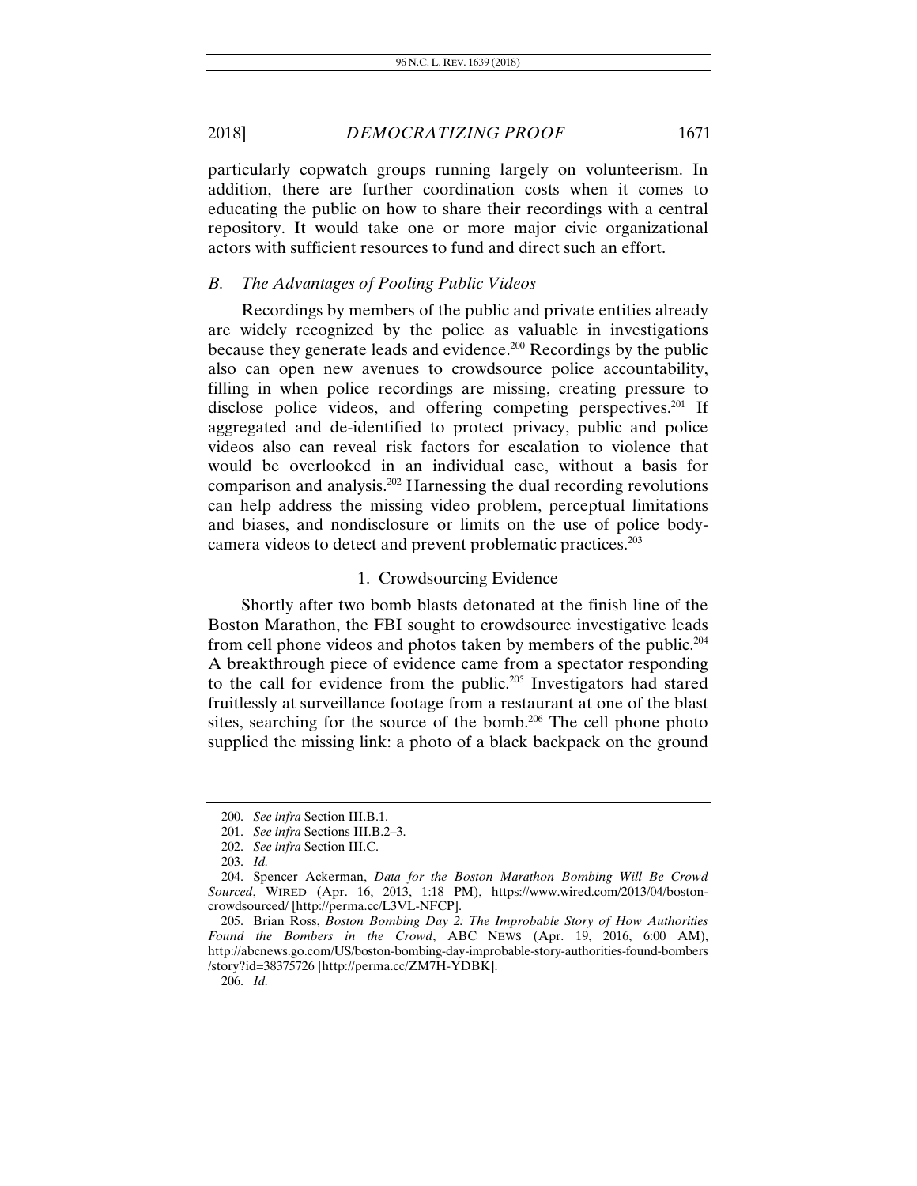particularly copwatch groups running largely on volunteerism. In addition, there are further coordination costs when it comes to educating the public on how to share their recordings with a central repository. It would take one or more major civic organizational actors with sufficient resources to fund and direct such an effort.

### *B. The Advantages of Pooling Public Videos*

Recordings by members of the public and private entities already are widely recognized by the police as valuable in investigations because they generate leads and evidence.[200] Recordings by the public also can open new avenues to crowdsource police accountability, filling in when police recordings are missing, creating pressure to disclose police videos, and offering competing perspectives.[201] If aggregated and de-identified to protect privacy, public and police videos also can reveal risk factors for escalation to violence that would be overlooked in an individual case, without a basis for comparison and analysis.[202] Harnessing the dual recording revolutions can help address the missing video problem, perceptual limitations and biases, and nondisclosure or limits on the use of police body-camera videos to detect and prevent problematic practices.[203]

#### 1. Crowdsourcing Evidence

Shortly after two bomb blasts detonated at the finish line of the Boston Marathon, the FBI sought to crowdsource investigative leads from cell phone videos and photos taken by members of the public.[204] A breakthrough piece of evidence came from a spectator responding to the call for evidence from the public.[205] Investigators had stared fruitlessly at surveillance footage from a restaurant at one of the blast sites, searching for the source of the bomb.[206] The cell phone photo supplied the missing link: a photo of a black backpack on the ground

---

200. *See infra* Section III.B.1.

201. *See infra* Sections III.B.2–3.

202. *See infra* Section III.C.

203. *Id.*

204. Spencer Ackerman, *Data for the Boston Marathon Bombing Will Be Crowd Sourced*, WIRED (Apr. 16, 2013, 1:18 PM), https://www.wired.com/2013/04/boston-crowdsourced/ [http://perma.cc/L3VL-NFCP].

205. Brian Ross, *Boston Bombing Day 2: The Improbable Story of How Authorities Found the Bombers in the Crowd*, ABC NEWS (Apr. 19, 2016, 6:00 AM), http://abcnews.go.com/US/boston-bombing-day-improbable-story-authorities-found-bombers/story?id=38375726 [http://perma.cc/ZM7H-YDBK].

206. *Id.*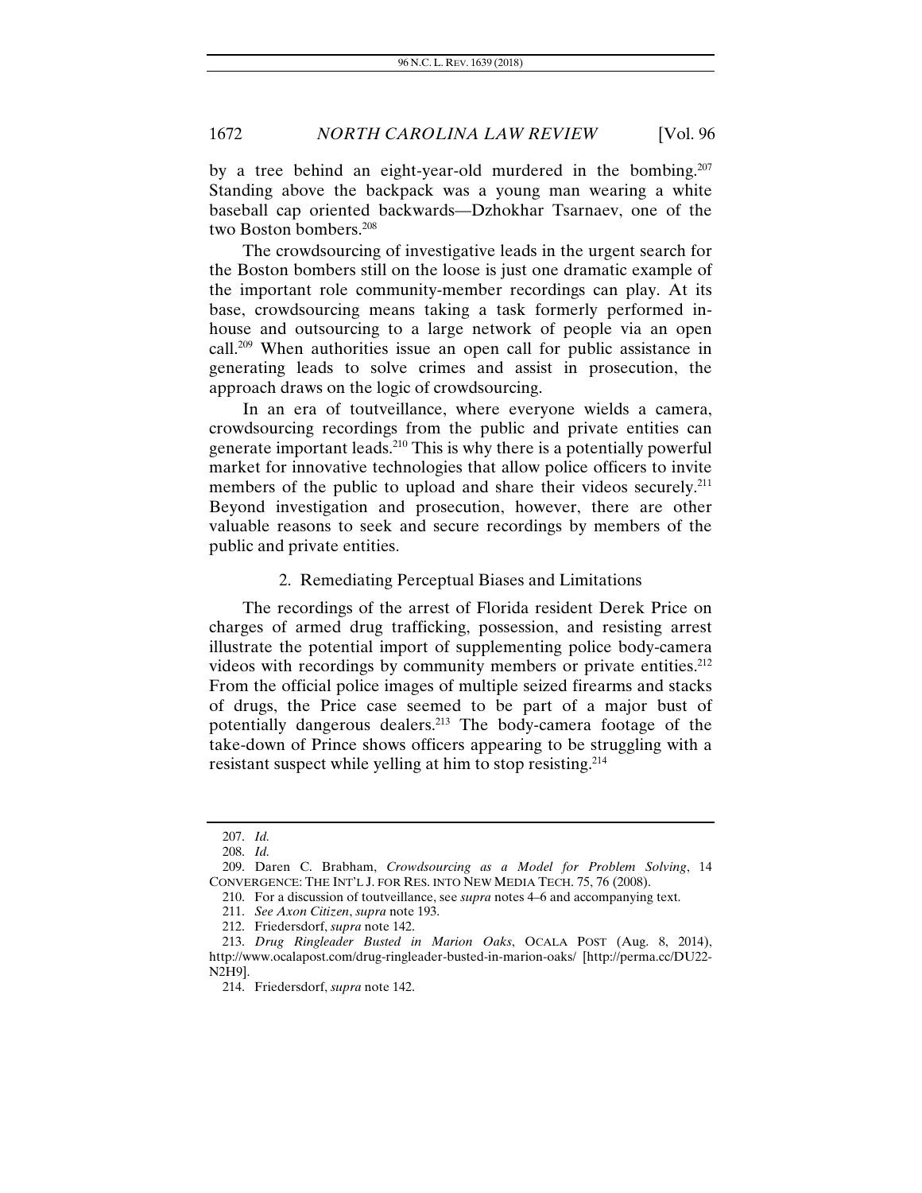by a tree behind an eight-year-old murdered in the bombing.[207] Standing above the backpack was a young man wearing a white baseball cap oriented backwards—Dzhokhar Tsarnaev, one of the two Boston bombers.[208]

The crowdsourcing of investigative leads in the urgent search for the Boston bombers still on the loose is just one dramatic example of the important role community-member recordings can play. At its base, crowdsourcing means taking a task formerly performed in-house and outsourcing to a large network of people via an open call.[209] When authorities issue an open call for public assistance in generating leads to solve crimes and assist in prosecution, the approach draws on the logic of crowdsourcing.

In an era of toutveillance, where everyone wields a camera, crowdsourcing recordings from the public and private entities can generate important leads.[210] This is why there is a potentially powerful market for innovative technologies that allow police officers to invite members of the public to upload and share their videos securely.[211] Beyond investigation and prosecution, however, there are other valuable reasons to seek and secure recordings by members of the public and private entities.

### 2. Remediating Perceptual Biases and Limitations

The recordings of the arrest of Florida resident Derek Price on charges of armed drug trafficking, possession, and resisting arrest illustrate the potential import of supplementing police body-camera videos with recordings by community members or private entities.[212] From the official police images of multiple seized firearms and stacks of drugs, the Price case seemed to be part of a major bust of potentially dangerous dealers.[213] The body-camera footage of the take-down of Prince shows officers appearing to be struggling with a resistant suspect while yelling at him to stop resisting.[214]

---

207. *Id.*

208. *Id.*

209. Daren C. Brabham, *Crowdsourcing as a Model for Problem Solving*, 14 CONVERGENCE: THE INT'L J. FOR RES. INTO NEW MEDIA TECH. 75, 76 (2008).

210. For a discussion of toutveillance, see *supra* notes 4–6 and accompanying text.

211. *See Axon Citizen*, *supra* note 193.

212. Friedersdorf, *supra* note 142.

213. *Drug Ringleader Busted in Marion Oaks*, OCALA POST (Aug. 8, 2014), http://www.ocalapost.com/drug-ringleader-busted-in-marion-oaks/ [http://perma.cc/DU22-N2H9].

214. Friedersdorf, *supra* note 142.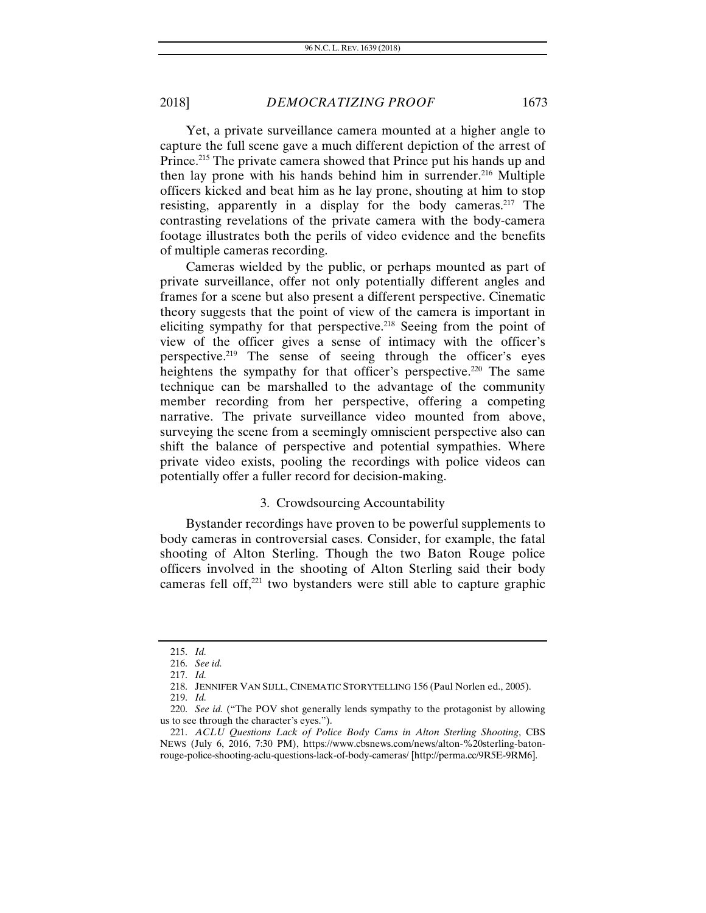Yet, a private surveillance camera mounted at a higher angle to capture the full scene gave a much different depiction of the arrest of Prince.[215] The private camera showed that Prince put his hands up and then lay prone with his hands behind him in surrender.[216] Multiple officers kicked and beat him as he lay prone, shouting at him to stop resisting, apparently in a display for the body cameras.[217] The contrasting revelations of the private camera with the body-camera footage illustrates both the perils of video evidence and the benefits of multiple cameras recording.

Cameras wielded by the public, or perhaps mounted as part of private surveillance, offer not only potentially different angles and frames for a scene but also present a different perspective. Cinematic theory suggests that the point of view of the camera is important in eliciting sympathy for that perspective.[218] Seeing from the point of view of the officer gives a sense of intimacy with the officer's perspective.[219] The sense of seeing through the officer's eyes heightens the sympathy for that officer's perspective.[220] The same technique can be marshalled to the advantage of the community member recording from her perspective, offering a competing narrative. The private surveillance video mounted from above, surveying the scene from a seemingly omniscient perspective also can shift the balance of perspective and potential sympathies. Where private video exists, pooling the recordings with police videos can potentially offer a fuller record for decision-making.

### 3. Crowdsourcing Accountability

Bystander recordings have proven to be powerful supplements to body cameras in controversial cases. Consider, for example, the fatal shooting of Alton Sterling. Though the two Baton Rouge police officers involved in the shooting of Alton Sterling said their body cameras fell off,[221] two bystanders were still able to capture graphic

---

215. *Id.*

216. *See id.*

217. *Id.*

218. JENNIFER VAN SIJLL, CINEMATIC STORYTELLING 156 (Paul Norlen ed., 2005).

219. *Id.*

220. *See id.* ("The POV shot generally lends sympathy to the protagonist by allowing us to see through the character's eyes.").

221. *ACLU Questions Lack of Police Body Cams in Alton Sterling Shooting*, CBS NEWS (July 6, 2016, 7:30 PM), https://www.cbsnews.com/news/alton-%20sterling-baton-rouge-police-shooting-aclu-questions-lack-of-body-cameras/ [http://perma.cc/9R5E-9RM6].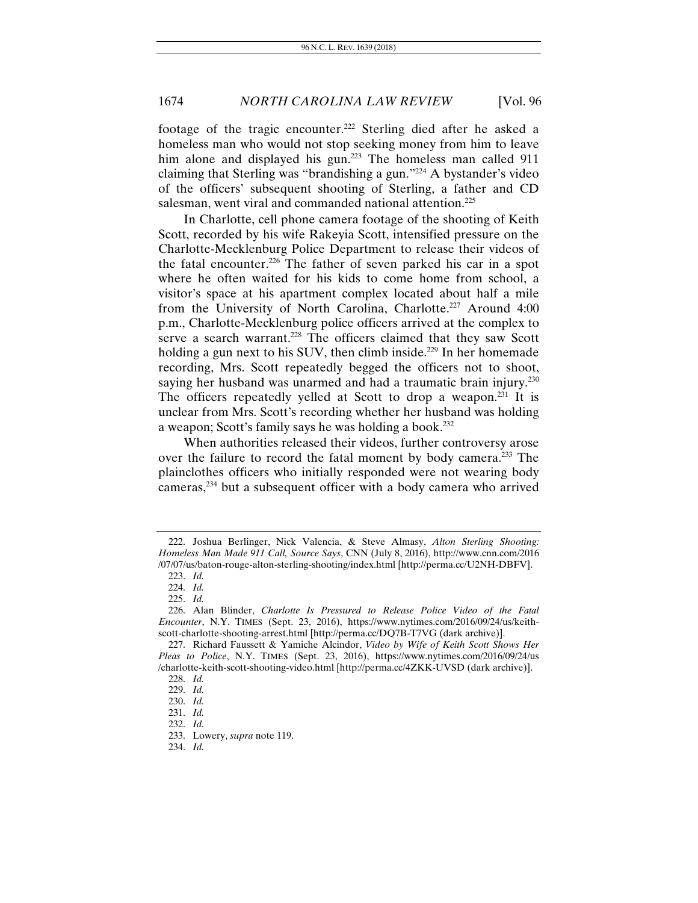footage of the tragic encounter.[222] Sterling died after he asked a homeless man who would not stop seeking money from him to leave him alone and displayed his gun.[223] The homeless man called 911 claiming that Sterling was "brandishing a gun."[224] A bystander's video of the officers' subsequent shooting of Sterling, a father and CD salesman, went viral and commanded national attention.[225]

In Charlotte, cell phone camera footage of the shooting of Keith Scott, recorded by his wife Rakeyia Scott, intensified pressure on the Charlotte-Mecklenburg Police Department to release their videos of the fatal encounter.[226] The father of seven parked his car in a spot where he often waited for his kids to come home from school, a visitor's space at his apartment complex located about half a mile from the University of North Carolina, Charlotte.[227] Around 4:00 p.m., Charlotte-Mecklenburg police officers arrived at the complex to serve a search warrant.[228] The officers claimed that they saw Scott holding a gun next to his SUV, then climb inside.[229] In her homemade recording, Mrs. Scott repeatedly begged the officers not to shoot, saying her husband was unarmed and had a traumatic brain injury.[230] The officers repeatedly yelled at Scott to drop a weapon.[231] It is unclear from Mrs. Scott's recording whether her husband was holding a weapon; Scott's family says he was holding a book.[232]

When authorities released their videos, further controversy arose over the failure to record the fatal moment by body camera.[233] The plainclothes officers who initially responded were not wearing body cameras,[234] but a subsequent officer with a body camera who arrived

---

222. Joshua Berlinger, Nick Valencia, & Steve Almasy, *Alton Sterling Shooting: Homeless Man Made 911 Call, Source Says*, CNN (July 8, 2016), http://www.cnn.com/2016/07/07/us/baton-rouge-alton-sterling-shooting/index.html [http://perma.cc/U2NH-DBFV].

223. *Id.*

224. *Id.*

225. *Id.*

226. Alan Blinder, *Charlotte Is Pressured to Release Police Video of the Fatal Encounter*, N.Y. TIMES (Sept. 23, 2016), https://www.nytimes.com/2016/09/24/us/keith-scott-charlotte-shooting-arrest.html [http://perma.cc/DQ7B-T7VG (dark archive)].

227. Richard Faussett & Yamiche Alcindor, *Video by Wife of Keith Scott Shows Her Pleas to Police*, N.Y. TIMES (Sept. 23, 2016), https://www.nytimes.com/2016/09/24/us/charlotte-keith-scott-shooting-video.html [http://perma.cc/4ZKK-UVSD (dark archive)].

228. *Id.*

229. *Id.*

230. *Id.*

231. *Id.*

232. *Id.*

233. Lowery, *supra* note 119.

234. *Id.*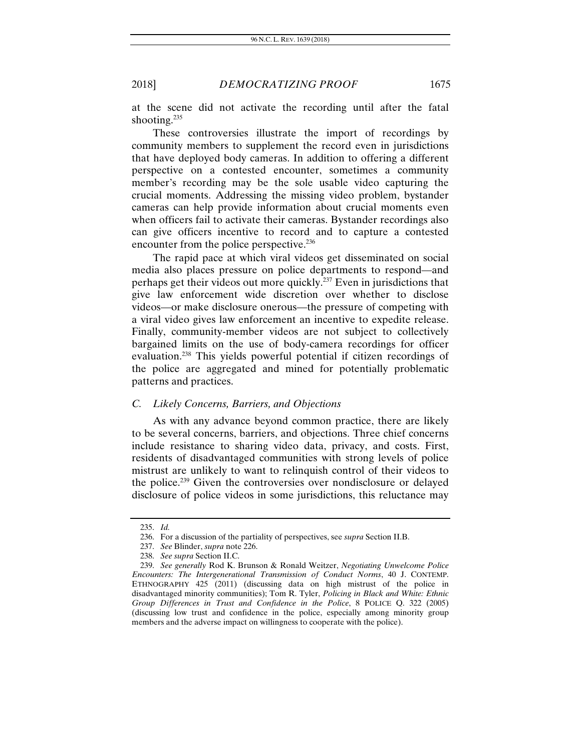at the scene did not activate the recording until after the fatal shooting.[235]

These controversies illustrate the import of recordings by community members to supplement the record even in jurisdictions that have deployed body cameras. In addition to offering a different perspective on a contested encounter, sometimes a community member's recording may be the sole usable video capturing the crucial moments. Addressing the missing video problem, bystander cameras can help provide information about crucial moments even when officers fail to activate their cameras. Bystander recordings also can give officers incentive to record and to capture a contested encounter from the police perspective.[236]

The rapid pace at which viral videos get disseminated on social media also places pressure on police departments to respond—and perhaps get their videos out more quickly.[237] Even in jurisdictions that give law enforcement wide discretion over whether to disclose videos—or make disclosure onerous—the pressure of competing with a viral video gives law enforcement an incentive to expedite release. Finally, community-member videos are not subject to collectively bargained limits on the use of body-camera recordings for officer evaluation.[238] This yields powerful potential if citizen recordings of the police are aggregated and mined for potentially problematic patterns and practices.

### *C. Likely Concerns, Barriers, and Objections*

As with any advance beyond common practice, there are likely to be several concerns, barriers, and objections. Three chief concerns include resistance to sharing video data, privacy, and costs. First, residents of disadvantaged communities with strong levels of police mistrust are unlikely to want to relinquish control of their videos to the police.[239] Given the controversies over nondisclosure or delayed disclosure of police videos in some jurisdictions, this reluctance may

---

235. *Id.*

236. For a discussion of the partiality of perspectives, see *supra* Section II.B.

237. *See* Blinder, *supra* note 226.

238. *See supra* Section II.C.

239. *See generally* Rod K. Brunson & Ronald Weitzer, *Negotiating Unwelcome Police Encounters: The Intergenerational Transmission of Conduct Norms*, 40 J. CONTEMP. ETHNOGRAPHY 425 (2011) (discussing data on high mistrust of the police in disadvantaged minority communities); Tom R. Tyler, *Policing in Black and White: Ethnic Group Differences in Trust and Confidence in the Police*, 8 POLICE Q. 322 (2005) (discussing low trust and confidence in the police, especially among minority group members and the adverse impact on willingness to cooperate with the police).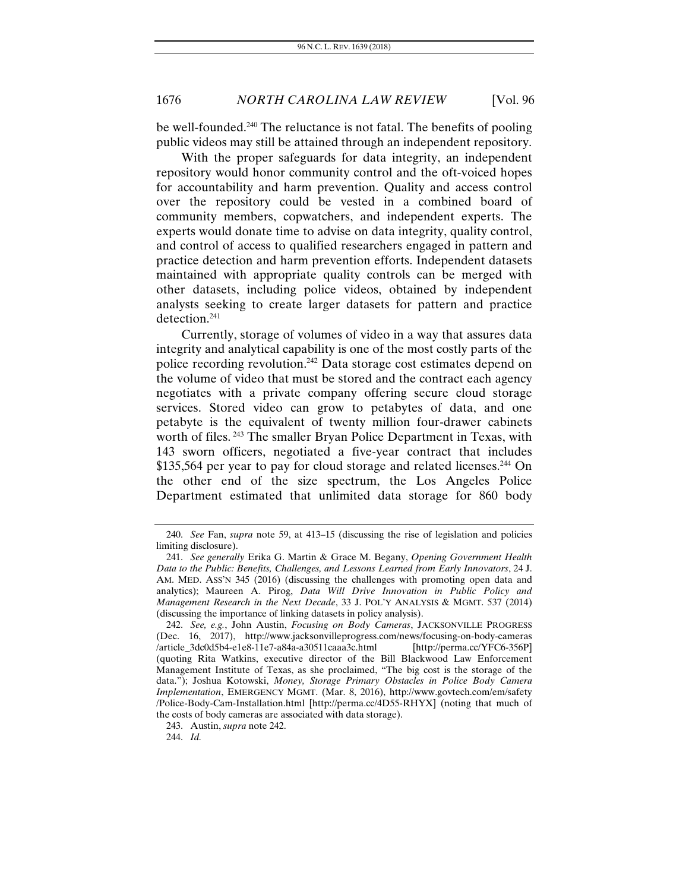be well-founded.[240] The reluctance is not fatal. The benefits of pooling public videos may still be attained through an independent repository.

With the proper safeguards for data integrity, an independent repository would honor community control and the oft-voiced hopes for accountability and harm prevention. Quality and access control over the repository could be vested in a combined board of community members, copwatchers, and independent experts. The experts would donate time to advise on data integrity, quality control, and control of access to qualified researchers engaged in pattern and practice detection and harm prevention efforts. Independent datasets maintained with appropriate quality controls can be merged with other datasets, including police videos, obtained by independent analysts seeking to create larger datasets for pattern and practice detection.[241]

Currently, storage of volumes of video in a way that assures data integrity and analytical capability is one of the most costly parts of the police recording revolution.[242] Data storage cost estimates depend on the volume of video that must be stored and the contract each agency negotiates with a private company offering secure cloud storage services. Stored video can grow to petabytes of data, and one petabyte is the equivalent of twenty million four-drawer cabinets worth of files.[243] The smaller Bryan Police Department in Texas, with 143 sworn officers, negotiated a five-year contract that includes $135,564 per year to pay for cloud storage and related licenses.[244] On the other end of the size spectrum, the Los Angeles Police Department estimated that unlimited data storage for 860 body

---

240. *See* Fan, *supra* note 59, at 413–15 (discussing the rise of legislation and policies limiting disclosure).

241. *See generally* Erika G. Martin & Grace M. Begany, *Opening Government Health Data to the Public: Benefits, Challenges, and Lessons Learned from Early Innovators*, 24 J. AM. MED. ASS'N 345 (2016) (discussing the challenges with promoting open data and analytics); Maureen A. Pirog, *Data Will Drive Innovation in Public Policy and Management Research in the Next Decade*, 33 J. POL'Y ANALYSIS & MGMT. 537 (2014) (discussing the importance of linking datasets in policy analysis).

242. *See, e.g.*, John Austin, *Focusing on Body Cameras*, JACKSONVILLE PROGRESS (Dec. 16, 2017), http://www.jacksonvilleprogress.com/news/focusing-on-body-cameras/article_3dc0d5b4-e1e8-11e7-a84a-a30511caaa3c.html [http://perma.cc/YFC6-356P] (quoting Rita Watkins, executive director of the Bill Blackwood Law Enforcement Management Institute of Texas, as she proclaimed, "The big cost is the storage of the data."); Joshua Kotowski, *Money, Storage Primary Obstacles in Police Body Camera Implementation*, EMERGENCY MGMT. (Mar. 8, 2016), http://www.govtech.com/em/safety/Police-Body-Cam-Installation.html [http://perma.cc/4D55-RHYX] (noting that much of the costs of body cameras are associated with data storage).

243. Austin, *supra* note 242.

244. *Id.*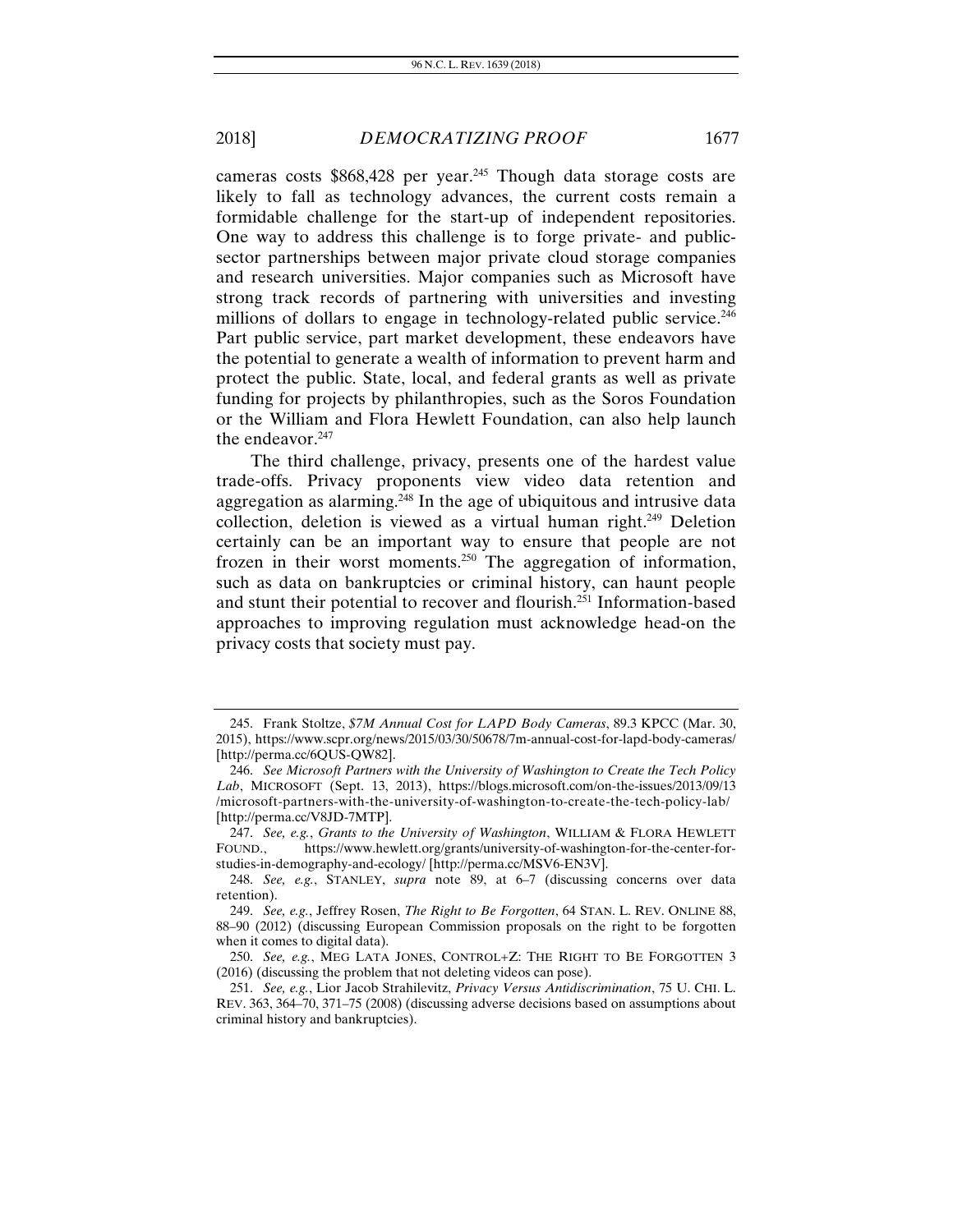cameras costs $868,428 per year.[245] Though data storage costs are likely to fall as technology advances, the current costs remain a formidable challenge for the start-up of independent repositories. One way to address this challenge is to forge private- and public-sector partnerships between major private cloud storage companies and research universities. Major companies such as Microsoft have strong track records of partnering with universities and investing millions of dollars to engage in technology-related public service.[246] Part public service, part market development, these endeavors have the potential to generate a wealth of information to prevent harm and protect the public. State, local, and federal grants as well as private funding for projects by philanthropies, such as the Soros Foundation or the William and Flora Hewlett Foundation, can also help launch the endeavor.[247]

The third challenge, privacy, presents one of the hardest value trade-offs. Privacy proponents view video data retention and aggregation as alarming.[248] In the age of ubiquitous and intrusive data collection, deletion is viewed as a virtual human right.[249] Deletion certainly can be an important way to ensure that people are not frozen in their worst moments.[250] The aggregation of information, such as data on bankruptcies or criminal history, can haunt people and stunt their potential to recover and flourish.[251] Information-based approaches to improving regulation must acknowledge head-on the privacy costs that society must pay.

---

245. Frank Stoltze, *$7M Annual Cost for LAPD Body Cameras*, 89.3 KPCC (Mar. 30, 2015), https://www.scpr.org/news/2015/03/30/50678/7m-annual-cost-for-lapd-body-cameras/ [http://perma.cc/6QUS-QW82].

246. *See Microsoft Partners with the University of Washington to Create the Tech Policy Lab*, MICROSOFT (Sept. 13, 2013), https://blogs.microsoft.com/on-the-issues/2013/09/13/microsoft-partners-with-the-university-of-washington-to-create-the-tech-policy-lab/ [http://perma.cc/V8JD-7MTP].

247. *See, e.g.*, *Grants to the University of Washington*, WILLIAM & FLORA HEWLETT FOUND., https://www.hewlett.org/grants/university-of-washington-for-the-center-for-studies-in-demography-and-ecology/ [http://perma.cc/MSV6-EN3V].

248. *See, e.g.*, STANLEY, *supra* note 89, at 6–7 (discussing concerns over data retention).

249. *See, e.g.*, Jeffrey Rosen, *The Right to Be Forgotten*, 64 STAN. L. REV. ONLINE 88, 88–90 (2012) (discussing European Commission proposals on the right to be forgotten when it comes to digital data).

250. *See, e.g.*, MEG LATA JONES, CONTROL+Z: THE RIGHT TO BE FORGOTTEN 3 (2016) (discussing the problem that not deleting videos can pose).

251. *See, e.g.*, Lior Jacob Strahilevitz, *Privacy Versus Antidiscrimination*, 75 U. CHI. L. REV. 363, 364–70, 371–75 (2008) (discussing adverse decisions based on assumptions about criminal history and bankruptcies).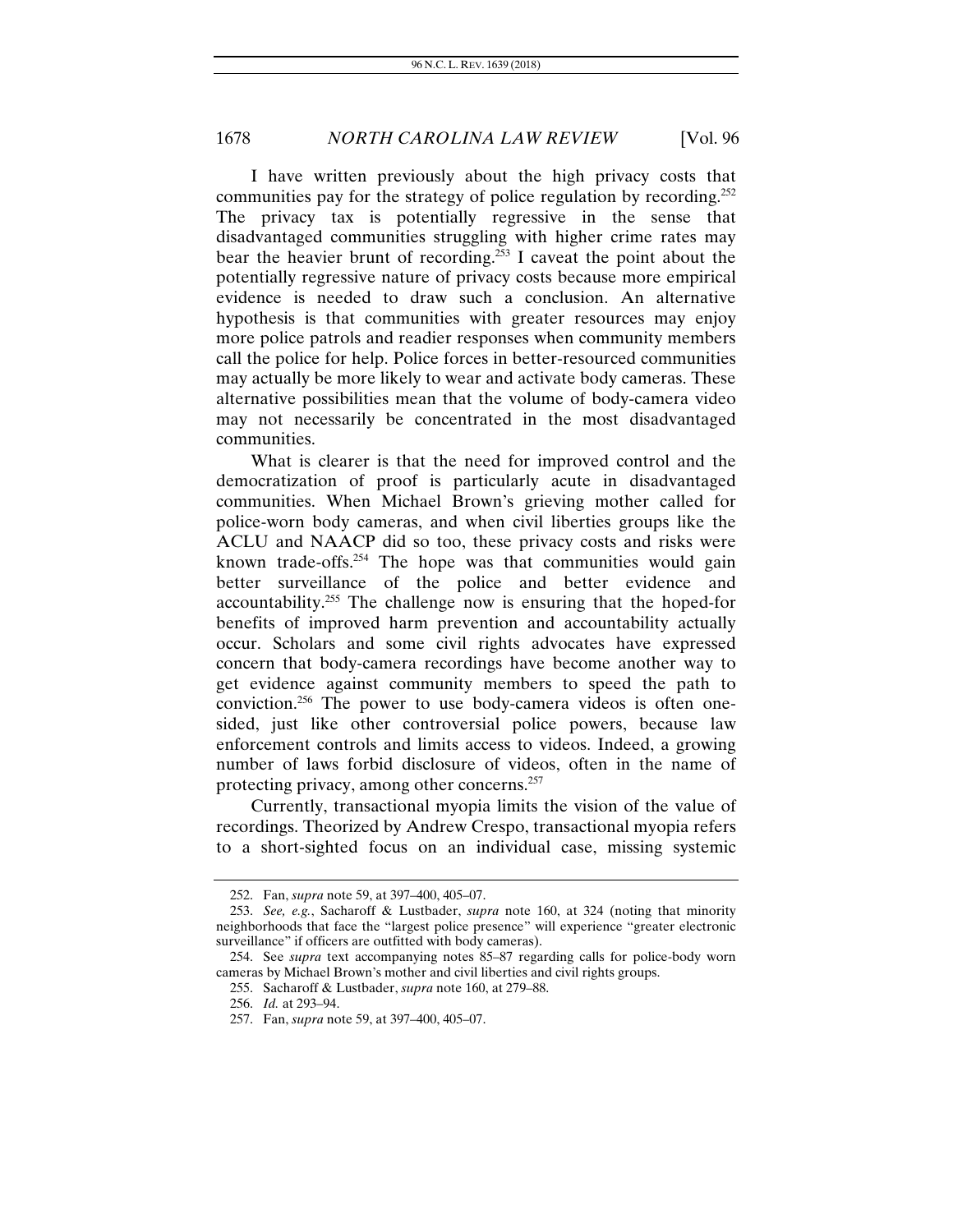I have written previously about the high privacy costs that communities pay for the strategy of police regulation by recording.[252] The privacy tax is potentially regressive in the sense that disadvantaged communities struggling with higher crime rates may bear the heavier brunt of recording.[253] I caveat the point about the potentially regressive nature of privacy costs because more empirical evidence is needed to draw such a conclusion. An alternative hypothesis is that communities with greater resources may enjoy more police patrols and readier responses when community members call the police for help. Police forces in better-resourced communities may actually be more likely to wear and activate body cameras. These alternative possibilities mean that the volume of body-camera video may not necessarily be concentrated in the most disadvantaged communities.

What is clearer is that the need for improved control and the democratization of proof is particularly acute in disadvantaged communities. When Michael Brown's grieving mother called for police-worn body cameras, and when civil liberties groups like the ACLU and NAACP did so too, these privacy costs and risks were known trade-offs.[254] The hope was that communities would gain better surveillance of the police and better evidence and accountability.[255] The challenge now is ensuring that the hoped-for benefits of improved harm prevention and accountability actually occur. Scholars and some civil rights advocates have expressed concern that body-camera recordings have become another way to get evidence against community members to speed the path to conviction.[256] The power to use body-camera videos is often one-sided, just like other controversial police powers, because law enforcement controls and limits access to videos. Indeed, a growing number of laws forbid disclosure of videos, often in the name of protecting privacy, among other concerns.[257]

Currently, transactional myopia limits the vision of the value of recordings. Theorized by Andrew Crespo, transactional myopia refers to a short-sighted focus on an individual case, missing systemic

---

252. Fan, *supra* note 59, at 397–400, 405–07.

253. *See, e.g.*, Sacharoff & Lustbader, *supra* note 160, at 324 (noting that minority neighborhoods that face the "largest police presence" will experience "greater electronic surveillance" if officers are outfitted with body cameras).

254. See *supra* text accompanying notes 85–87 regarding calls for police-body worn cameras by Michael Brown's mother and civil liberties and civil rights groups.

255. Sacharoff & Lustbader, *supra* note 160, at 279–88.

256. *Id.* at 293–94.

257. Fan, *supra* note 59, at 397–400, 405–07.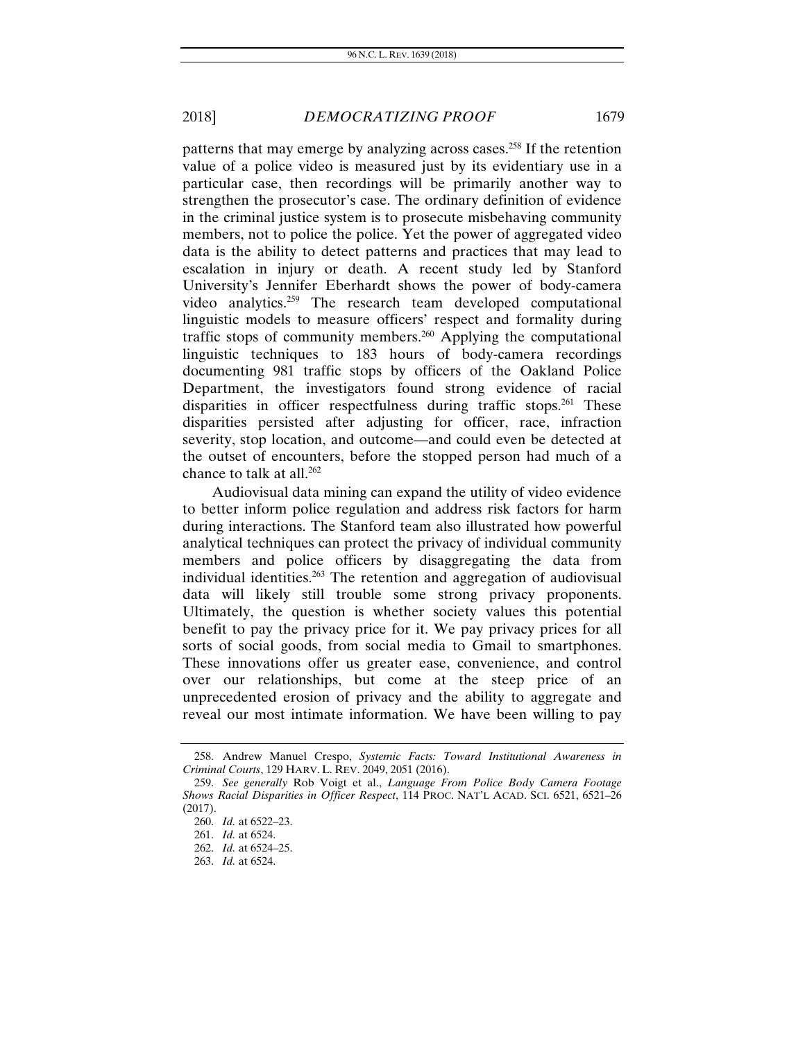patterns that may emerge by analyzing across cases.[258] If the retention value of a police video is measured just by its evidentiary use in a particular case, then recordings will be primarily another way to strengthen the prosecutor's case. The ordinary definition of evidence in the criminal justice system is to prosecute misbehaving community members, not to police the police. Yet the power of aggregated video data is the ability to detect patterns and practices that may lead to escalation in injury or death. A recent study led by Stanford University's Jennifer Eberhardt shows the power of body-camera video analytics.[259] The research team developed computational linguistic models to measure officers' respect and formality during traffic stops of community members.[260] Applying the computational linguistic techniques to 183 hours of body-camera recordings documenting 981 traffic stops by officers of the Oakland Police Department, the investigators found strong evidence of racial disparities in officer respectfulness during traffic stops.[261] These disparities persisted after adjusting for officer, race, infraction severity, stop location, and outcome—and could even be detected at the outset of encounters, before the stopped person had much of a chance to talk at all.[262]

Audiovisual data mining can expand the utility of video evidence to better inform police regulation and address risk factors for harm during interactions. The Stanford team also illustrated how powerful analytical techniques can protect the privacy of individual community members and police officers by disaggregating the data from individual identities.[263] The retention and aggregation of audiovisual data will likely still trouble some strong privacy proponents. Ultimately, the question is whether society values this potential benefit to pay the privacy price for it. We pay privacy prices for all sorts of social goods, from social media to Gmail to smartphones. These innovations offer us greater ease, convenience, and control over our relationships, but come at the steep price of an unprecedented erosion of privacy and the ability to aggregate and reveal our most intimate information. We have been willing to pay

---

258. Andrew Manuel Crespo, *Systemic Facts: Toward Institutional Awareness in Criminal Courts*, 129 HARV. L. REV. 2049, 2051 (2016).

259. *See generally* Rob Voigt et al., *Language From Police Body Camera Footage Shows Racial Disparities in Officer Respect*, 114 PROC. NAT'L ACAD. SCI. 6521, 6521–26 (2017).

260. *Id.* at 6522–23.

261. *Id.* at 6524.

262. *Id.* at 6524–25.

263. *Id.* at 6524.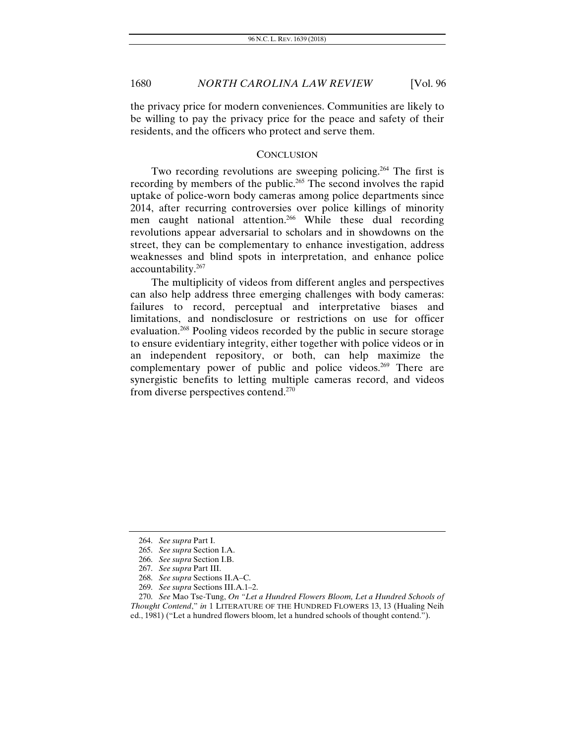the privacy price for modern conveniences. Communities are likely to be willing to pay the privacy price for the peace and safety of their residents, and the officers who protect and serve them.

## CONCLUSION

Two recording revolutions are sweeping policing.[264] The first is recording by members of the public.[265] The second involves the rapid uptake of police-worn body cameras among police departments since 2014, after recurring controversies over police killings of minority men caught national attention.[266] While these dual recording revolutions appear adversarial to scholars and in showdowns on the street, they can be complementary to enhance investigation, address weaknesses and blind spots in interpretation, and enhance police accountability.[267]

The multiplicity of videos from different angles and perspectives can also help address three emerging challenges with body cameras: failures to record, perceptual and interpretative biases and limitations, and nondisclosure or restrictions on use for officer evaluation.[268] Pooling videos recorded by the public in secure storage to ensure evidentiary integrity, either together with police videos or in an independent repository, or both, can help maximize the complementary power of public and police videos.[269] There are synergistic benefits to letting multiple cameras record, and videos from diverse perspectives contend.[270]

---

264. *See supra* Part I.

265. *See supra* Section I.A.

266. *See supra* Section I.B.

267. *See supra* Part III.

268. *See supra* Sections II.A–C.

269. *See supra* Sections III.A.1–2.

270. *See* Mao Tse-Tung, *On "Let a Hundred Flowers Bloom, Let a Hundred Schools of Thought Contend*," *in* 1 LITERATURE OF THE HUNDRED FLOWERS 13, 13 (Hualing Neih ed., 1981) ("Let a hundred flowers bloom, let a hundred schools of thought contend.").